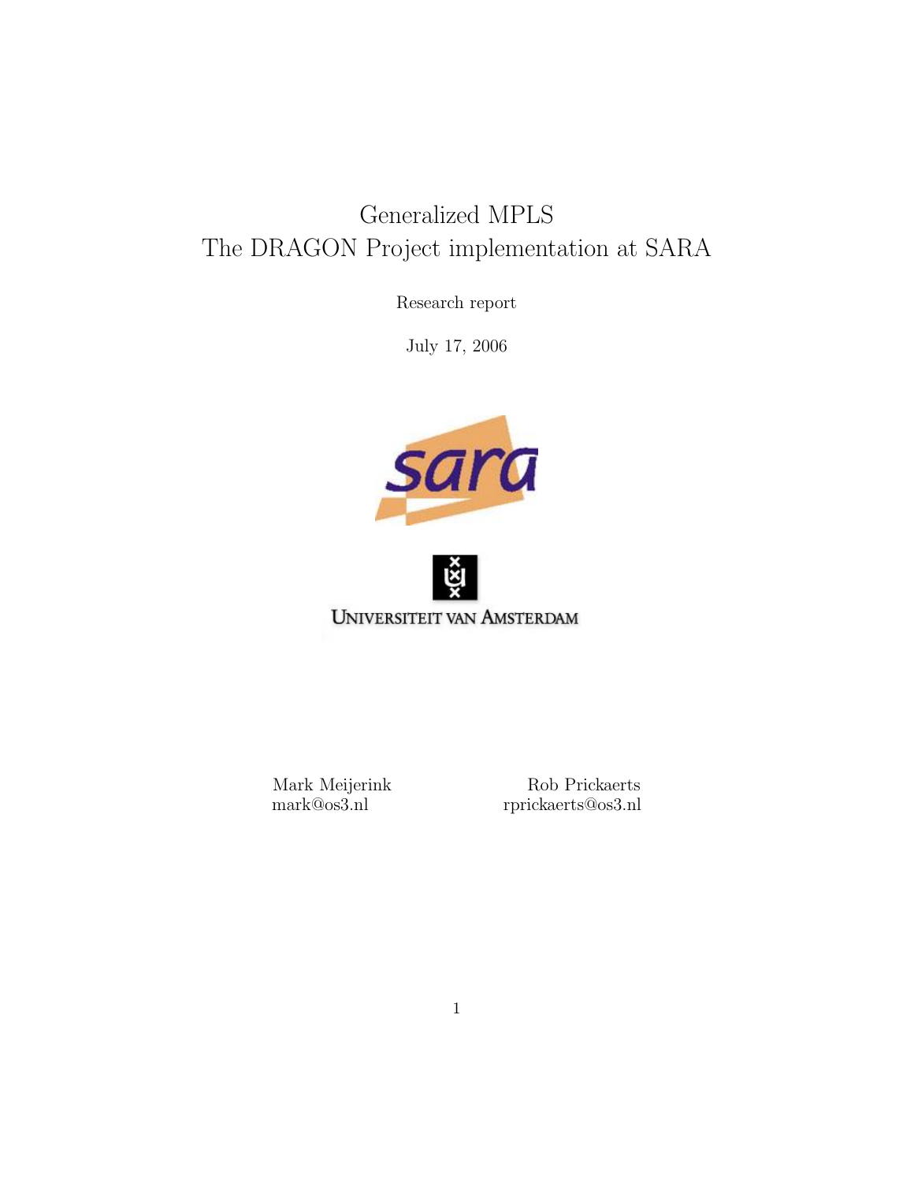# Generalized MPLS
# The DRAGON Project implementation at SARA

Research report

July 17, 2006

UNIVERSITEIT VAN AMSTERDAM

Mark Meijerink
mark@os3.nl

Rob Prickaerts
rprickaerts@os3.nl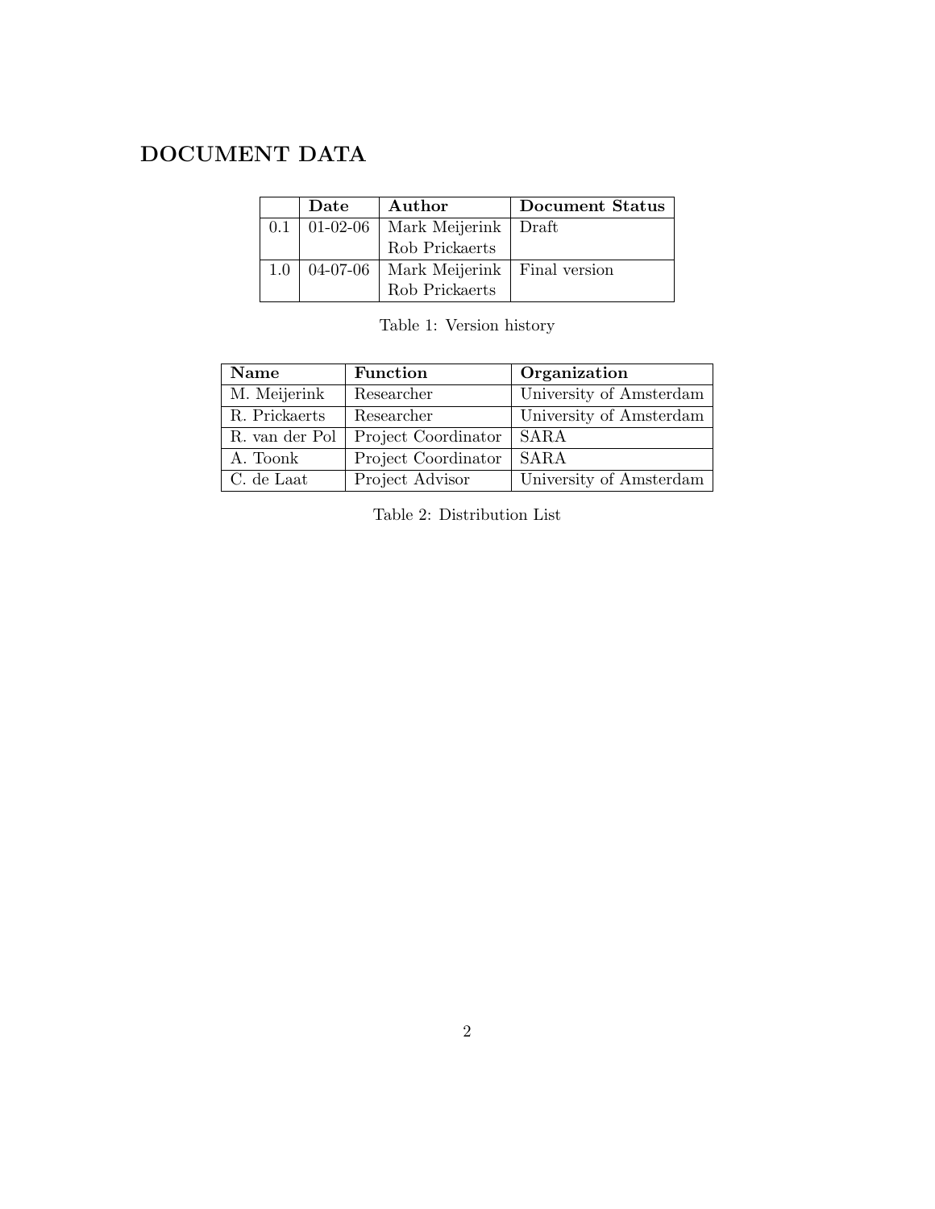# DOCUMENT DATA

| | Date | Author | Document Status |
|---|---|---|---|
| 0.1 | 01-02-06 | Mark Meijerink<br>Rob Prickaerts | Draft |
| 1.0 | 04-07-06 | Mark Meijerink<br>Rob Prickaerts | Final version |

Table 1: Version history

| Name | Function | Organization |
|---|---|---|
| M. Meijerink | Researcher | University of Amsterdam |
| R. Prickaerts | Researcher | University of Amsterdam |
| R. van der Pol | Project Coordinator | SARA |
| A. Toonk | Project Coordinator | SARA |
| C. de Laat | Project Advisor | University of Amsterdam |

Table 2: Distribution List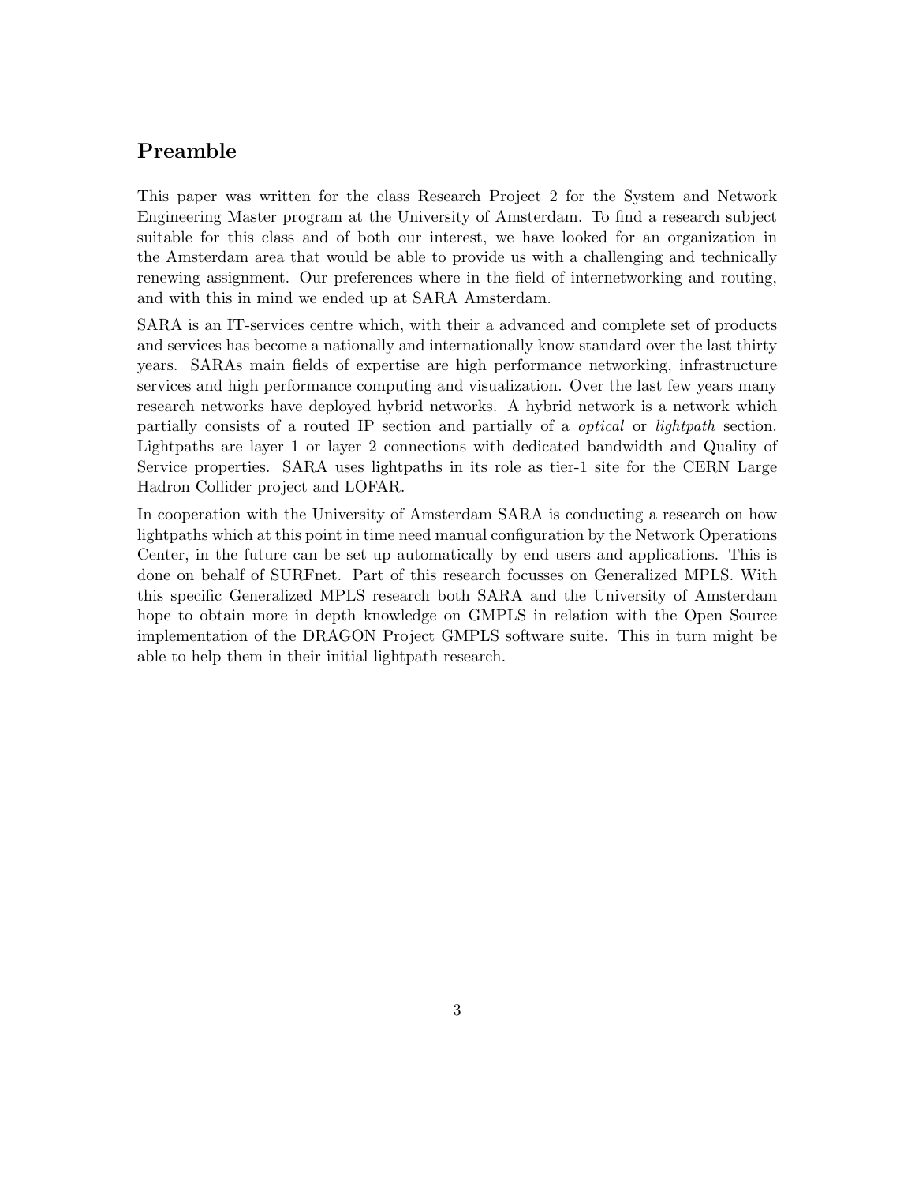## Preamble

This paper was written for the class Research Project 2 for the System and Network Engineering Master program at the University of Amsterdam. To find a research subject suitable for this class and of both our interest, we have looked for an organization in the Amsterdam area that would be able to provide us with a challenging and technically renewing assignment. Our preferences where in the field of internetworking and routing, and with this in mind we ended up at SARA Amsterdam.

SARA is an IT-services centre which, with their a advanced and complete set of products and services has become a nationally and internationally know standard over the last thirty years. SARAs main fields of expertise are high performance networking, infrastructure services and high performance computing and visualization. Over the last few years many research networks have deployed hybrid networks. A hybrid network is a network which partially consists of a routed IP section and partially of a *optical* or *lightpath* section. Lightpaths are layer 1 or layer 2 connections with dedicated bandwidth and Quality of Service properties. SARA uses lightpaths in its role as tier-1 site for the CERN Large Hadron Collider project and LOFAR.

In cooperation with the University of Amsterdam SARA is conducting a research on how lightpaths which at this point in time need manual configuration by the Network Operations Center, in the future can be set up automatically by end users and applications. This is done on behalf of SURFnet. Part of this research focusses on Generalized MPLS. With this specific Generalized MPLS research both SARA and the University of Amsterdam hope to obtain more in depth knowledge on GMPLS in relation with the Open Source implementation of the DRAGON Project GMPLS software suite. This in turn might be able to help them in their initial lightpath research.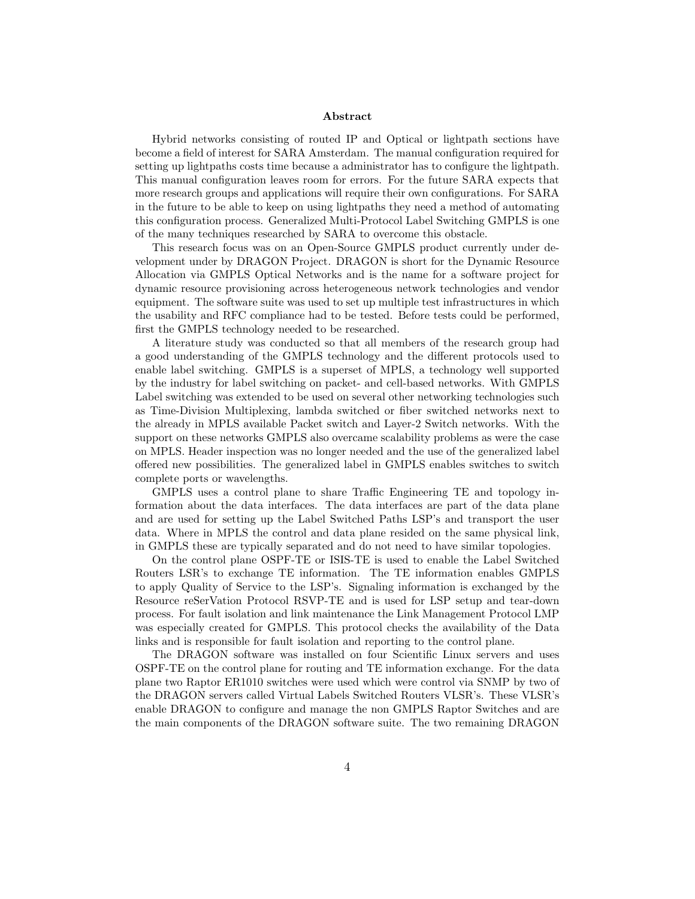## Abstract

Hybrid networks consisting of routed IP and Optical or lightpath sections have become a field of interest for SARA Amsterdam. The manual configuration required for setting up lightpaths costs time because a administrator has to configure the lightpath. This manual configuration leaves room for errors. For the future SARA expects that more research groups and applications will require their own configurations. For SARA in the future to be able to keep on using lightpaths they need a method of automating this configuration process. Generalized Multi-Protocol Label Switching GMPLS is one of the many techniques researched by SARA to overcome this obstacle.

This research focus was on an Open-Source GMPLS product currently under development under by DRAGON Project. DRAGON is short for the Dynamic Resource Allocation via GMPLS Optical Networks and is the name for a software project for dynamic resource provisioning across heterogeneous network technologies and vendor equipment. The software suite was used to set up multiple test infrastructures in which the usability and RFC compliance had to be tested. Before tests could be performed, first the GMPLS technology needed to be researched.

A literature study was conducted so that all members of the research group had a good understanding of the GMPLS technology and the different protocols used to enable label switching. GMPLS is a superset of MPLS, a technology well supported by the industry for label switching on packet- and cell-based networks. With GMPLS Label switching was extended to be used on several other networking technologies such as Time-Division Multiplexing, lambda switched or fiber switched networks next to the already in MPLS available Packet switch and Layer-2 Switch networks. With the support on these networks GMPLS also overcame scalability problems as were the case on MPLS. Header inspection was no longer needed and the use of the generalized label offered new possibilities. The generalized label in GMPLS enables switches to switch complete ports or wavelengths.

GMPLS uses a control plane to share Traffic Engineering TE and topology information about the data interfaces. The data interfaces are part of the data plane and are used for setting up the Label Switched Paths LSP's and transport the user data. Where in MPLS the control and data plane resided on the same physical link, in GMPLS these are typically separated and do not need to have similar topologies.

On the control plane OSPF-TE or ISIS-TE is used to enable the Label Switched Routers LSR's to exchange TE information. The TE information enables GMPLS to apply Quality of Service to the LSP's. Signaling information is exchanged by the Resource reSerVation Protocol RSVP-TE and is used for LSP setup and tear-down process. For fault isolation and link maintenance the Link Management Protocol LMP was especially created for GMPLS. This protocol checks the availability of the Data links and is responsible for fault isolation and reporting to the control plane.

The DRAGON software was installed on four Scientific Linux servers and uses OSPF-TE on the control plane for routing and TE information exchange. For the data plane two Raptor ER1010 switches were used which were control via SNMP by two of the DRAGON servers called Virtual Labels Switched Routers VLSR's. These VLSR's enable DRAGON to configure and manage the non GMPLS Raptor Switches and are the main components of the DRAGON software suite. The two remaining DRAGON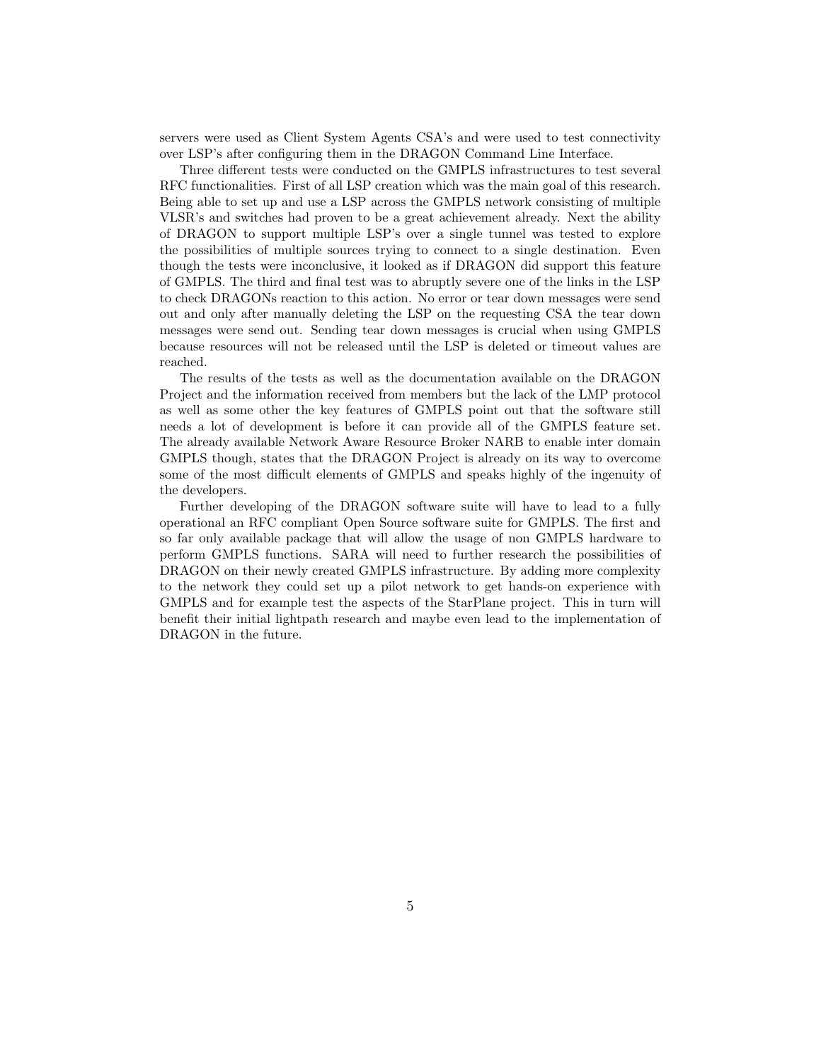servers were used as Client System Agents CSA's and were used to test connectivity over LSP's after configuring them in the DRAGON Command Line Interface.

Three different tests were conducted on the GMPLS infrastructures to test several RFC functionalities. First of all LSP creation which was the main goal of this research. Being able to set up and use a LSP across the GMPLS network consisting of multiple VLSR's and switches had proven to be a great achievement already. Next the ability of DRAGON to support multiple LSP's over a single tunnel was tested to explore the possibilities of multiple sources trying to connect to a single destination. Even though the tests were inconclusive, it looked as if DRAGON did support this feature of GMPLS. The third and final test was to abruptly severe one of the links in the LSP to check DRAGONs reaction to this action. No error or tear down messages were send out and only after manually deleting the LSP on the requesting CSA the tear down messages were send out. Sending tear down messages is crucial when using GMPLS because resources will not be released until the LSP is deleted or timeout values are reached.

The results of the tests as well as the documentation available on the DRAGON Project and the information received from members but the lack of the LMP protocol as well as some other the key features of GMPLS point out that the software still needs a lot of development is before it can provide all of the GMPLS feature set. The already available Network Aware Resource Broker NARB to enable inter domain GMPLS though, states that the DRAGON Project is already on its way to overcome some of the most difficult elements of GMPLS and speaks highly of the ingenuity of the developers.

Further developing of the DRAGON software suite will have to lead to a fully operational an RFC compliant Open Source software suite for GMPLS. The first and so far only available package that will allow the usage of non GMPLS hardware to perform GMPLS functions. SARA will need to further research the possibilities of DRAGON on their newly created GMPLS infrastructure. By adding more complexity to the network they could set up a pilot network to get hands-on experience with GMPLS and for example test the aspects of the StarPlane project. This in turn will benefit their initial lightpath research and maybe even lead to the implementation of DRAGON in the future.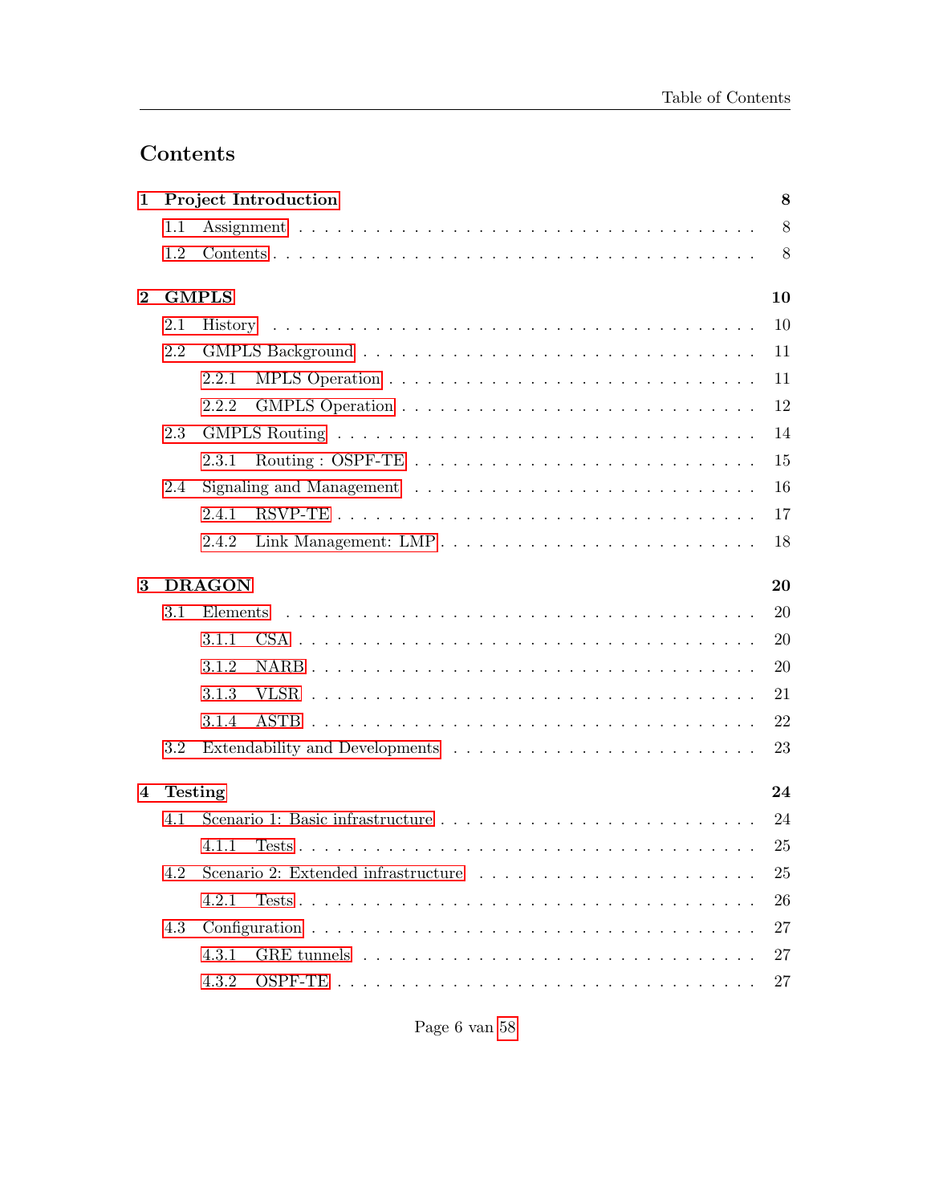# Contents

**1 Project Introduction** **8**

- 1.1 Assignment . . . 8
- 1.2 Contents . . . 8

**2 GMPLS** **10**

- 2.1 History . . . 10
- 2.2 GMPLS Background . . . 11
  - 2.2.1 MPLS Operation . . . 11
  - 2.2.2 GMPLS Operation . . . 12
- 2.3 GMPLS Routing . . . 14
  - 2.3.1 Routing : OSPF-TE . . . 15
- 2.4 Signaling and Management . . . 16
  - 2.4.1 RSVP-TE . . . 17
  - 2.4.2 Link Management: LMP . . . 18

**3 DRAGON** **20**

- 3.1 Elements . . . 20
  - 3.1.1 CSA . . . 20
  - 3.1.2 NARB . . . 20
  - 3.1.3 VLSR . . . 21
  - 3.1.4 ASTB . . . 22
- 3.2 Extendability and Developments . . . 23

**4 Testing** **24**

- 4.1 Scenario 1: Basic infrastructure . . . 24
  - 4.1.1 Tests . . . 25
- 4.2 Scenario 2: Extended infrastructure . . . 25
  - 4.2.1 Tests . . . 26
- 4.3 Configuration . . . 27
  - 4.3.1 GRE tunnels . . . 27
  - 4.3.2 OSPF-TE . . . 27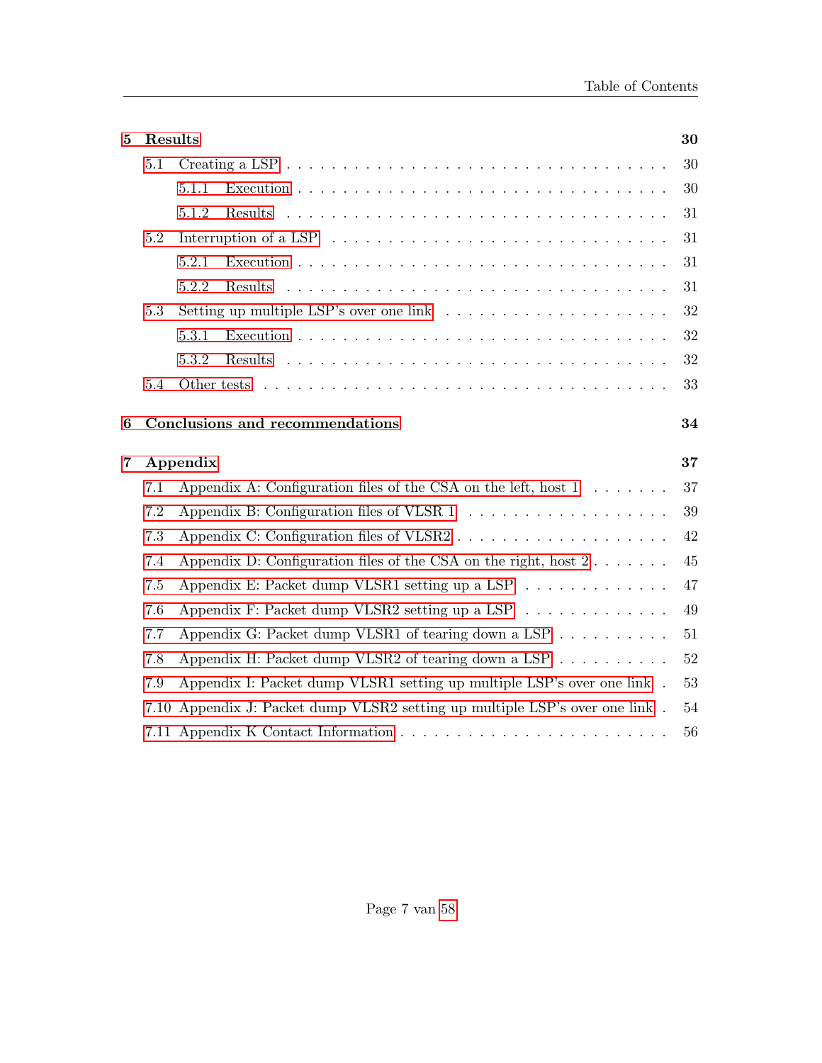**5 Results** 30

- 5.1 Creating a LSP . . . . . . . . . . . . . . . . . . . . . . . . . . . . . . . . . 30
  - 5.1.1 Execution . . . . . . . . . . . . . . . . . . . . . . . . . . . . . . . 30
  - 5.1.2 Results . . . . . . . . . . . . . . . . . . . . . . . . . . . . . . . . 31
- 5.2 Interruption of a LSP . . . . . . . . . . . . . . . . . . . . . . . . . . . . 31
  - 5.2.1 Execution . . . . . . . . . . . . . . . . . . . . . . . . . . . . . . . 31
  - 5.2.2 Results . . . . . . . . . . . . . . . . . . . . . . . . . . . . . . . . 31
- 5.3 Setting up multiple LSP's over one link . . . . . . . . . . . . . . . . . . . 32
  - 5.3.1 Execution . . . . . . . . . . . . . . . . . . . . . . . . . . . . . . . 32
  - 5.3.2 Results . . . . . . . . . . . . . . . . . . . . . . . . . . . . . . . . 32
- 5.4 Other tests . . . . . . . . . . . . . . . . . . . . . . . . . . . . . . . . . 33

**6 Conclusions and recommendations** 34

**7 Appendix** 37

- 7.1 Appendix A: Configuration files of the CSA on the left, host 1 . . . . . . . 37
- 7.2 Appendix B: Configuration files of VLSR 1 . . . . . . . . . . . . . . . . . . 39
- 7.3 Appendix C: Configuration files of VLSR2 . . . . . . . . . . . . . . . . . . . 42
- 7.4 Appendix D: Configuration files of the CSA on the right, host 2 . . . . . . . 45
- 7.5 Appendix E: Packet dump VLSR1 setting up a LSP . . . . . . . . . . . . . . 47
- 7.6 Appendix F: Packet dump VLSR2 setting up a LSP . . . . . . . . . . . . . . 49
- 7.7 Appendix G: Packet dump VLSR1 of tearing down a LSP . . . . . . . . . . . 51
- 7.8 Appendix H: Packet dump VLSR2 of tearing down a LSP . . . . . . . . . . . 52
- 7.9 Appendix I: Packet dump VLSR1 setting up multiple LSP's over one link . 53
- 7.10 Appendix J: Packet dump VLSR2 setting up multiple LSP's over one link . 54
- 7.11 Appendix K Contact Information . . . . . . . . . . . . . . . . . . . . . . . 56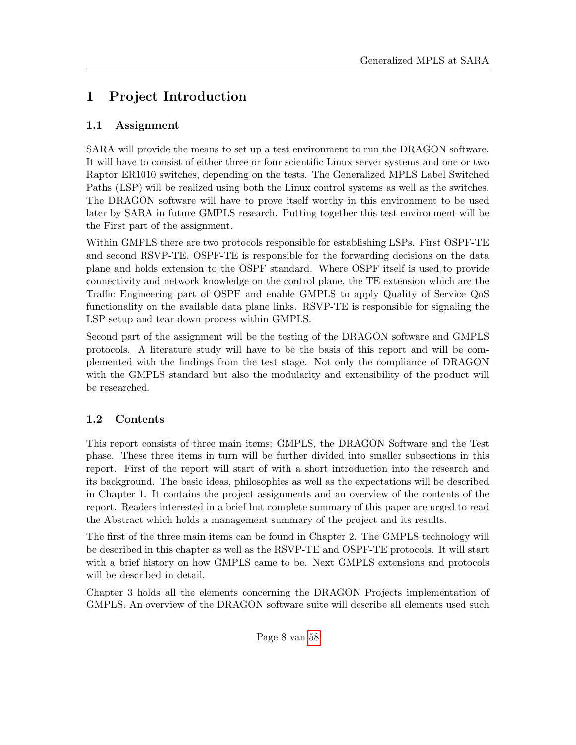# 1 Project Introduction

## 1.1 Assignment

SARA will provide the means to set up a test environment to run the DRAGON software. It will have to consist of either three or four scientific Linux server systems and one or two Raptor ER1010 switches, depending on the tests. The Generalized MPLS Label Switched Paths (LSP) will be realized using both the Linux control systems as well as the switches. The DRAGON software will have to prove itself worthy in this environment to be used later by SARA in future GMPLS research. Putting together this test environment will be the First part of the assignment.

Within GMPLS there are two protocols responsible for establishing LSPs. First OSPF-TE and second RSVP-TE. OSPF-TE is responsible for the forwarding decisions on the data plane and holds extension to the OSPF standard. Where OSPF itself is used to provide connectivity and network knowledge on the control plane, the TE extension which are the Traffic Engineering part of OSPF and enable GMPLS to apply Quality of Service QoS functionality on the available data plane links. RSVP-TE is responsible for signaling the LSP setup and tear-down process within GMPLS.

Second part of the assignment will be the testing of the DRAGON software and GMPLS protocols. A literature study will have to be the basis of this report and will be complemented with the findings from the test stage. Not only the compliance of DRAGON with the GMPLS standard but also the modularity and extensibility of the product will be researched.

## 1.2 Contents

This report consists of three main items; GMPLS, the DRAGON Software and the Test phase. These three items in turn will be further divided into smaller subsections in this report. First of the report will start of with a short introduction into the research and its background. The basic ideas, philosophies as well as the expectations will be described in Chapter 1. It contains the project assignments and an overview of the contents of the report. Readers interested in a brief but complete summary of this paper are urged to read the Abstract which holds a management summary of the project and its results.

The first of the three main items can be found in Chapter 2. The GMPLS technology will be described in this chapter as well as the RSVP-TE and OSPF-TE protocols. It will start with a brief history on how GMPLS came to be. Next GMPLS extensions and protocols will be described in detail.

Chapter 3 holds all the elements concerning the DRAGON Projects implementation of GMPLS. An overview of the DRAGON software suite will describe all elements used such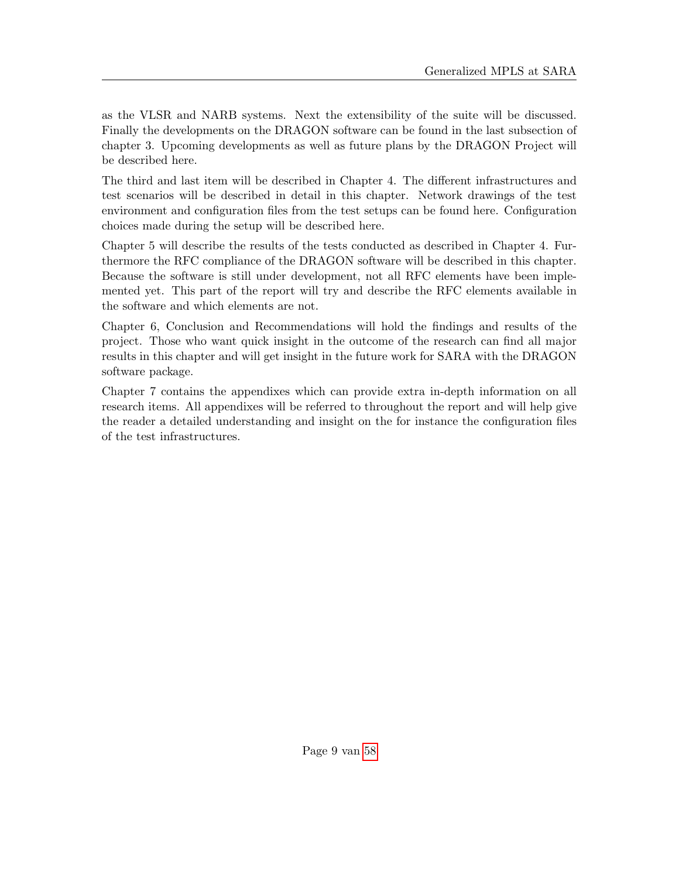as the VLSR and NARB systems. Next the extensibility of the suite will be discussed. Finally the developments on the DRAGON software can be found in the last subsection of chapter 3. Upcoming developments as well as future plans by the DRAGON Project will be described here.

The third and last item will be described in Chapter 4. The different infrastructures and test scenarios will be described in detail in this chapter. Network drawings of the test environment and configuration files from the test setups can be found here. Configuration choices made during the setup will be described here.

Chapter 5 will describe the results of the tests conducted as described in Chapter 4. Furthermore the RFC compliance of the DRAGON software will be described in this chapter. Because the software is still under development, not all RFC elements have been implemented yet. This part of the report will try and describe the RFC elements available in the software and which elements are not.

Chapter 6, Conclusion and Recommendations will hold the findings and results of the project. Those who want quick insight in the outcome of the research can find all major results in this chapter and will get insight in the future work for SARA with the DRAGON software package.

Chapter 7 contains the appendixes which can provide extra in-depth information on all research items. All appendixes will be referred to throughout the report and will help give the reader a detailed understanding and insight on the for instance the configuration files of the test infrastructures.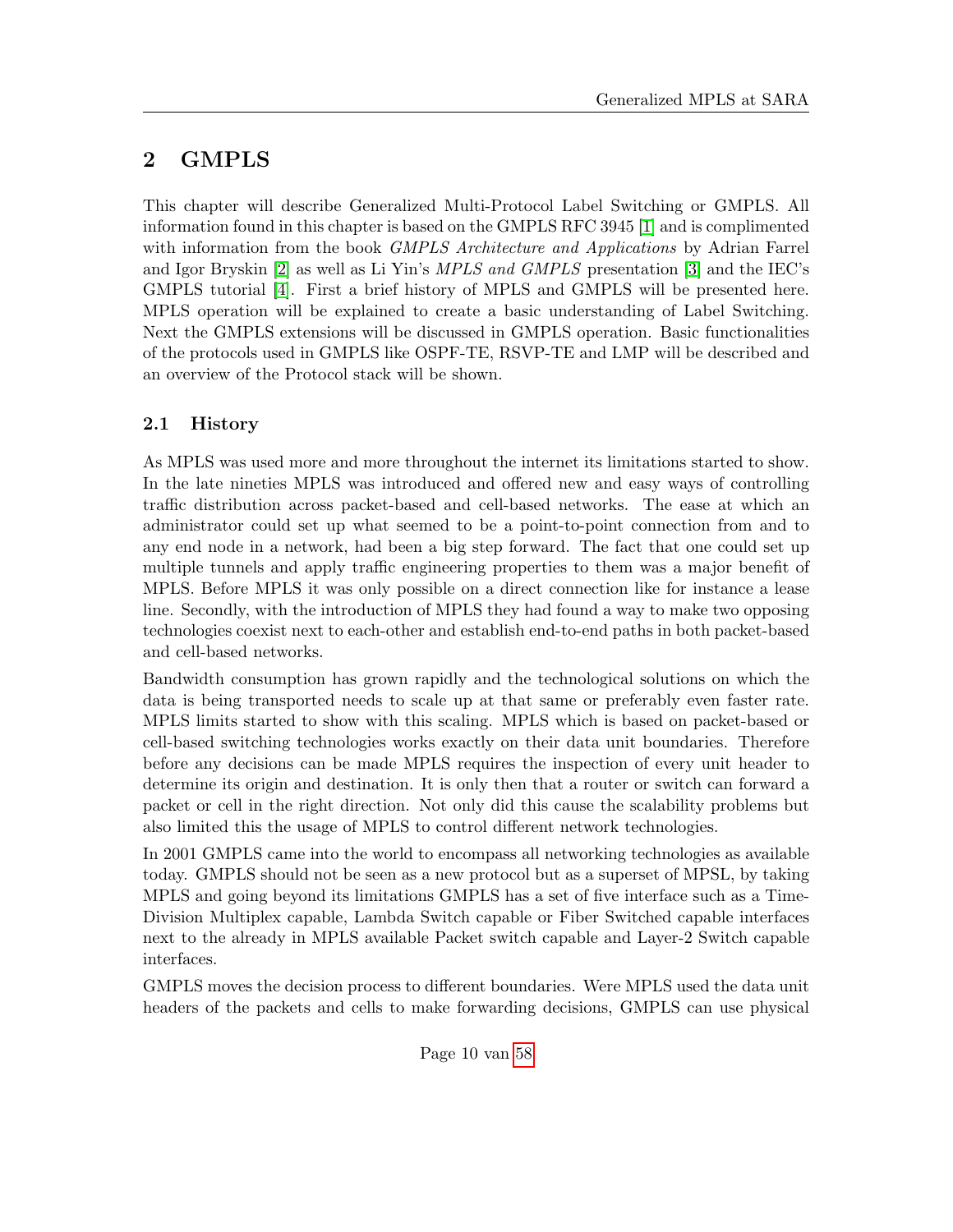# 2 GMPLS

This chapter will describe Generalized Multi-Protocol Label Switching or GMPLS. All information found in this chapter is based on the GMPLS RFC 3945 [1] and is complimented with information from the book *GMPLS Architecture and Applications* by Adrian Farrel and Igor Bryskin [2] as well as Li Yin's *MPLS and GMPLS* presentation [3] and the IEC's GMPLS tutorial [4]. First a brief history of MPLS and GMPLS will be presented here. MPLS operation will be explained to create a basic understanding of Label Switching. Next the GMPLS extensions will be discussed in GMPLS operation. Basic functionalities of the protocols used in GMPLS like OSPF-TE, RSVP-TE and LMP will be described and an overview of the Protocol stack will be shown.

## 2.1 History

As MPLS was used more and more throughout the internet its limitations started to show. In the late nineties MPLS was introduced and offered new and easy ways of controlling traffic distribution across packet-based and cell-based networks. The ease at which an administrator could set up what seemed to be a point-to-point connection from and to any end node in a network, had been a big step forward. The fact that one could set up multiple tunnels and apply traffic engineering properties to them was a major benefit of MPLS. Before MPLS it was only possible on a direct connection like for instance a lease line. Secondly, with the introduction of MPLS they had found a way to make two opposing technologies coexist next to each-other and establish end-to-end paths in both packet-based and cell-based networks.

Bandwidth consumption has grown rapidly and the technological solutions on which the data is being transported needs to scale up at that same or preferably even faster rate. MPLS limits started to show with this scaling. MPLS which is based on packet-based or cell-based switching technologies works exactly on their data unit boundaries. Therefore before any decisions can be made MPLS requires the inspection of every unit header to determine its origin and destination. It is only then that a router or switch can forward a packet or cell in the right direction. Not only did this cause the scalability problems but also limited this the usage of MPLS to control different network technologies.

In 2001 GMPLS came into the world to encompass all networking technologies as available today. GMPLS should not be seen as a new protocol but as a superset of MPSL, by taking MPLS and going beyond its limitations GMPLS has a set of five interface such as a Time-Division Multiplex capable, Lambda Switch capable or Fiber Switched capable interfaces next to the already in MPLS available Packet switch capable and Layer-2 Switch capable interfaces.

GMPLS moves the decision process to different boundaries. Were MPLS used the data unit headers of the packets and cells to make forwarding decisions, GMPLS can use physical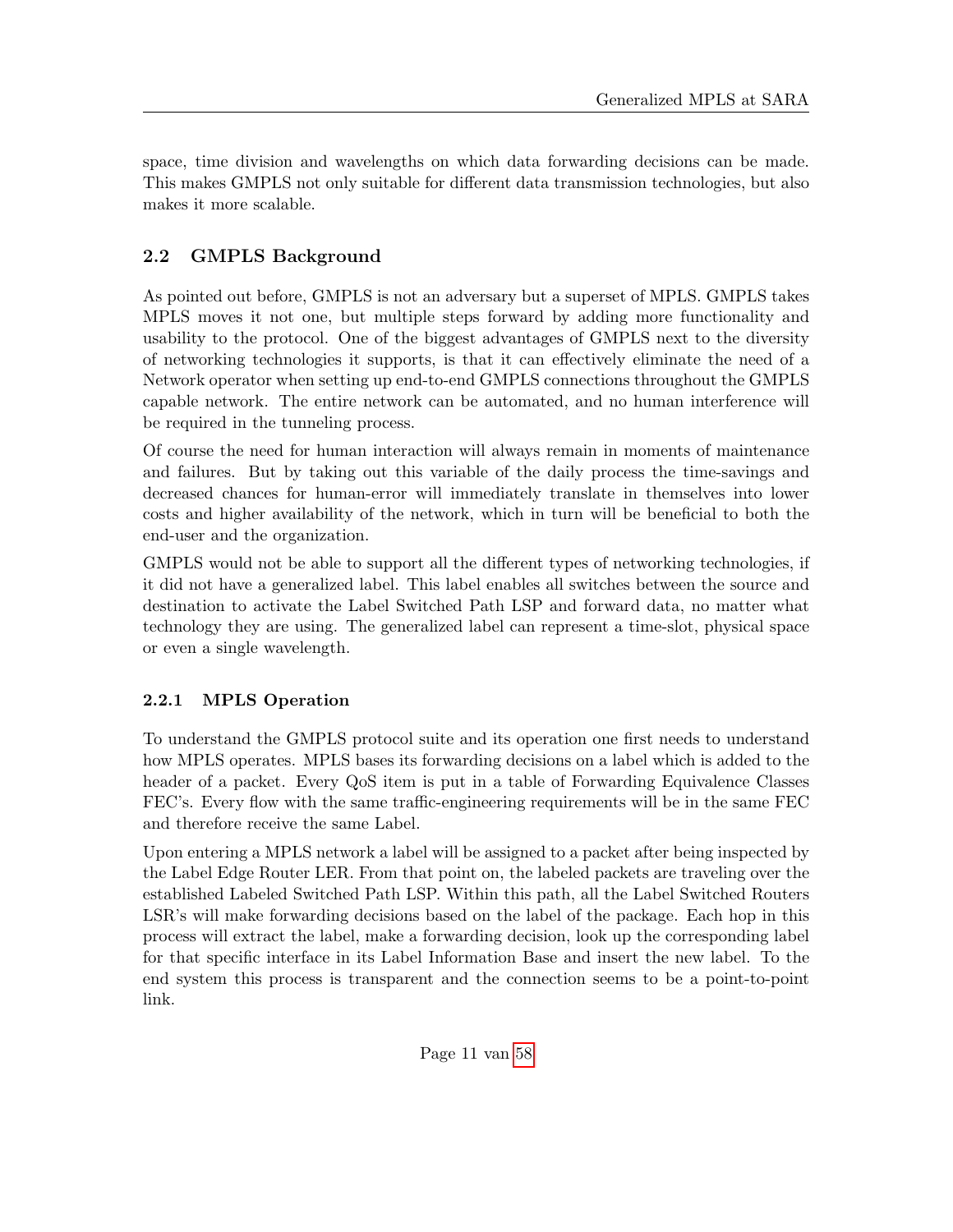space, time division and wavelengths on which data forwarding decisions can be made. This makes GMPLS not only suitable for different data transmission technologies, but also makes it more scalable.

## 2.2 GMPLS Background

As pointed out before, GMPLS is not an adversary but a superset of MPLS. GMPLS takes MPLS moves it not one, but multiple steps forward by adding more functionality and usability to the protocol. One of the biggest advantages of GMPLS next to the diversity of networking technologies it supports, is that it can effectively eliminate the need of a Network operator when setting up end-to-end GMPLS connections throughout the GMPLS capable network. The entire network can be automated, and no human interference will be required in the tunneling process.

Of course the need for human interaction will always remain in moments of maintenance and failures. But by taking out this variable of the daily process the time-savings and decreased chances for human-error will immediately translate in themselves into lower costs and higher availability of the network, which in turn will be beneficial to both the end-user and the organization.

GMPLS would not be able to support all the different types of networking technologies, if it did not have a generalized label. This label enables all switches between the source and destination to activate the Label Switched Path LSP and forward data, no matter what technology they are using. The generalized label can represent a time-slot, physical space or even a single wavelength.

### 2.2.1 MPLS Operation

To understand the GMPLS protocol suite and its operation one first needs to understand how MPLS operates. MPLS bases its forwarding decisions on a label which is added to the header of a packet. Every QoS item is put in a table of Forwarding Equivalence Classes FEC's. Every flow with the same traffic-engineering requirements will be in the same FEC and therefore receive the same Label.

Upon entering a MPLS network a label will be assigned to a packet after being inspected by the Label Edge Router LER. From that point on, the labeled packets are traveling over the established Labeled Switched Path LSP. Within this path, all the Label Switched Routers LSR's will make forwarding decisions based on the label of the package. Each hop in this process will extract the label, make a forwarding decision, look up the corresponding label for that specific interface in its Label Information Base and insert the new label. To the end system this process is transparent and the connection seems to be a point-to-point link.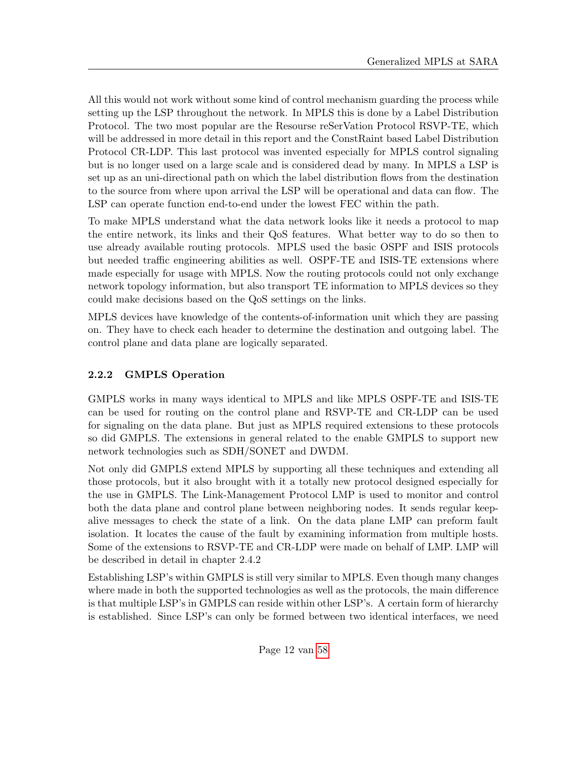All this would not work without some kind of control mechanism guarding the process while setting up the LSP throughout the network. In MPLS this is done by a Label Distribution Protocol. The two most popular are the Resourse reSerVation Protocol RSVP-TE, which will be addressed in more detail in this report and the ConstRaint based Label Distribution Protocol CR-LDP. This last protocol was invented especially for MPLS control signaling but is no longer used on a large scale and is considered dead by many. In MPLS a LSP is set up as an uni-directional path on which the label distribution flows from the destination to the source from where upon arrival the LSP will be operational and data can flow. The LSP can operate function end-to-end under the lowest FEC within the path.

To make MPLS understand what the data network looks like it needs a protocol to map the entire network, its links and their QoS features. What better way to do so then to use already available routing protocols. MPLS used the basic OSPF and ISIS protocols but needed traffic engineering abilities as well. OSPF-TE and ISIS-TE extensions where made especially for usage with MPLS. Now the routing protocols could not only exchange network topology information, but also transport TE information to MPLS devices so they could make decisions based on the QoS settings on the links.

MPLS devices have knowledge of the contents-of-information unit which they are passing on. They have to check each header to determine the destination and outgoing label. The control plane and data plane are logically separated.

### 2.2.2 GMPLS Operation

GMPLS works in many ways identical to MPLS and like MPLS OSPF-TE and ISIS-TE can be used for routing on the control plane and RSVP-TE and CR-LDP can be used for signaling on the data plane. But just as MPLS required extensions to these protocols so did GMPLS. The extensions in general related to the enable GMPLS to support new network technologies such as SDH/SONET and DWDM.

Not only did GMPLS extend MPLS by supporting all these techniques and extending all those protocols, but it also brought with it a totally new protocol designed especially for the use in GMPLS. The Link-Management Protocol LMP is used to monitor and control both the data plane and control plane between neighboring nodes. It sends regular keep-alive messages to check the state of a link. On the data plane LMP can preform fault isolation. It locates the cause of the fault by examining information from multiple hosts. Some of the extensions to RSVP-TE and CR-LDP were made on behalf of LMP. LMP will be described in detail in chapter 2.4.2

Establishing LSP's within GMPLS is still very similar to MPLS. Even though many changes where made in both the supported technologies as well as the protocols, the main difference is that multiple LSP's in GMPLS can reside within other LSP's. A certain form of hierarchy is established. Since LSP's can only be formed between two identical interfaces, we need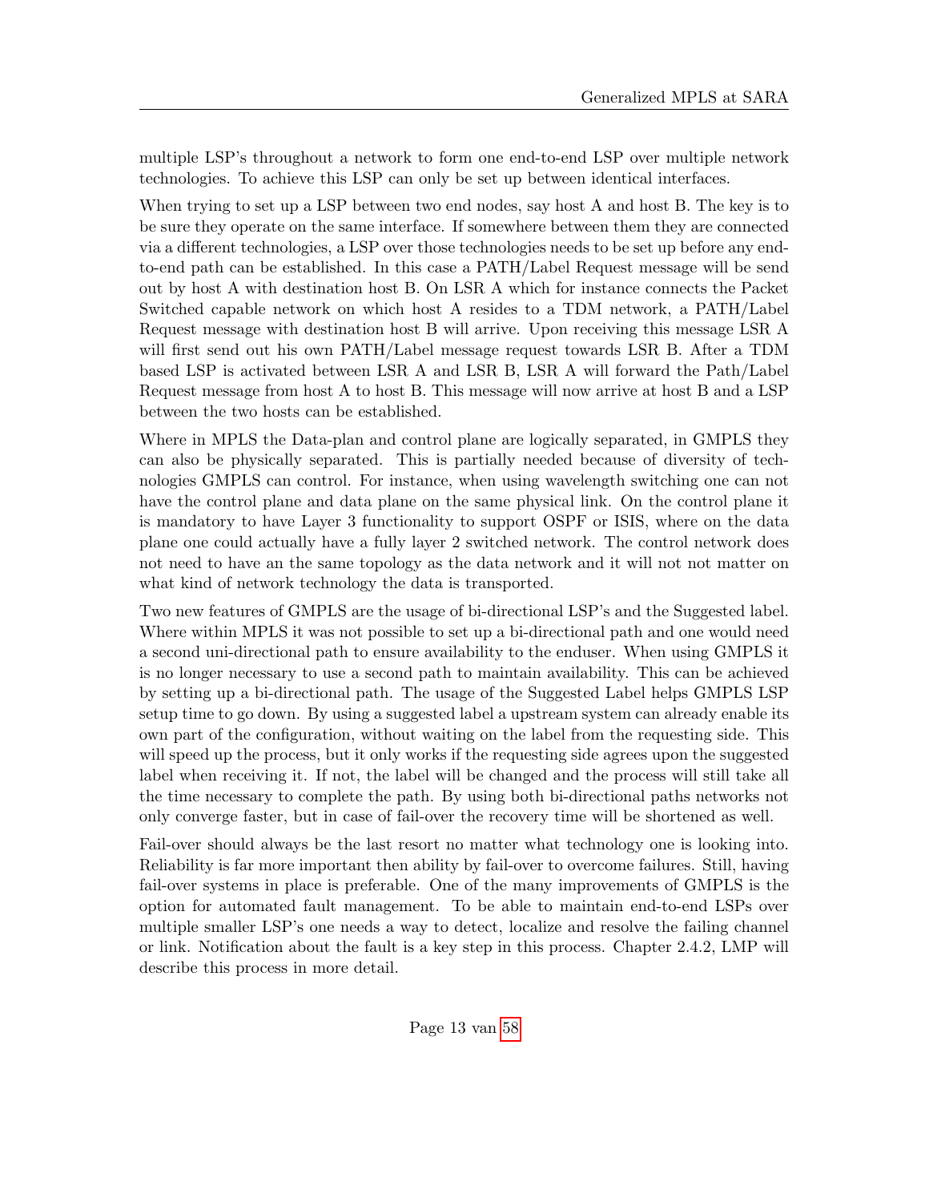multiple LSP's throughout a network to form one end-to-end LSP over multiple network technologies. To achieve this LSP can only be set up between identical interfaces.

When trying to set up a LSP between two end nodes, say host A and host B. The key is to be sure they operate on the same interface. If somewhere between them they are connected via a different technologies, a LSP over those technologies needs to be set up before any end-to-end path can be established. In this case a PATH/Label Request message will be send out by host A with destination host B. On LSR A which for instance connects the Packet Switched capable network on which host A resides to a TDM network, a PATH/Label Request message with destination host B will arrive. Upon receiving this message LSR A will first send out his own PATH/Label message request towards LSR B. After a TDM based LSP is activated between LSR A and LSR B, LSR A will forward the Path/Label Request message from host A to host B. This message will now arrive at host B and a LSP between the two hosts can be established.

Where in MPLS the Data-plan and control plane are logically separated, in GMPLS they can also be physically separated. This is partially needed because of diversity of technologies GMPLS can control. For instance, when using wavelength switching one can not have the control plane and data plane on the same physical link. On the control plane it is mandatory to have Layer 3 functionality to support OSPF or ISIS, where on the data plane one could actually have a fully layer 2 switched network. The control network does not need to have an the same topology as the data network and it will not not matter on what kind of network technology the data is transported.

Two new features of GMPLS are the usage of bi-directional LSP's and the Suggested label. Where within MPLS it was not possible to set up a bi-directional path and one would need a second uni-directional path to ensure availability to the enduser. When using GMPLS it is no longer necessary to use a second path to maintain availability. This can be achieved by setting up a bi-directional path. The usage of the Suggested Label helps GMPLS LSP setup time to go down. By using a suggested label a upstream system can already enable its own part of the configuration, without waiting on the label from the requesting side. This will speed up the process, but it only works if the requesting side agrees upon the suggested label when receiving it. If not, the label will be changed and the process will still take all the time necessary to complete the path. By using both bi-directional paths networks not only converge faster, but in case of fail-over the recovery time will be shortened as well.

Fail-over should always be the last resort no matter what technology one is looking into. Reliability is far more important then ability by fail-over to overcome failures. Still, having fail-over systems in place is preferable. One of the many improvements of GMPLS is the option for automated fault management. To be able to maintain end-to-end LSPs over multiple smaller LSP's one needs a way to detect, localize and resolve the failing channel or link. Notification about the fault is a key step in this process. Chapter 2.4.2, LMP will describe this process in more detail.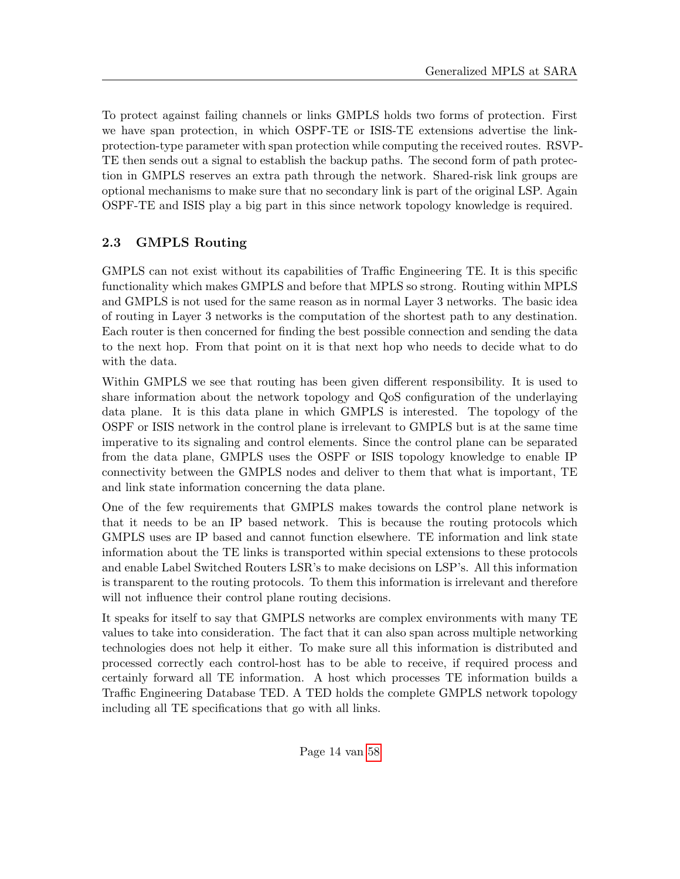To protect against failing channels or links GMPLS holds two forms of protection. First we have span protection, in which OSPF-TE or ISIS-TE extensions advertise the link-protection-type parameter with span protection while computing the received routes. RSVP-TE then sends out a signal to establish the backup paths. The second form of path protection in GMPLS reserves an extra path through the network. Shared-risk link groups are optional mechanisms to make sure that no secondary link is part of the original LSP. Again OSPF-TE and ISIS play a big part in this since network topology knowledge is required.

## 2.3 GMPLS Routing

GMPLS can not exist without its capabilities of Traffic Engineering TE. It is this specific functionality which makes GMPLS and before that MPLS so strong. Routing within MPLS and GMPLS is not used for the same reason as in normal Layer 3 networks. The basic idea of routing in Layer 3 networks is the computation of the shortest path to any destination. Each router is then concerned for finding the best possible connection and sending the data to the next hop. From that point on it is that next hop who needs to decide what to do with the data.

Within GMPLS we see that routing has been given different responsibility. It is used to share information about the network topology and QoS configuration of the underlaying data plane. It is this data plane in which GMPLS is interested. The topology of the OSPF or ISIS network in the control plane is irrelevant to GMPLS but is at the same time imperative to its signaling and control elements. Since the control plane can be separated from the data plane, GMPLS uses the OSPF or ISIS topology knowledge to enable IP connectivity between the GMPLS nodes and deliver to them that what is important, TE and link state information concerning the data plane.

One of the few requirements that GMPLS makes towards the control plane network is that it needs to be an IP based network. This is because the routing protocols which GMPLS uses are IP based and cannot function elsewhere. TE information and link state information about the TE links is transported within special extensions to these protocols and enable Label Switched Routers LSR's to make decisions on LSP's. All this information is transparent to the routing protocols. To them this information is irrelevant and therefore will not influence their control plane routing decisions.

It speaks for itself to say that GMPLS networks are complex environments with many TE values to take into consideration. The fact that it can also span across multiple networking technologies does not help it either. To make sure all this information is distributed and processed correctly each control-host has to be able to receive, if required process and certainly forward all TE information. A host which processes TE information builds a Traffic Engineering Database TED. A TED holds the complete GMPLS network topology including all TE specifications that go with all links.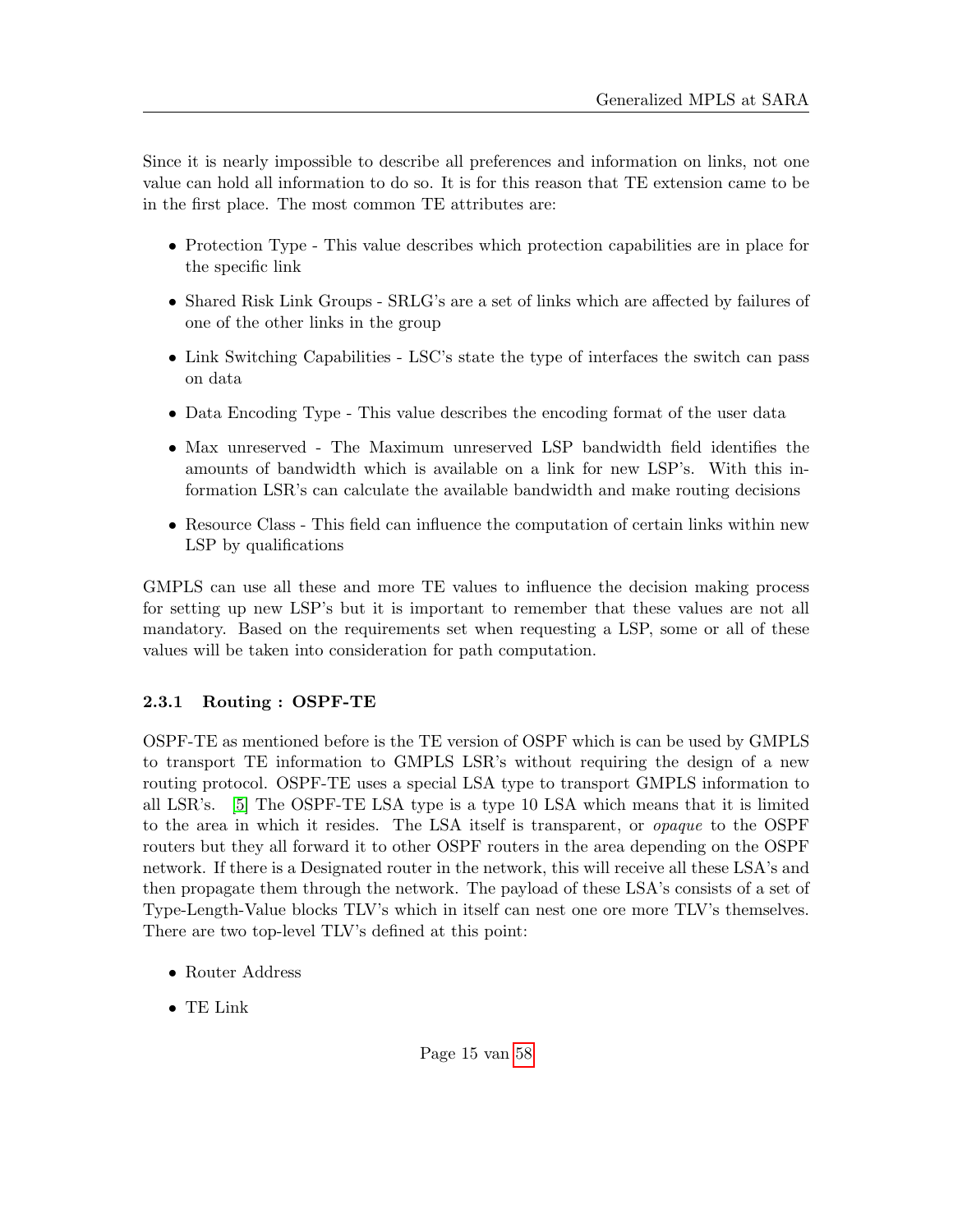Since it is nearly impossible to describe all preferences and information on links, not one value can hold all information to do so. It is for this reason that TE extension came to be in the first place. The most common TE attributes are:

- Protection Type - This value describes which protection capabilities are in place for the specific link
- Shared Risk Link Groups - SRLG's are a set of links which are affected by failures of one of the other links in the group
- Link Switching Capabilities - LSC's state the type of interfaces the switch can pass on data
- Data Encoding Type - This value describes the encoding format of the user data
- Max unreserved - The Maximum unreserved LSP bandwidth field identifies the amounts of bandwidth which is available on a link for new LSP's. With this information LSR's can calculate the available bandwidth and make routing decisions
- Resource Class - This field can influence the computation of certain links within new LSP by qualifications

GMPLS can use all these and more TE values to influence the decision making process for setting up new LSP's but it is important to remember that these values are not all mandatory. Based on the requirements set when requesting a LSP, some or all of these values will be taken into consideration for path computation.

### 2.3.1 Routing : OSPF-TE

OSPF-TE as mentioned before is the TE version of OSPF which is can be used by GMPLS to transport TE information to GMPLS LSR's without requiring the design of a new routing protocol. OSPF-TE uses a special LSA type to transport GMPLS information to all LSR's. [5] The OSPF-TE LSA type is a type 10 LSA which means that it is limited to the area in which it resides. The LSA itself is transparent, or *opaque* to the OSPF routers but they all forward it to other OSPF routers in the area depending on the OSPF network. If there is a Designated router in the network, this will receive all these LSA's and then propagate them through the network. The payload of these LSA's consists of a set of Type-Length-Value blocks TLV's which in itself can nest one ore more TLV's themselves. There are two top-level TLV's defined at this point:

- Router Address
- TE Link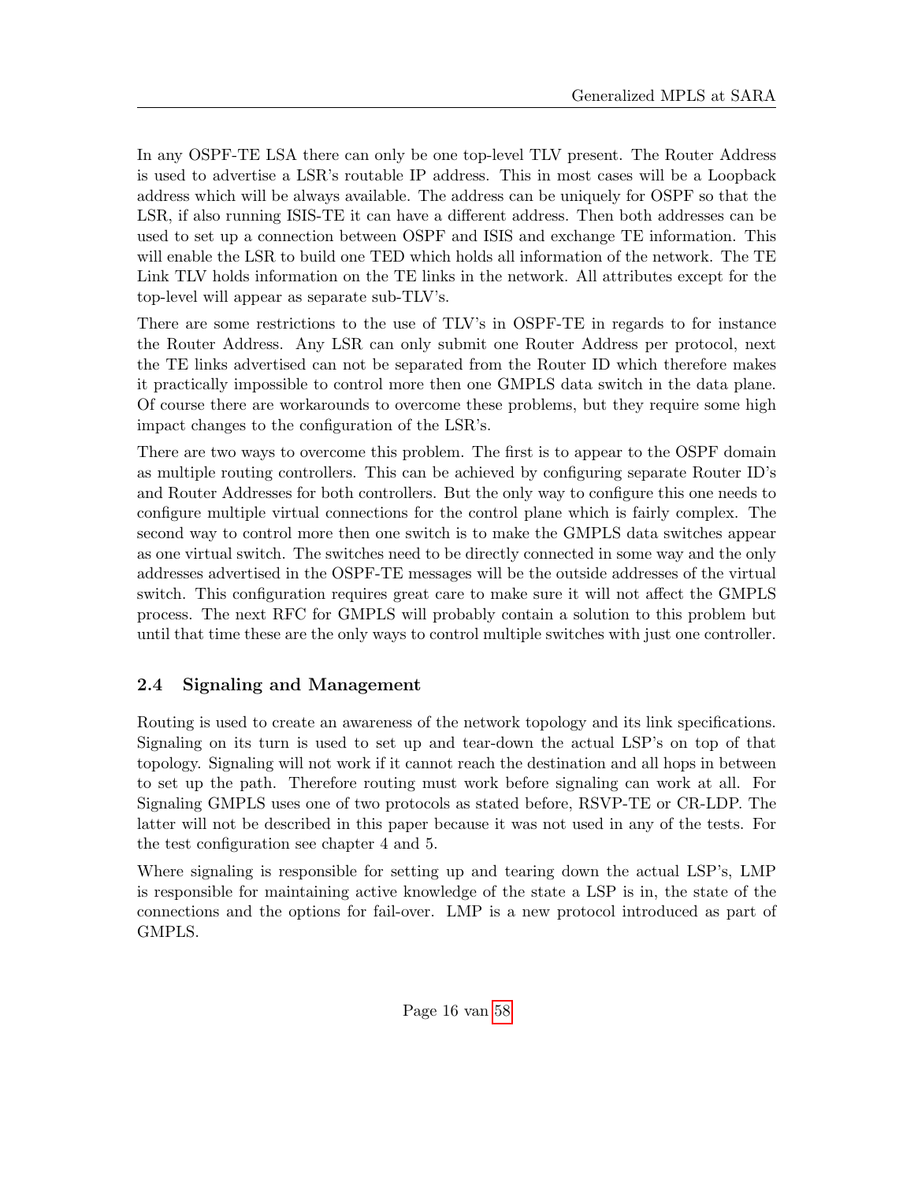In any OSPF-TE LSA there can only be one top-level TLV present. The Router Address is used to advertise a LSR's routable IP address. This in most cases will be a Loopback address which will be always available. The address can be uniquely for OSPF so that the LSR, if also running ISIS-TE it can have a different address. Then both addresses can be used to set up a connection between OSPF and ISIS and exchange TE information. This will enable the LSR to build one TED which holds all information of the network. The TE Link TLV holds information on the TE links in the network. All attributes except for the top-level will appear as separate sub-TLV's.

There are some restrictions to the use of TLV's in OSPF-TE in regards to for instance the Router Address. Any LSR can only submit one Router Address per protocol, next the TE links advertised can not be separated from the Router ID which therefore makes it practically impossible to control more then one GMPLS data switch in the data plane. Of course there are workarounds to overcome these problems, but they require some high impact changes to the configuration of the LSR's.

There are two ways to overcome this problem. The first is to appear to the OSPF domain as multiple routing controllers. This can be achieved by configuring separate Router ID's and Router Addresses for both controllers. But the only way to configure this one needs to configure multiple virtual connections for the control plane which is fairly complex. The second way to control more then one switch is to make the GMPLS data switches appear as one virtual switch. The switches need to be directly connected in some way and the only addresses advertised in the OSPF-TE messages will be the outside addresses of the virtual switch. This configuration requires great care to make sure it will not affect the GMPLS process. The next RFC for GMPLS will probably contain a solution to this problem but until that time these are the only ways to control multiple switches with just one controller.

### 2.4 Signaling and Management

Routing is used to create an awareness of the network topology and its link specifications. Signaling on its turn is used to set up and tear-down the actual LSP's on top of that topology. Signaling will not work if it cannot reach the destination and all hops in between to set up the path. Therefore routing must work before signaling can work at all. For Signaling GMPLS uses one of two protocols as stated before, RSVP-TE or CR-LDP. The latter will not be described in this paper because it was not used in any of the tests. For the test configuration see chapter 4 and 5.

Where signaling is responsible for setting up and tearing down the actual LSP's, LMP is responsible for maintaining active knowledge of the state a LSP is in, the state of the connections and the options for fail-over. LMP is a new protocol introduced as part of GMPLS.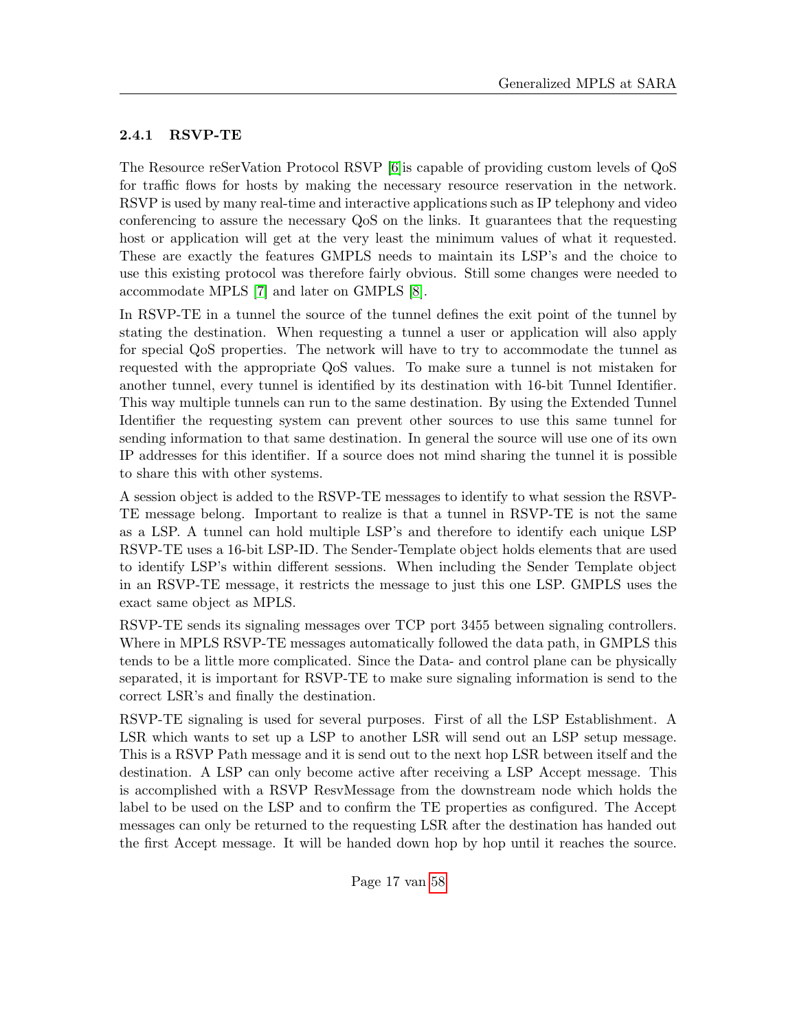### 2.4.1 RSVP-TE

The Resource reSerVation Protocol RSVP [6]is capable of providing custom levels of QoS for traffic flows for hosts by making the necessary resource reservation in the network. RSVP is used by many real-time and interactive applications such as IP telephony and video conferencing to assure the necessary QoS on the links. It guarantees that the requesting host or application will get at the very least the minimum values of what it requested. These are exactly the features GMPLS needs to maintain its LSP's and the choice to use this existing protocol was therefore fairly obvious. Still some changes were needed to accommodate MPLS [7] and later on GMPLS [8].

In RSVP-TE in a tunnel the source of the tunnel defines the exit point of the tunnel by stating the destination. When requesting a tunnel a user or application will also apply for special QoS properties. The network will have to try to accommodate the tunnel as requested with the appropriate QoS values. To make sure a tunnel is not mistaken for another tunnel, every tunnel is identified by its destination with 16-bit Tunnel Identifier. This way multiple tunnels can run to the same destination. By using the Extended Tunnel Identifier the requesting system can prevent other sources to use this same tunnel for sending information to that same destination. In general the source will use one of its own IP addresses for this identifier. If a source does not mind sharing the tunnel it is possible to share this with other systems.

A session object is added to the RSVP-TE messages to identify to what session the RSVP-TE message belong. Important to realize is that a tunnel in RSVP-TE is not the same as a LSP. A tunnel can hold multiple LSP's and therefore to identify each unique LSP RSVP-TE uses a 16-bit LSP-ID. The Sender-Template object holds elements that are used to identify LSP's within different sessions. When including the Sender Template object in an RSVP-TE message, it restricts the message to just this one LSP. GMPLS uses the exact same object as MPLS.

RSVP-TE sends its signaling messages over TCP port 3455 between signaling controllers. Where in MPLS RSVP-TE messages automatically followed the data path, in GMPLS this tends to be a little more complicated. Since the Data- and control plane can be physically separated, it is important for RSVP-TE to make sure signaling information is send to the correct LSR's and finally the destination.

RSVP-TE signaling is used for several purposes. First of all the LSP Establishment. A LSR which wants to set up a LSP to another LSR will send out an LSP setup message. This is a RSVP Path message and it is send out to the next hop LSR between itself and the destination. A LSP can only become active after receiving a LSP Accept message. This is accomplished with a RSVP ResvMessage from the downstream node which holds the label to be used on the LSP and to confirm the TE properties as configured. The Accept messages can only be returned to the requesting LSR after the destination has handed out the first Accept message. It will be handed down hop by hop until it reaches the source.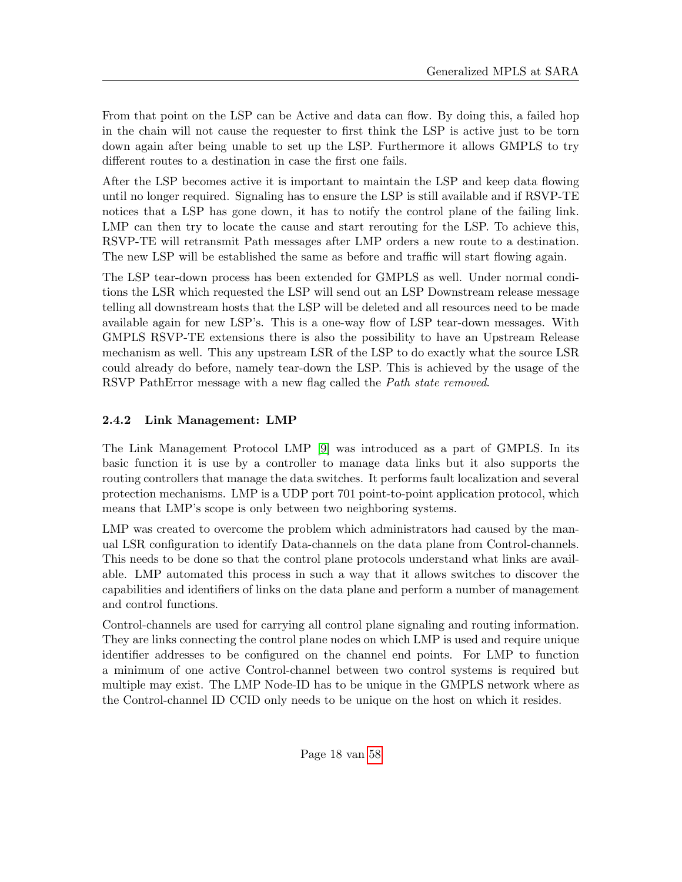From that point on the LSP can be Active and data can flow. By doing this, a failed hop in the chain will not cause the requester to first think the LSP is active just to be torn down again after being unable to set up the LSP. Furthermore it allows GMPLS to try different routes to a destination in case the first one fails.

After the LSP becomes active it is important to maintain the LSP and keep data flowing until no longer required. Signaling has to ensure the LSP is still available and if RSVP-TE notices that a LSP has gone down, it has to notify the control plane of the failing link. LMP can then try to locate the cause and start rerouting for the LSP. To achieve this, RSVP-TE will retransmit Path messages after LMP orders a new route to a destination. The new LSP will be established the same as before and traffic will start flowing again.

The LSP tear-down process has been extended for GMPLS as well. Under normal conditions the LSR which requested the LSP will send out an LSP Downstream release message telling all downstream hosts that the LSP will be deleted and all resources need to be made available again for new LSP's. This is a one-way flow of LSP tear-down messages. With GMPLS RSVP-TE extensions there is also the possibility to have an Upstream Release mechanism as well. This any upstream LSR of the LSP to do exactly what the source LSR could already do before, namely tear-down the LSP. This is achieved by the usage of the RSVP PathError message with a new flag called the *Path state removed*.

### 2.4.2 Link Management: LMP

The Link Management Protocol LMP [9] was introduced as a part of GMPLS. In its basic function it is use by a controller to manage data links but it also supports the routing controllers that manage the data switches. It performs fault localization and several protection mechanisms. LMP is a UDP port 701 point-to-point application protocol, which means that LMP's scope is only between two neighboring systems.

LMP was created to overcome the problem which administrators had caused by the manual LSR configuration to identify Data-channels on the data plane from Control-channels. This needs to be done so that the control plane protocols understand what links are available. LMP automated this process in such a way that it allows switches to discover the capabilities and identifiers of links on the data plane and perform a number of management and control functions.

Control-channels are used for carrying all control plane signaling and routing information. They are links connecting the control plane nodes on which LMP is used and require unique identifier addresses to be configured on the channel end points. For LMP to function a minimum of one active Control-channel between two control systems is required but multiple may exist. The LMP Node-ID has to be unique in the GMPLS network where as the Control-channel ID CCID only needs to be unique on the host on which it resides.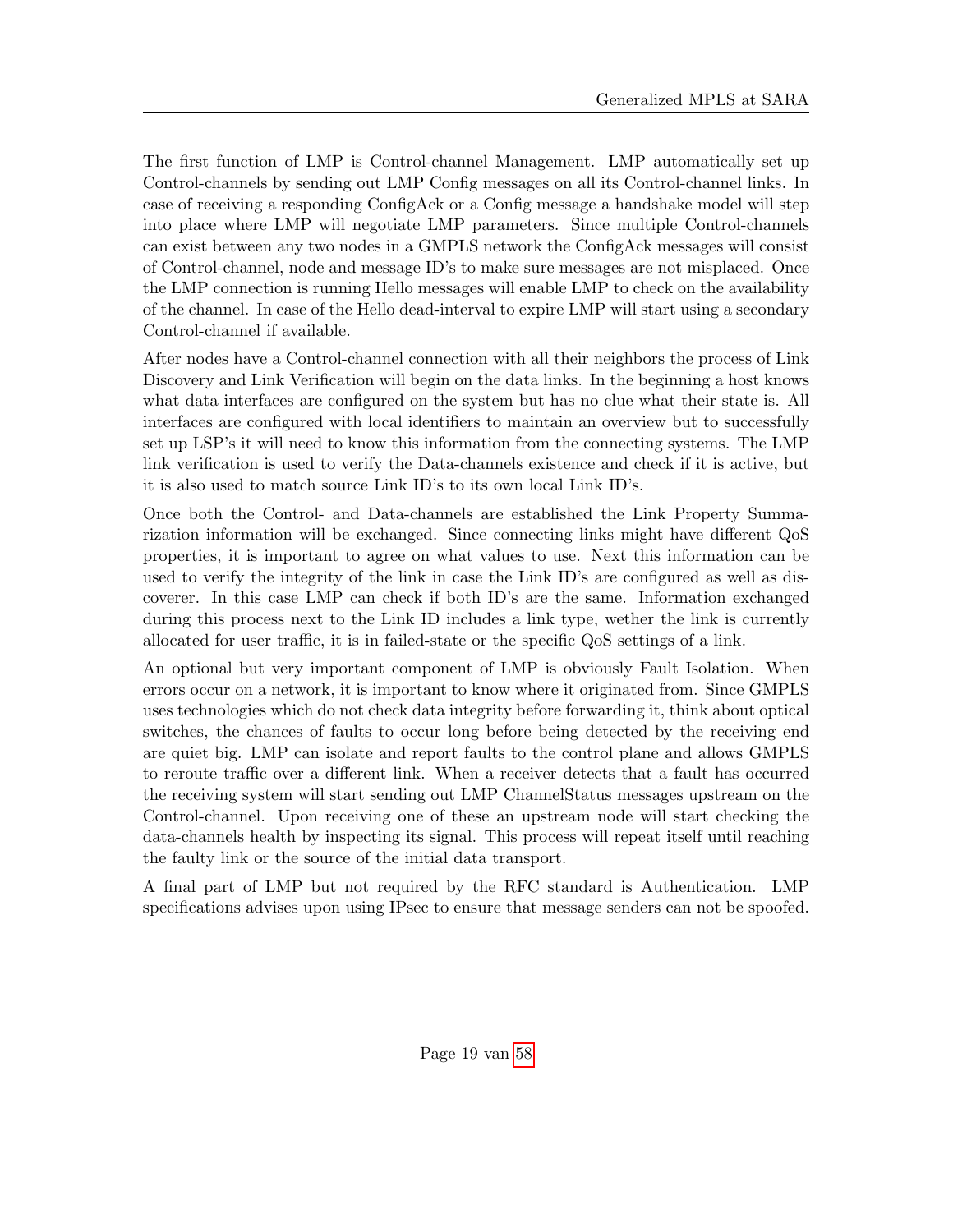The first function of LMP is Control-channel Management. LMP automatically set up Control-channels by sending out LMP Config messages on all its Control-channel links. In case of receiving a responding ConfigAck or a Config message a handshake model will step into place where LMP will negotiate LMP parameters. Since multiple Control-channels can exist between any two nodes in a GMPLS network the ConfigAck messages will consist of Control-channel, node and message ID's to make sure messages are not misplaced. Once the LMP connection is running Hello messages will enable LMP to check on the availability of the channel. In case of the Hello dead-interval to expire LMP will start using a secondary Control-channel if available.

After nodes have a Control-channel connection with all their neighbors the process of Link Discovery and Link Verification will begin on the data links. In the beginning a host knows what data interfaces are configured on the system but has no clue what their state is. All interfaces are configured with local identifiers to maintain an overview but to successfully set up LSP's it will need to know this information from the connecting systems. The LMP link verification is used to verify the Data-channels existence and check if it is active, but it is also used to match source Link ID's to its own local Link ID's.

Once both the Control- and Data-channels are established the Link Property Summarization information will be exchanged. Since connecting links might have different QoS properties, it is important to agree on what values to use. Next this information can be used to verify the integrity of the link in case the Link ID's are configured as well as discoverer. In this case LMP can check if both ID's are the same. Information exchanged during this process next to the Link ID includes a link type, wether the link is currently allocated for user traffic, it is in failed-state or the specific QoS settings of a link.

An optional but very important component of LMP is obviously Fault Isolation. When errors occur on a network, it is important to know where it originated from. Since GMPLS uses technologies which do not check data integrity before forwarding it, think about optical switches, the chances of faults to occur long before being detected by the receiving end are quiet big. LMP can isolate and report faults to the control plane and allows GMPLS to reroute traffic over a different link. When a receiver detects that a fault has occurred the receiving system will start sending out LMP ChannelStatus messages upstream on the Control-channel. Upon receiving one of these an upstream node will start checking the data-channels health by inspecting its signal. This process will repeat itself until reaching the faulty link or the source of the initial data transport.

A final part of LMP but not required by the RFC standard is Authentication. LMP specifications advises upon using IPsec to ensure that message senders can not be spoofed.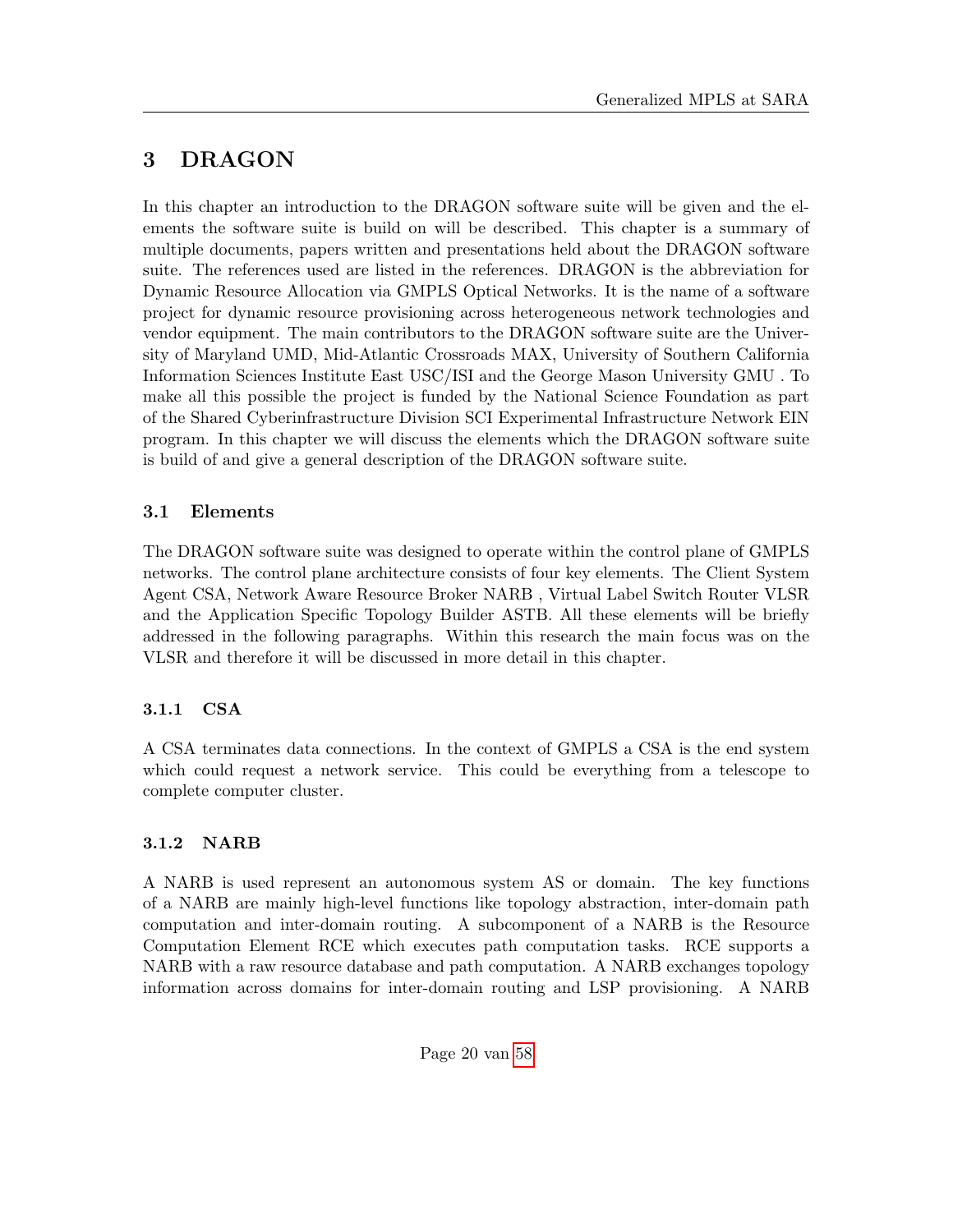# 3 DRAGON

In this chapter an introduction to the DRAGON software suite will be given and the elements the software suite is build on will be described. This chapter is a summary of multiple documents, papers written and presentations held about the DRAGON software suite. The references used are listed in the references. DRAGON is the abbreviation for Dynamic Resource Allocation via GMPLS Optical Networks. It is the name of a software project for dynamic resource provisioning across heterogeneous network technologies and vendor equipment. The main contributors to the DRAGON software suite are the University of Maryland UMD, Mid-Atlantic Crossroads MAX, University of Southern California Information Sciences Institute East USC/ISI and the George Mason University GMU . To make all this possible the project is funded by the National Science Foundation as part of the Shared Cyberinfrastructure Division SCI Experimental Infrastructure Network EIN program. In this chapter we will discuss the elements which the DRAGON software suite is build of and give a general description of the DRAGON software suite.

## 3.1 Elements

The DRAGON software suite was designed to operate within the control plane of GMPLS networks. The control plane architecture consists of four key elements. The Client System Agent CSA, Network Aware Resource Broker NARB , Virtual Label Switch Router VLSR and the Application Specific Topology Builder ASTB. All these elements will be briefly addressed in the following paragraphs. Within this research the main focus was on the VLSR and therefore it will be discussed in more detail in this chapter.

### 3.1.1 CSA

A CSA terminates data connections. In the context of GMPLS a CSA is the end system which could request a network service. This could be everything from a telescope to complete computer cluster.

### 3.1.2 NARB

A NARB is used represent an autonomous system AS or domain. The key functions of a NARB are mainly high-level functions like topology abstraction, inter-domain path computation and inter-domain routing. A subcomponent of a NARB is the Resource Computation Element RCE which executes path computation tasks. RCE supports a NARB with a raw resource database and path computation. A NARB exchanges topology information across domains for inter-domain routing and LSP provisioning. A NARB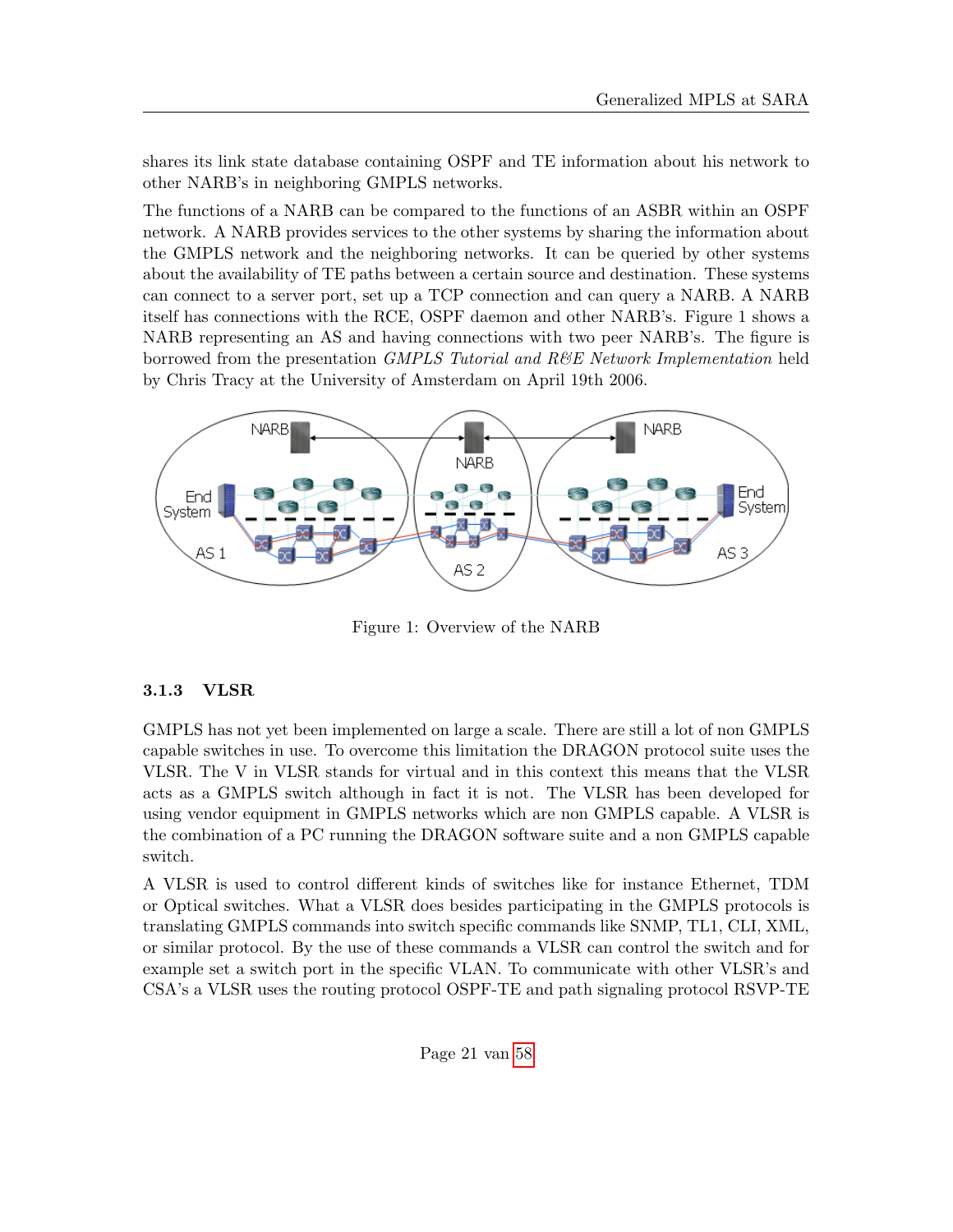shares its link state database containing OSPF and TE information about his network to other NARB's in neighboring GMPLS networks.

The functions of a NARB can be compared to the functions of an ASBR within an OSPF network. A NARB provides services to the other systems by sharing the information about the GMPLS network and the neighboring networks. It can be queried by other systems about the availability of TE paths between a certain source and destination. These systems can connect to a server port, set up a TCP connection and can query a NARB. A NARB itself has connections with the RCE, OSPF daemon and other NARB's. Figure 1 shows a NARB representing an AS and having connections with two peer NARB's. The figure is borrowed from the presentation *GMPLS Tutorial and R&E Network Implementation* held by Chris Tracy at the University of Amsterdam on April 19th 2006.

Figure 1: Overview of the NARB

### 3.1.3 VLSR

GMPLS has not yet been implemented on large a scale. There are still a lot of non GMPLS capable switches in use. To overcome this limitation the DRAGON protocol suite uses the VLSR. The V in VLSR stands for virtual and in this context this means that the VLSR acts as a GMPLS switch although in fact it is not. The VLSR has been developed for using vendor equipment in GMPLS networks which are non GMPLS capable. A VLSR is the combination of a PC running the DRAGON software suite and a non GMPLS capable switch.

A VLSR is used to control different kinds of switches like for instance Ethernet, TDM or Optical switches. What a VLSR does besides participating in the GMPLS protocols is translating GMPLS commands into switch specific commands like SNMP, TL1, CLI, XML, or similar protocol. By the use of these commands a VLSR can control the switch and for example set a switch port in the specific VLAN. To communicate with other VLSR's and CSA's a VLSR uses the routing protocol OSPF-TE and path signaling protocol RSVP-TE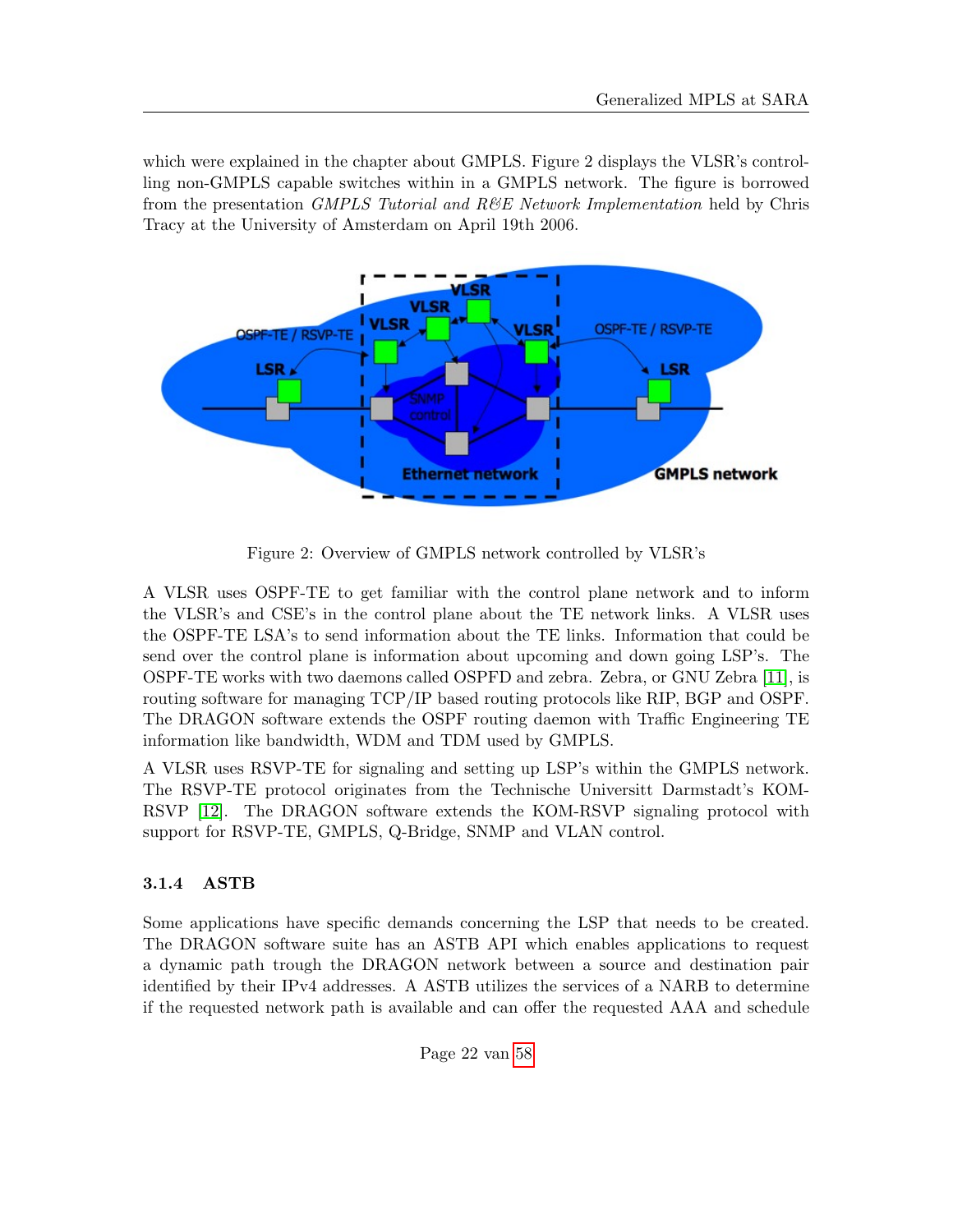which were explained in the chapter about GMPLS. Figure 2 displays the VLSR's controlling non-GMPLS capable switches within in a GMPLS network. The figure is borrowed from the presentation *GMPLS Tutorial and R&E Network Implementation* held by Chris Tracy at the University of Amsterdam on April 19th 2006.

Figure 2: Overview of GMPLS network controlled by VLSR's

A VLSR uses OSPF-TE to get familiar with the control plane network and to inform the VLSR's and CSE's in the control plane about the TE network links. A VLSR uses the OSPF-TE LSA's to send information about the TE links. Information that could be send over the control plane is information about upcoming and down going LSP's. The OSPF-TE works with two daemons called OSPFD and zebra. Zebra, or GNU Zebra [11], is routing software for managing TCP/IP based routing protocols like RIP, BGP and OSPF. The DRAGON software extends the OSPF routing daemon with Traffic Engineering TE information like bandwidth, WDM and TDM used by GMPLS.

A VLSR uses RSVP-TE for signaling and setting up LSP's within the GMPLS network. The RSVP-TE protocol originates from the Technische Universitt Darmstadt's KOM-RSVP [12]. The DRAGON software extends the KOM-RSVP signaling protocol with support for RSVP-TE, GMPLS, Q-Bridge, SNMP and VLAN control.

### 3.1.4 ASTB

Some applications have specific demands concerning the LSP that needs to be created. The DRAGON software suite has an ASTB API which enables applications to request a dynamic path trough the DRAGON network between a source and destination pair identified by their IPv4 addresses. A ASTB utilizes the services of a NARB to determine if the requested network path is available and can offer the requested AAA and schedule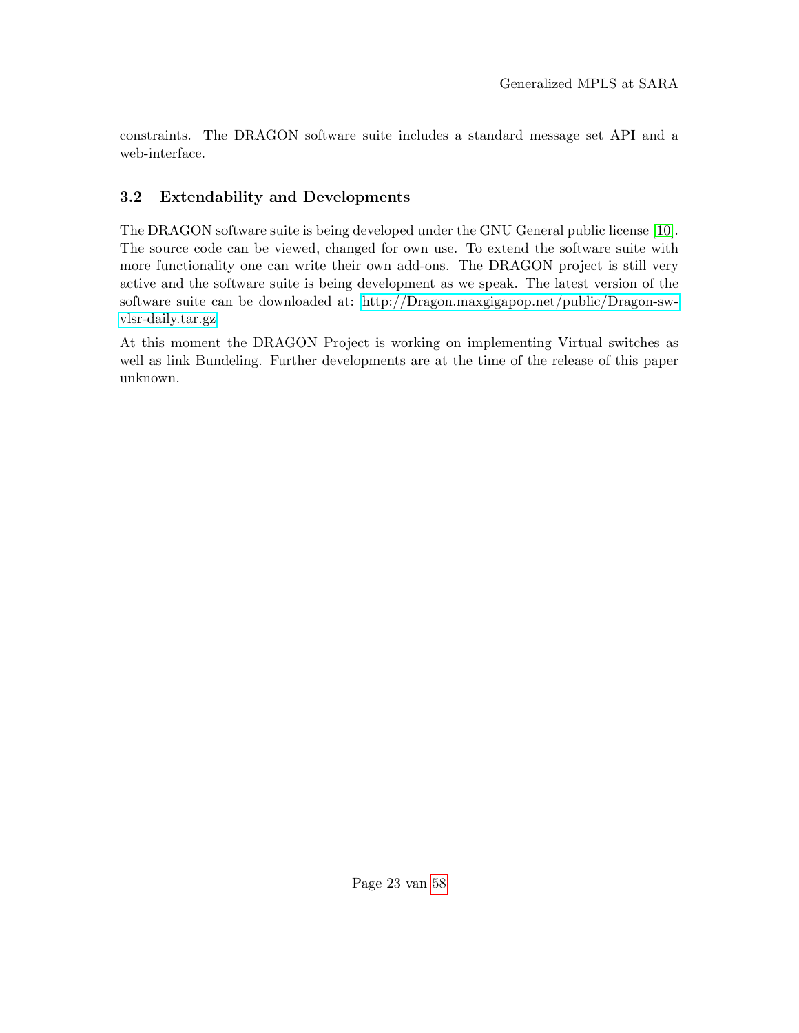constraints. The DRAGON software suite includes a standard message set API and a web-interface.

### 3.2 Extendability and Developments

The DRAGON software suite is being developed under the GNU General public license [10]. The source code can be viewed, changed for own use. To extend the software suite with more functionality one can write their own add-ons. The DRAGON project is still very active and the software suite is being development as we speak. The latest version of the software suite can be downloaded at: http://Dragon.maxgigapop.net/public/Dragon-sw-vlsr-daily.tar.gz

At this moment the DRAGON Project is working on implementing Virtual switches as well as link Bundeling. Further developments are at the time of the release of this paper unknown.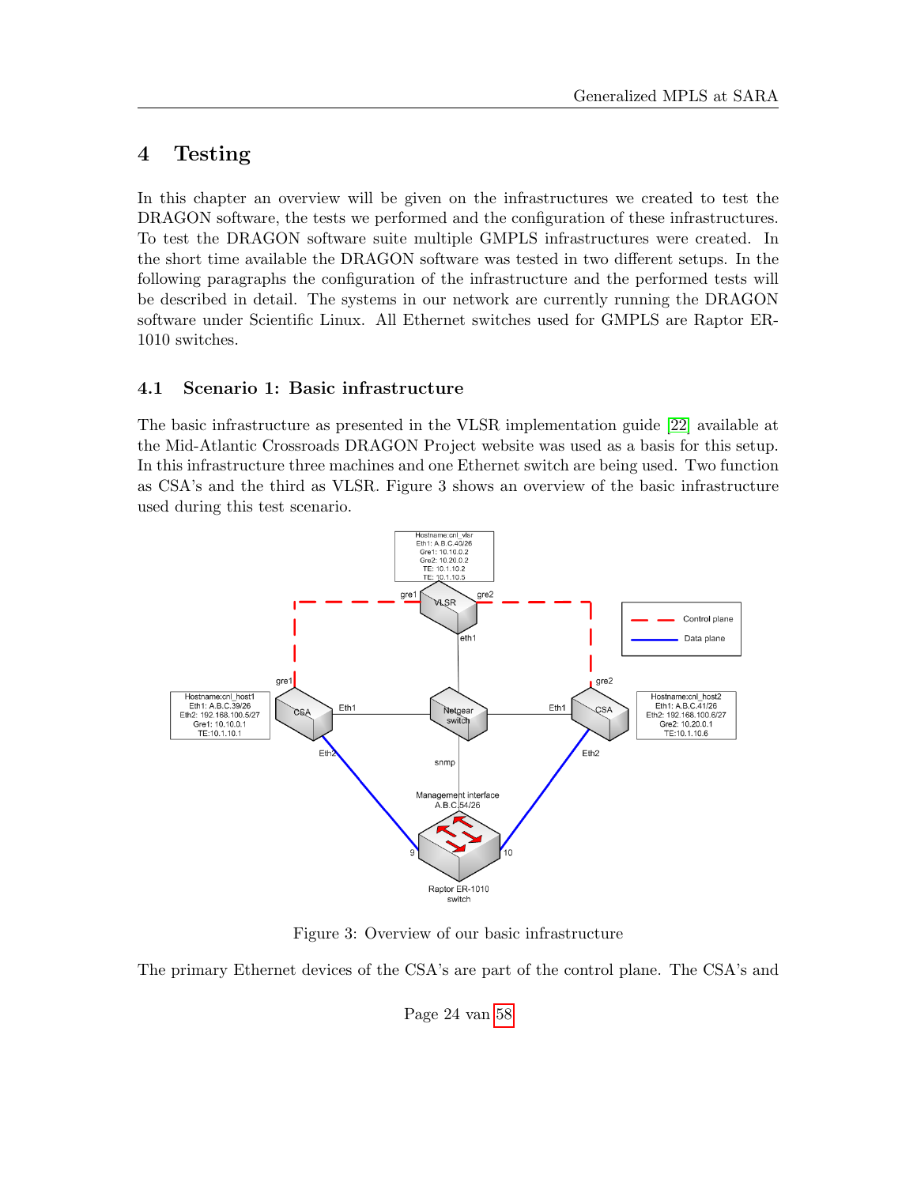# 4 Testing

In this chapter an overview will be given on the infrastructures we created to test the DRAGON software, the tests we performed and the configuration of these infrastructures. To test the DRAGON software suite multiple GMPLS infrastructures were created. In the short time available the DRAGON software was tested in two different setups. In the following paragraphs the configuration of the infrastructure and the performed tests will be described in detail. The systems in our network are currently running the DRAGON software under Scientific Linux. All Ethernet switches used for GMPLS are Raptor ER-1010 switches.

## 4.1 Scenario 1: Basic infrastructure

The basic infrastructure as presented in the VLSR implementation guide [22] available at the Mid-Atlantic Crossroads DRAGON Project website was used as a basis for this setup. In this infrastructure three machines and one Ethernet switch are being used. Two function as CSA's and the third as VLSR. Figure 3 shows an overview of the basic infrastructure used during this test scenario.

Figure 3: Overview of our basic infrastructure

The primary Ethernet devices of the CSA's are part of the control plane. The CSA's and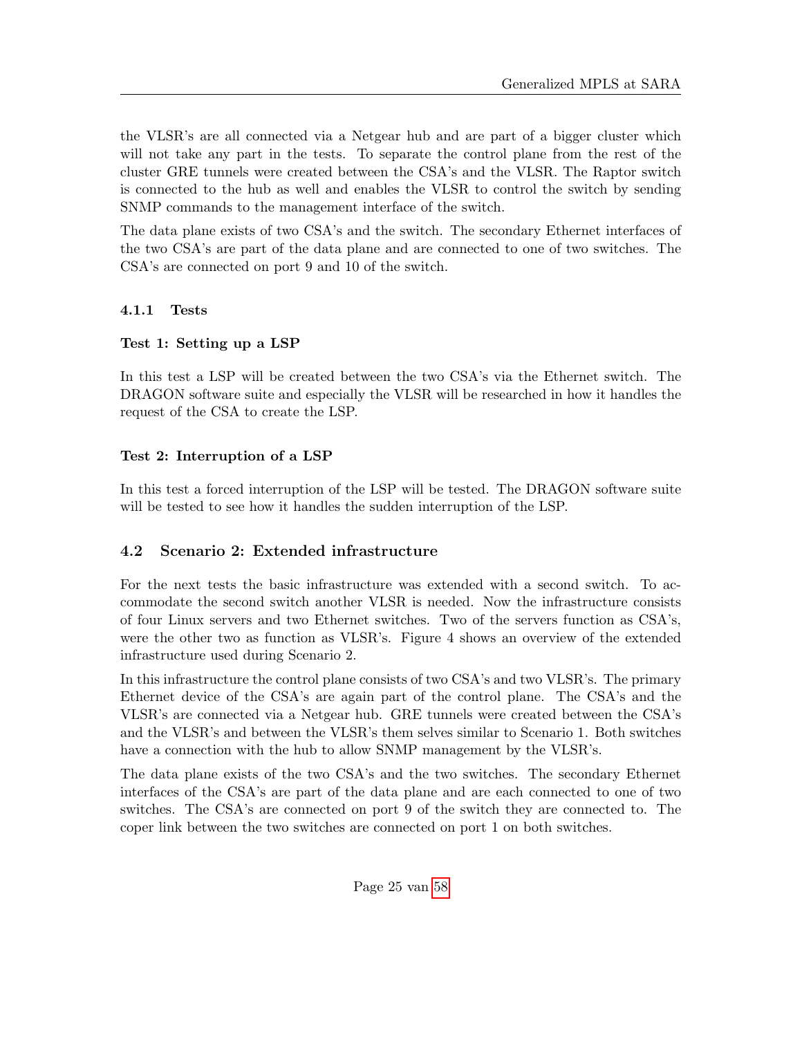the VLSR's are all connected via a Netgear hub and are part of a bigger cluster which will not take any part in the tests. To separate the control plane from the rest of the cluster GRE tunnels were created between the CSA's and the VLSR. The Raptor switch is connected to the hub as well and enables the VLSR to control the switch by sending SNMP commands to the management interface of the switch.

The data plane exists of two CSA's and the switch. The secondary Ethernet interfaces of the two CSA's are part of the data plane and are connected to one of two switches. The CSA's are connected on port 9 and 10 of the switch.

#### 4.1.1 Tests

**Test 1: Setting up a LSP**

In this test a LSP will be created between the two CSA's via the Ethernet switch. The DRAGON software suite and especially the VLSR will be researched in how it handles the request of the CSA to create the LSP.

**Test 2: Interruption of a LSP**

In this test a forced interruption of the LSP will be tested. The DRAGON software suite will be tested to see how it handles the sudden interruption of the LSP.

### 4.2 Scenario 2: Extended infrastructure

For the next tests the basic infrastructure was extended with a second switch. To accommodate the second switch another VLSR is needed. Now the infrastructure consists of four Linux servers and two Ethernet switches. Two of the servers function as CSA's, were the other two as function as VLSR's. Figure 4 shows an overview of the extended infrastructure used during Scenario 2.

In this infrastructure the control plane consists of two CSA's and two VLSR's. The primary Ethernet device of the CSA's are again part of the control plane. The CSA's and the VLSR's are connected via a Netgear hub. GRE tunnels were created between the CSA's and the VLSR's and between the VLSR's them selves similar to Scenario 1. Both switches have a connection with the hub to allow SNMP management by the VLSR's.

The data plane exists of the two CSA's and the two switches. The secondary Ethernet interfaces of the CSA's are part of the data plane and are each connected to one of two switches. The CSA's are connected on port 9 of the switch they are connected to. The coper link between the two switches are connected on port 1 on both switches.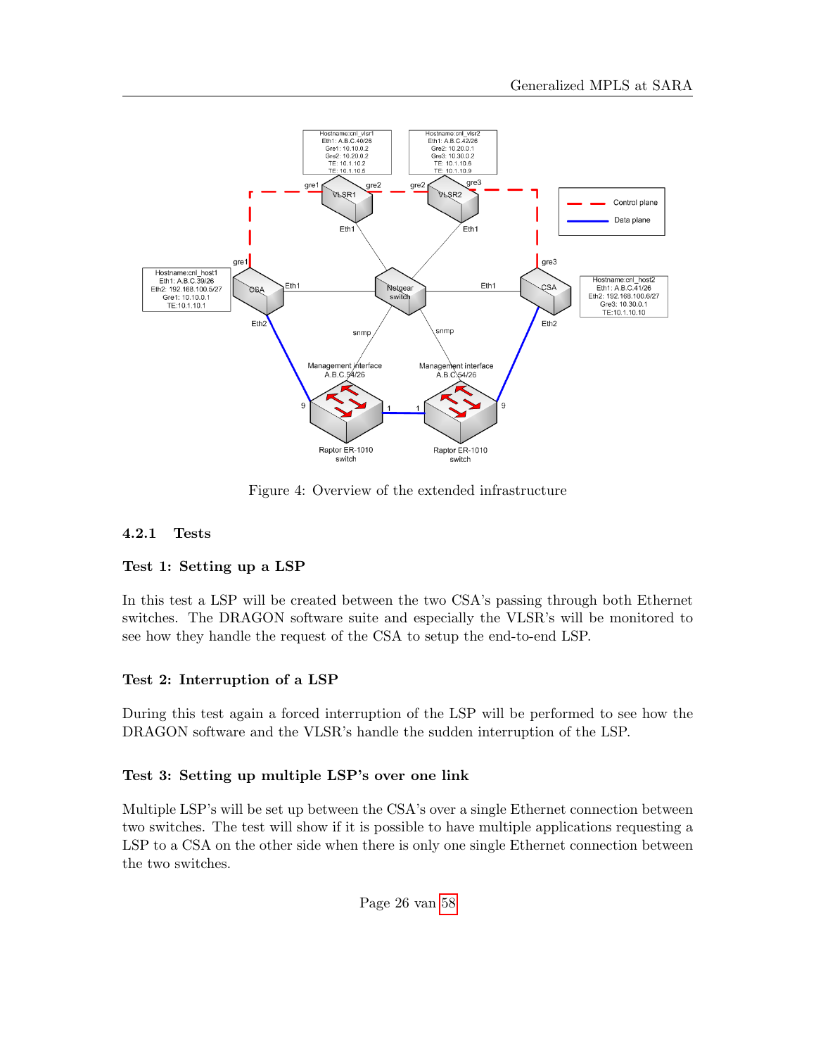Figure 4: Overview of the extended infrastructure

### 4.2.1 Tests

**Test 1: Setting up a LSP**

In this test a LSP will be created between the two CSA's passing through both Ethernet switches. The DRAGON software suite and especially the VLSR's will be monitored to see how they handle the request of the CSA to setup the end-to-end LSP.

**Test 2: Interruption of a LSP**

During this test again a forced interruption of the LSP will be performed to see how the DRAGON software and the VLSR's handle the sudden interruption of the LSP.

**Test 3: Setting up multiple LSP's over one link**

Multiple LSP's will be set up between the CSA's over a single Ethernet connection between two switches. The test will show if it is possible to have multiple applications requesting a LSP to a CSA on the other side when there is only one single Ethernet connection between the two switches.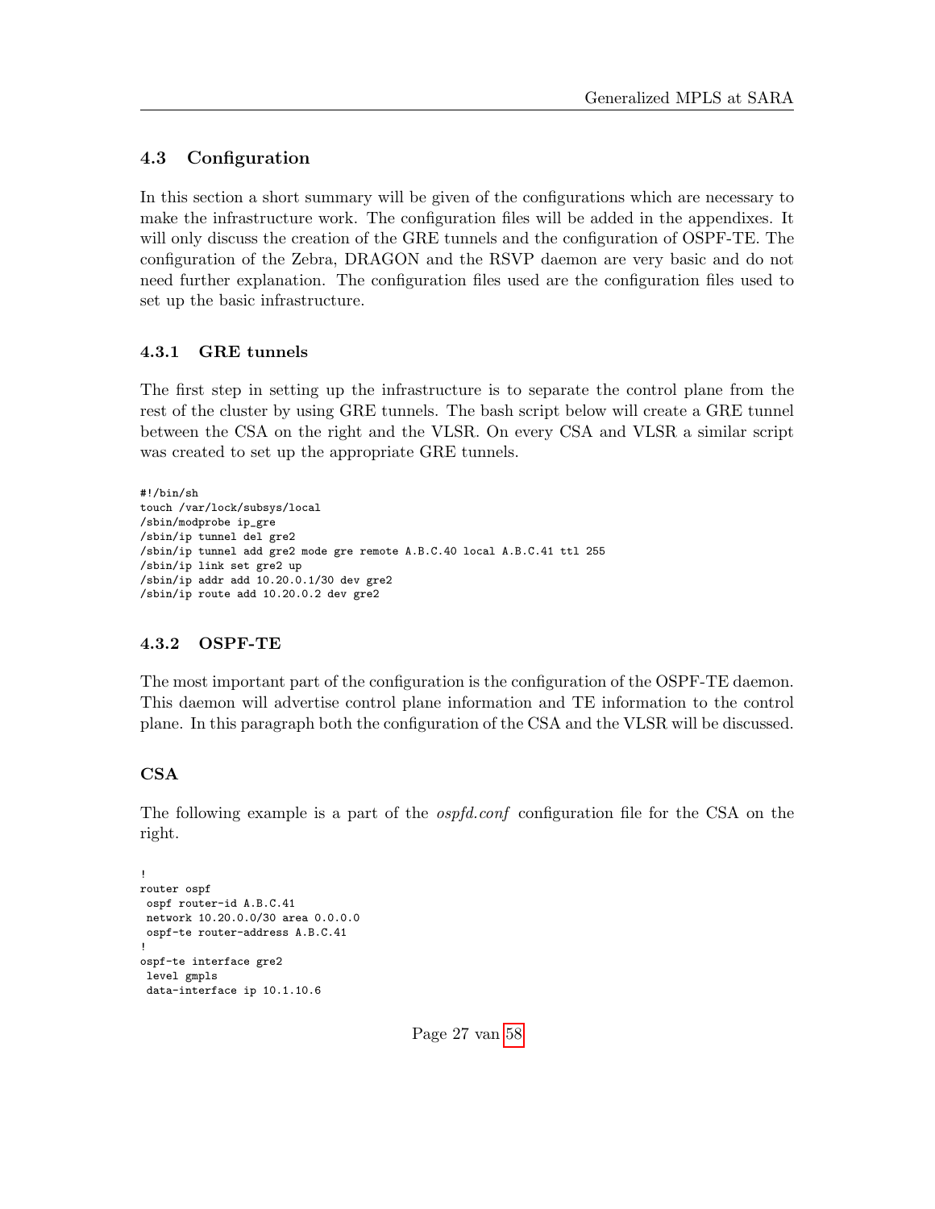## 4.3 Configuration

In this section a short summary will be given of the configurations which are necessary to make the infrastructure work. The configuration files will be added in the appendixes. It will only discuss the creation of the GRE tunnels and the configuration of OSPF-TE. The configuration of the Zebra, DRAGON and the RSVP daemon are very basic and do not need further explanation. The configuration files used are the configuration files used to set up the basic infrastructure.

### 4.3.1 GRE tunnels

The first step in setting up the infrastructure is to separate the control plane from the rest of the cluster by using GRE tunnels. The bash script below will create a GRE tunnel between the CSA on the right and the VLSR. On every CSA and VLSR a similar script was created to set up the appropriate GRE tunnels.

```
#!/bin/sh
touch /var/lock/subsys/local
/sbin/modprobe ip_gre
/sbin/ip tunnel del gre2
/sbin/ip tunnel add gre2 mode gre remote A.B.C.40 local A.B.C.41 ttl 255
/sbin/ip link set gre2 up
/sbin/ip addr add 10.20.0.1/30 dev gre2
/sbin/ip route add 10.20.0.2 dev gre2
```

### 4.3.2 OSPF-TE

The most important part of the configuration is the configuration of the OSPF-TE daemon. This daemon will advertise control plane information and TE information to the control plane. In this paragraph both the configuration of the CSA and the VLSR will be discussed.

#### CSA

The following example is a part of the *ospfd.conf* configuration file for the CSA on the right.

```
!
router ospf
 ospf router-id A.B.C.41
 network 10.20.0.0/30 area 0.0.0.0
 ospf-te router-address A.B.C.41
!
ospf-te interface gre2
 level gmpls
 data-interface ip 10.1.10.6
```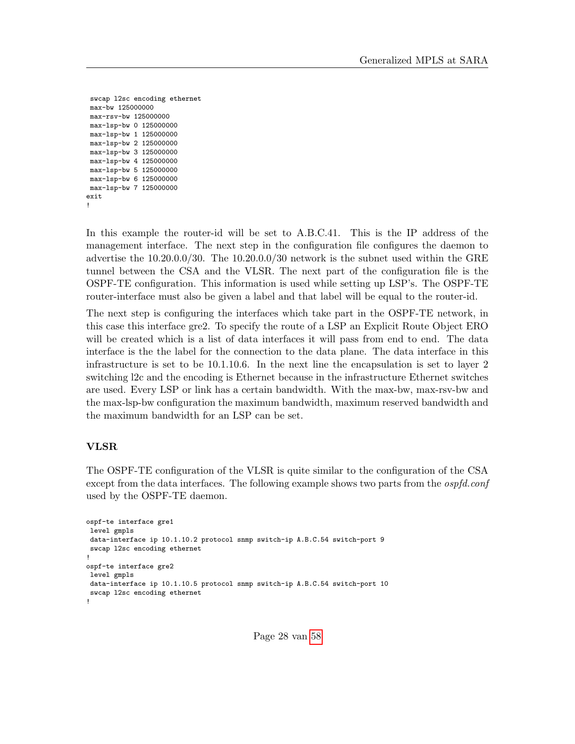```
 swcap l2sc encoding ethernet
 max-bw 125000000
 max-rsv-bw 125000000
 max-lsp-bw 0 125000000
 max-lsp-bw 1 125000000
 max-lsp-bw 2 125000000
 max-lsp-bw 3 125000000
 max-lsp-bw 4 125000000
 max-lsp-bw 5 125000000
 max-lsp-bw 6 125000000
 max-lsp-bw 7 125000000
exit
!
```

In this example the router-id will be set to A.B.C.41. This is the IP address of the management interface. The next step in the configuration file configures the daemon to advertise the 10.20.0.0/30. The 10.20.0.0/30 network is the subnet used within the GRE tunnel between the CSA and the VLSR. The next part of the configuration file is the OSPF-TE configuration. This information is used while setting up LSP's. The OSPF-TE router-interface must also be given a label and that label will be equal to the router-id.

The next step is configuring the interfaces which take part in the OSPF-TE network, in this case this interface gre2. To specify the route of a LSP an Explicit Route Object ERO will be created which is a list of data interfaces it will pass from end to end. The data interface is the the label for the connection to the data plane. The data interface in this infrastructure is set to be 10.1.10.6. In the next line the encapsulation is set to layer 2 switching l2c and the encoding is Ethernet because in the infrastructure Ethernet switches are used. Every LSP or link has a certain bandwidth. With the max-bw, max-rsv-bw and the max-lsp-bw configuration the maximum bandwidth, maximum reserved bandwidth and the maximum bandwidth for an LSP can be set.

### VLSR

The OSPF-TE configuration of the VLSR is quite similar to the configuration of the CSA except from the data interfaces. The following example shows two parts from the *ospfd.conf* used by the OSPF-TE daemon.

```
ospf-te interface gre1
 level gmpls
 data-interface ip 10.1.10.2 protocol snmp switch-ip A.B.C.54 switch-port 9
 swcap l2sc encoding ethernet
!
ospf-te interface gre2
 level gmpls
 data-interface ip 10.1.10.5 protocol snmp switch-ip A.B.C.54 switch-port 10
 swcap l2sc encoding ethernet
!
```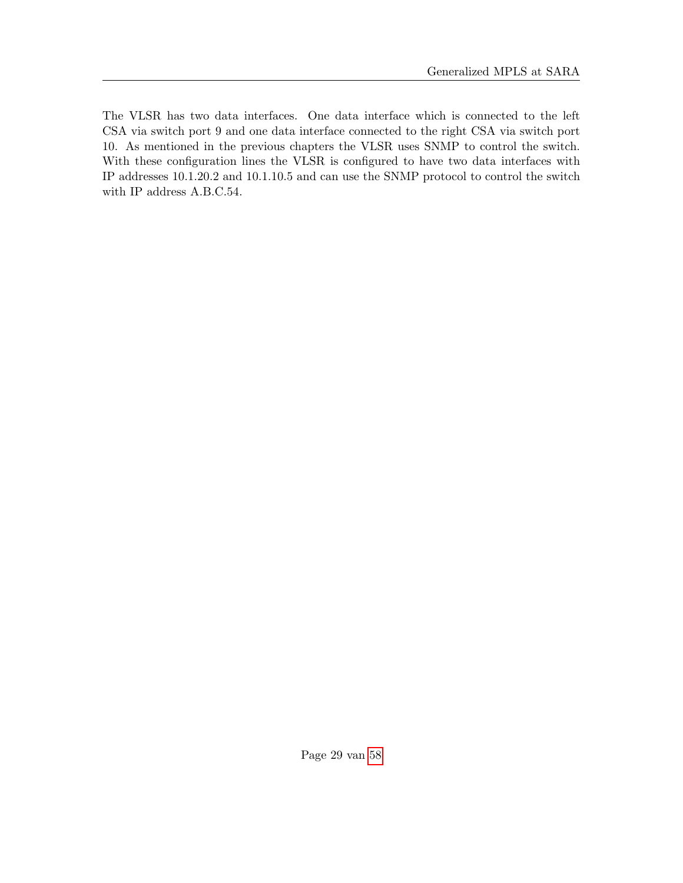The VLSR has two data interfaces. One data interface which is connected to the left CSA via switch port 9 and one data interface connected to the right CSA via switch port 10. As mentioned in the previous chapters the VLSR uses SNMP to control the switch. With these configuration lines the VLSR is configured to have two data interfaces with IP addresses 10.1.20.2 and 10.1.10.5 and can use the SNMP protocol to control the switch with IP address A.B.C.54.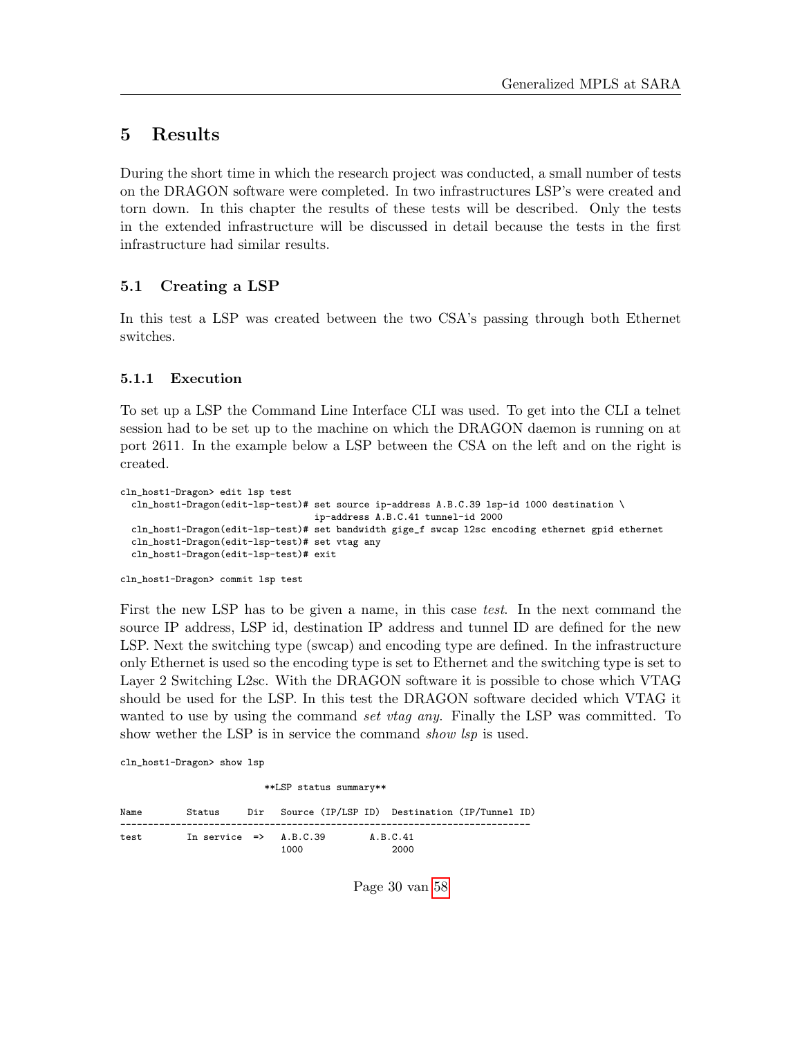# 5 Results

During the short time in which the research project was conducted, a small number of tests on the DRAGON software were completed. In two infrastructures LSP's were created and torn down. In this chapter the results of these tests will be described. Only the tests in the extended infrastructure will be discussed in detail because the tests in the first infrastructure had similar results.

## 5.1 Creating a LSP

In this test a LSP was created between the two CSA's passing through both Ethernet switches.

### 5.1.1 Execution

To set up a LSP the Command Line Interface CLI was used. To get into the CLI a telnet session had to be set up to the machine on which the DRAGON daemon is running on at port 2611. In the example below a LSP between the CSA on the left and on the right is created.

```
cln_host1-Dragon> edit lsp test
  cln_host1-Dragon(edit-lsp-test)# set source ip-address A.B.C.39 lsp-id 1000 destination \
                                   ip-address A.B.C.41 tunnel-id 2000
  cln_host1-Dragon(edit-lsp-test)# set bandwidth gige_f swcap l2sc encoding ethernet gpid ethernet
  cln_host1-Dragon(edit-lsp-test)# set vtag any
  cln_host1-Dragon(edit-lsp-test)# exit

cln_host1-Dragon> commit lsp test
```

First the new LSP has to be given a name, in this case *test*. In the next command the source IP address, LSP id, destination IP address and tunnel ID are defined for the new LSP. Next the switching type (swcap) and encoding type are defined. In the infrastructure only Ethernet is used so the encoding type is set to Ethernet and the switching type is set to Layer 2 Switching L2sc. With the DRAGON software it is possible to chose which VTAG should be used for the LSP. In this test the DRAGON software decided which VTAG it wanted to use by using the command *set vtag any*. Finally the LSP was committed. To show wether the LSP is in service the command *show lsp* is used.

```
cln_host1-Dragon> show lsp

                          **LSP status summary**

Name        Status     Dir   Source (IP/LSP ID)  Destination (IP/Tunnel ID)
--------------------------------------------------------------------------
test        In service  =>   A.B.C.39         A.B.C.41
                             1000             2000
```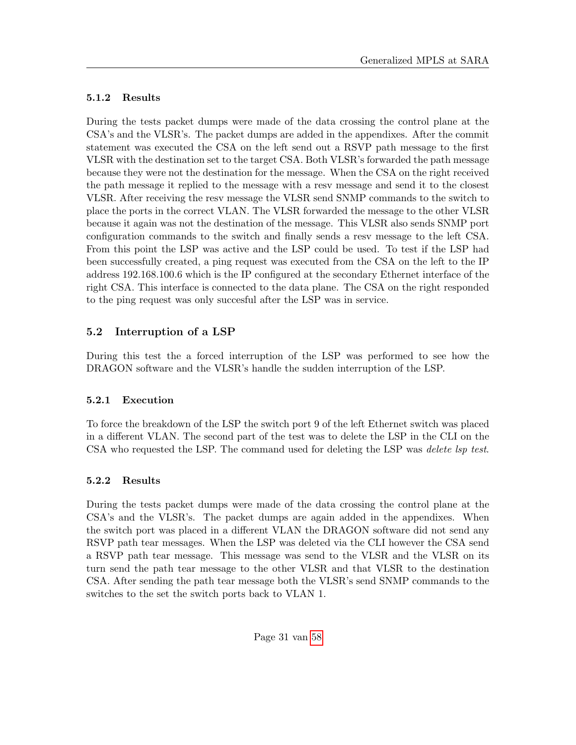### 5.1.2 Results

During the tests packet dumps were made of the data crossing the control plane at the CSA's and the VLSR's. The packet dumps are added in the appendixes. After the commit statement was executed the CSA on the left send out a RSVP path message to the first VLSR with the destination set to the target CSA. Both VLSR's forwarded the path message because they were not the destination for the message. When the CSA on the right received the path message it replied to the message with a resv message and send it to the closest VLSR. After receiving the resv message the VLSR send SNMP commands to the switch to place the ports in the correct VLAN. The VLSR forwarded the message to the other VLSR because it again was not the destination of the message. This VLSR also sends SNMP port configuration commands to the switch and finally sends a resv message to the left CSA. From this point the LSP was active and the LSP could be used. To test if the LSP had been successfully created, a ping request was executed from the CSA on the left to the IP address 192.168.100.6 which is the IP configured at the secondary Ethernet interface of the right CSA. This interface is connected to the data plane. The CSA on the right responded to the ping request was only succesful after the LSP was in service.

## 5.2 Interruption of a LSP

During this test the a forced interruption of the LSP was performed to see how the DRAGON software and the VLSR's handle the sudden interruption of the LSP.

### 5.2.1 Execution

To force the breakdown of the LSP the switch port 9 of the left Ethernet switch was placed in a different VLAN. The second part of the test was to delete the LSP in the CLI on the CSA who requested the LSP. The command used for deleting the LSP was *delete lsp test*.

### 5.2.2 Results

During the tests packet dumps were made of the data crossing the control plane at the CSA's and the VLSR's. The packet dumps are again added in the appendixes. When the switch port was placed in a different VLAN the DRAGON software did not send any RSVP path tear messages. When the LSP was deleted via the CLI however the CSA send a RSVP path tear message. This message was send to the VLSR and the VLSR on its turn send the path tear message to the other VLSR and that VLSR to the destination CSA. After sending the path tear message both the VLSR's send SNMP commands to the switches to the set the switch ports back to VLAN 1.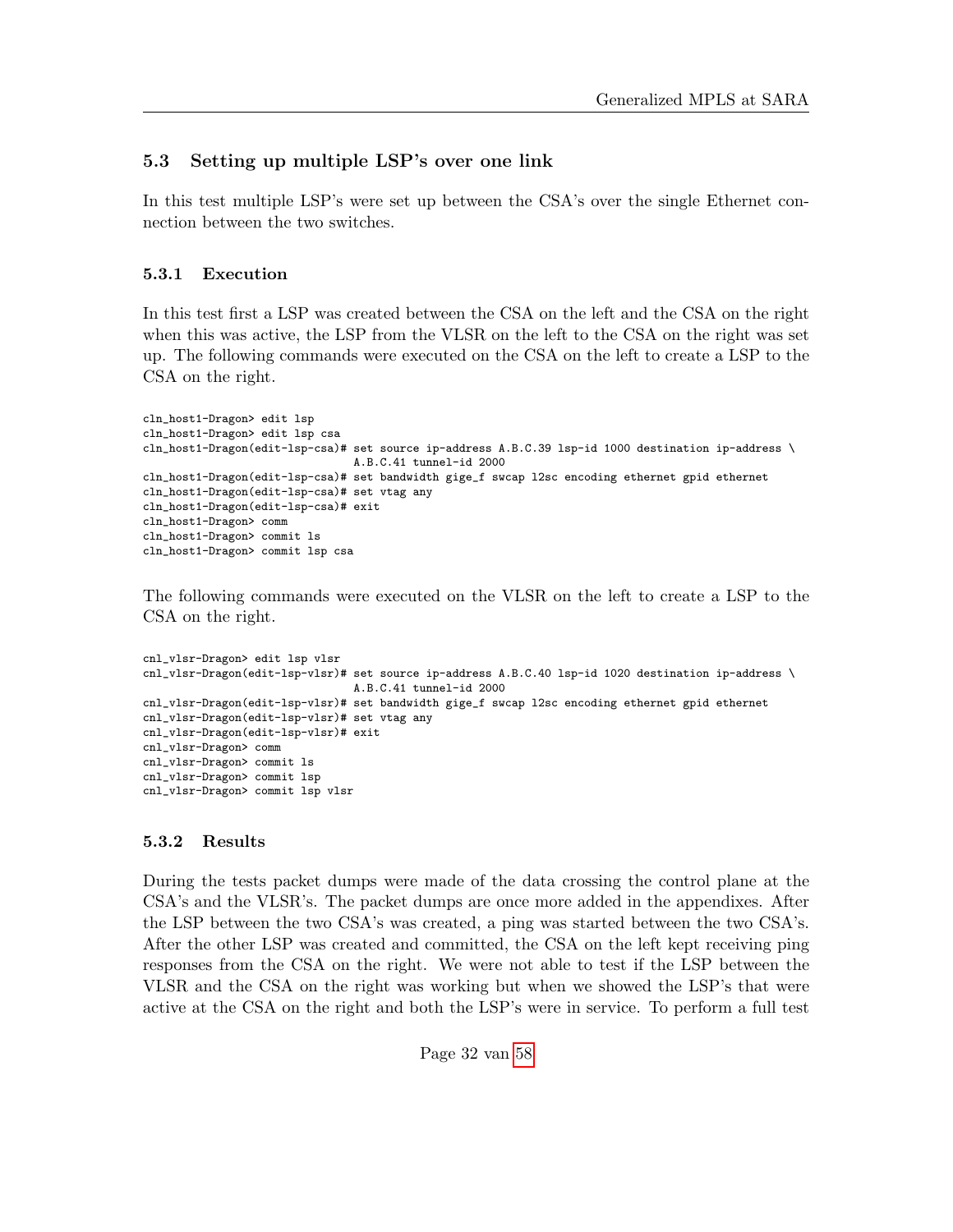## 5.3 Setting up multiple LSP's over one link

In this test multiple LSP's were set up between the CSA's over the single Ethernet connection between the two switches.

### 5.3.1 Execution

In this test first a LSP was created between the CSA on the left and the CSA on the right when this was active, the LSP from the VLSR on the left to the CSA on the right was set up. The following commands were executed on the CSA on the left to create a LSP to the CSA on the right.

```
cln_host1-Dragon> edit lsp
cln_host1-Dragon> edit lsp csa
cln_host1-Dragon(edit-lsp-csa)# set source ip-address A.B.C.39 lsp-id 1000 destination ip-address \
                                A.B.C.41 tunnel-id 2000
cln_host1-Dragon(edit-lsp-csa)# set bandwidth gige_f swcap l2sc encoding ethernet gpid ethernet
cln_host1-Dragon(edit-lsp-csa)# set vtag any
cln_host1-Dragon(edit-lsp-csa)# exit
cln_host1-Dragon> comm
cln_host1-Dragon> commit ls
cln_host1-Dragon> commit lsp csa
```

The following commands were executed on the VLSR on the left to create a LSP to the CSA on the right.

```
cnl_vlsr-Dragon> edit lsp vlsr
cnl_vlsr-Dragon(edit-lsp-vlsr)# set source ip-address A.B.C.40 lsp-id 1020 destination ip-address \
                                A.B.C.41 tunnel-id 2000
cnl_vlsr-Dragon(edit-lsp-vlsr)# set bandwidth gige_f swcap l2sc encoding ethernet gpid ethernet
cnl_vlsr-Dragon(edit-lsp-vlsr)# set vtag any
cnl_vlsr-Dragon(edit-lsp-vlsr)# exit
cnl_vlsr-Dragon> comm
cnl_vlsr-Dragon> commit ls
cnl_vlsr-Dragon> commit lsp
cnl_vlsr-Dragon> commit lsp vlsr
```

### 5.3.2 Results

During the tests packet dumps were made of the data crossing the control plane at the CSA's and the VLSR's. The packet dumps are once more added in the appendixes. After the LSP between the two CSA's was created, a ping was started between the two CSA's. After the other LSP was created and committed, the CSA on the left kept receiving ping responses from the CSA on the right. We were not able to test if the LSP between the VLSR and the CSA on the right was working but when we showed the LSP's that were active at the CSA on the right and both the LSP's were in service. To perform a full test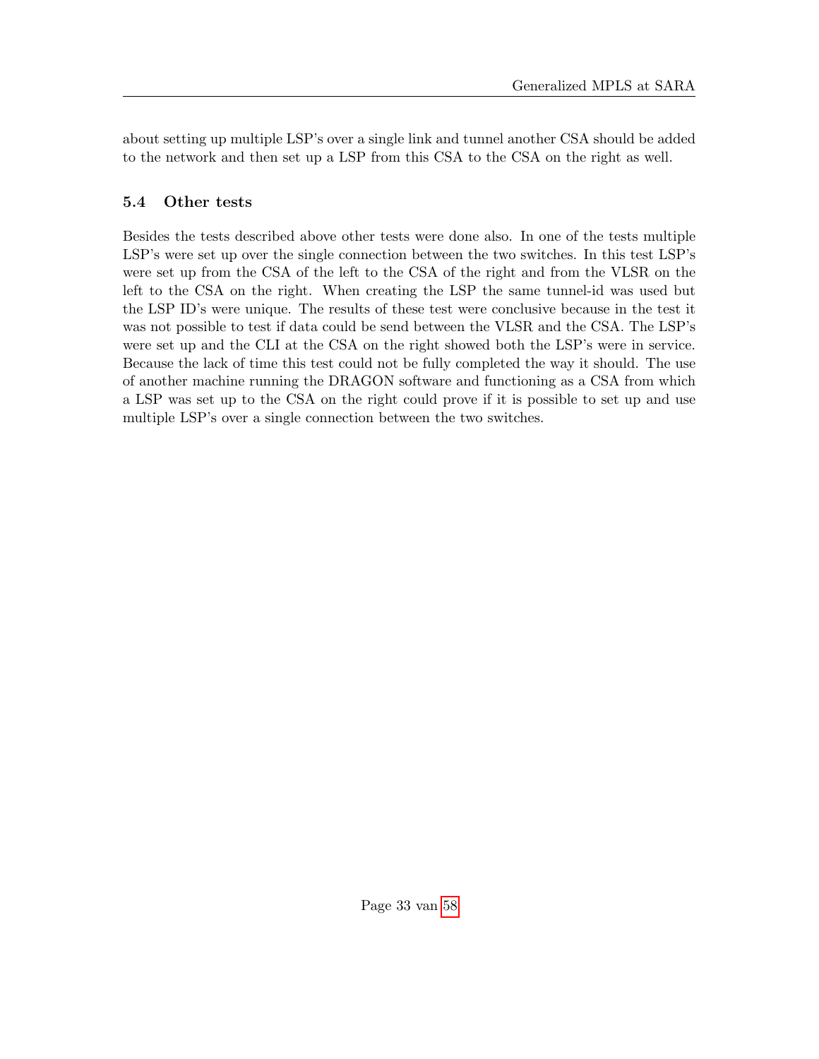about setting up multiple LSP's over a single link and tunnel another CSA should be added to the network and then set up a LSP from this CSA to the CSA on the right as well.

### 5.4 Other tests

Besides the tests described above other tests were done also. In one of the tests multiple LSP's were set up over the single connection between the two switches. In this test LSP's were set up from the CSA of the left to the CSA of the right and from the VLSR on the left to the CSA on the right. When creating the LSP the same tunnel-id was used but the LSP ID's were unique. The results of these test were conclusive because in the test it was not possible to test if data could be send between the VLSR and the CSA. The LSP's were set up and the CLI at the CSA on the right showed both the LSP's were in service. Because the lack of time this test could not be fully completed the way it should. The use of another machine running the DRAGON software and functioning as a CSA from which a LSP was set up to the CSA on the right could prove if it is possible to set up and use multiple LSP's over a single connection between the two switches.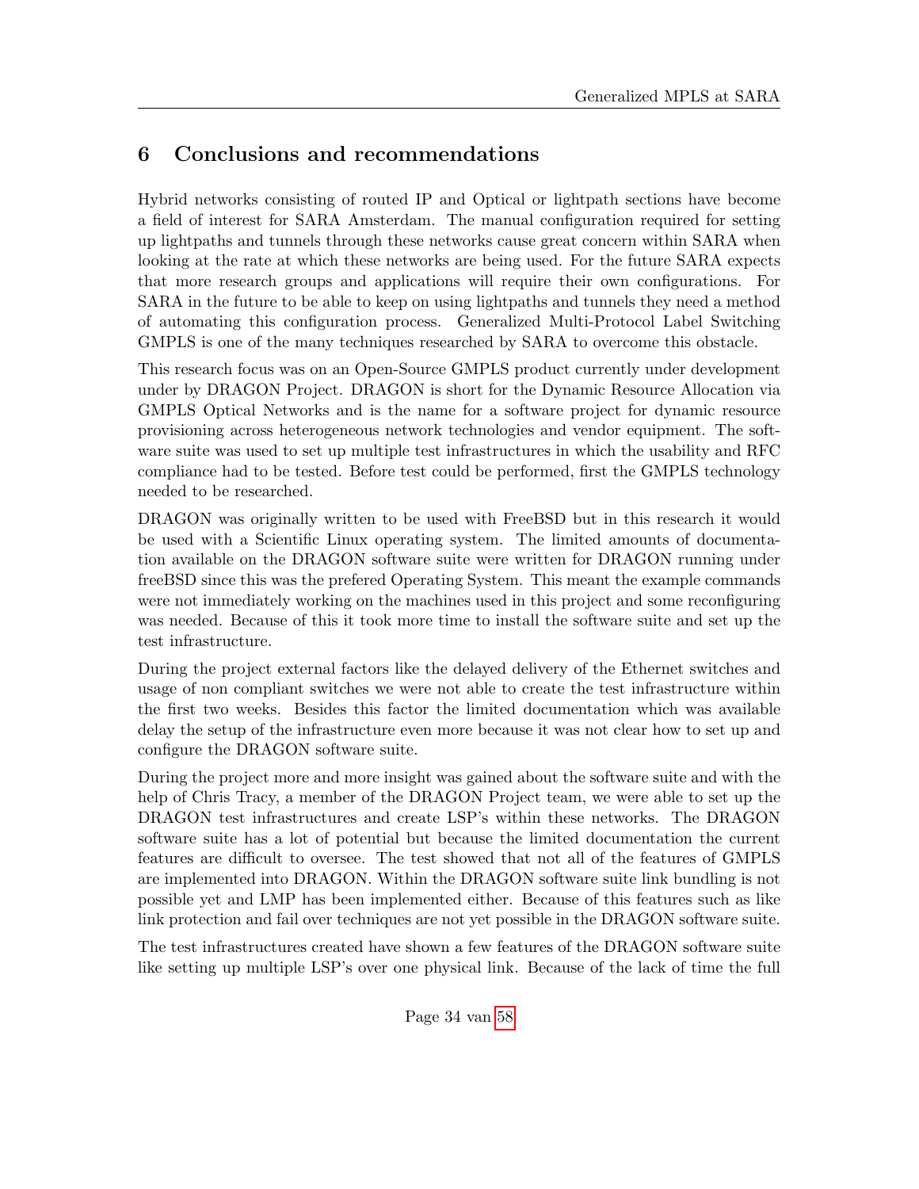# 6 Conclusions and recommendations

Hybrid networks consisting of routed IP and Optical or lightpath sections have become a field of interest for SARA Amsterdam. The manual configuration required for setting up lightpaths and tunnels through these networks cause great concern within SARA when looking at the rate at which these networks are being used. For the future SARA expects that more research groups and applications will require their own configurations. For SARA in the future to be able to keep on using lightpaths and tunnels they need a method of automating this configuration process. Generalized Multi-Protocol Label Switching GMPLS is one of the many techniques researched by SARA to overcome this obstacle.

This research focus was on an Open-Source GMPLS product currently under development under by DRAGON Project. DRAGON is short for the Dynamic Resource Allocation via GMPLS Optical Networks and is the name for a software project for dynamic resource provisioning across heterogeneous network technologies and vendor equipment. The software suite was used to set up multiple test infrastructures in which the usability and RFC compliance had to be tested. Before test could be performed, first the GMPLS technology needed to be researched.

DRAGON was originally written to be used with FreeBSD but in this research it would be used with a Scientific Linux operating system. The limited amounts of documentation available on the DRAGON software suite were written for DRAGON running under freeBSD since this was the prefered Operating System. This meant the example commands were not immediately working on the machines used in this project and some reconfiguring was needed. Because of this it took more time to install the software suite and set up the test infrastructure.

During the project external factors like the delayed delivery of the Ethernet switches and usage of non compliant switches we were not able to create the test infrastructure within the first two weeks. Besides this factor the limited documentation which was available delay the setup of the infrastructure even more because it was not clear how to set up and configure the DRAGON software suite.

During the project more and more insight was gained about the software suite and with the help of Chris Tracy, a member of the DRAGON Project team, we were able to set up the DRAGON test infrastructures and create LSP's within these networks. The DRAGON software suite has a lot of potential but because the limited documentation the current features are difficult to oversee. The test showed that not all of the features of GMPLS are implemented into DRAGON. Within the DRAGON software suite link bundling is not possible yet and LMP has been implemented either. Because of this features such as like link protection and fail over techniques are not yet possible in the DRAGON software suite.

The test infrastructures created have shown a few features of the DRAGON software suite like setting up multiple LSP's over one physical link. Because of the lack of time the full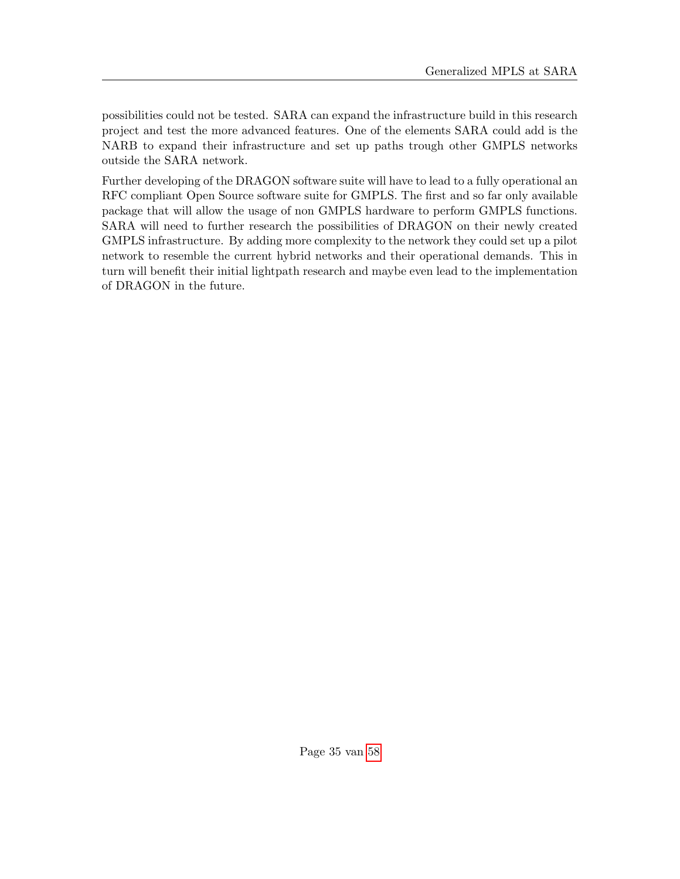possibilities could not be tested. SARA can expand the infrastructure build in this research project and test the more advanced features. One of the elements SARA could add is the NARB to expand their infrastructure and set up paths trough other GMPLS networks outside the SARA network.

Further developing of the DRAGON software suite will have to lead to a fully operational an RFC compliant Open Source software suite for GMPLS. The first and so far only available package that will allow the usage of non GMPLS hardware to perform GMPLS functions. SARA will need to further research the possibilities of DRAGON on their newly created GMPLS infrastructure. By adding more complexity to the network they could set up a pilot network to resemble the current hybrid networks and their operational demands. This in turn will benefit their initial lightpath research and maybe even lead to the implementation of DRAGON in the future.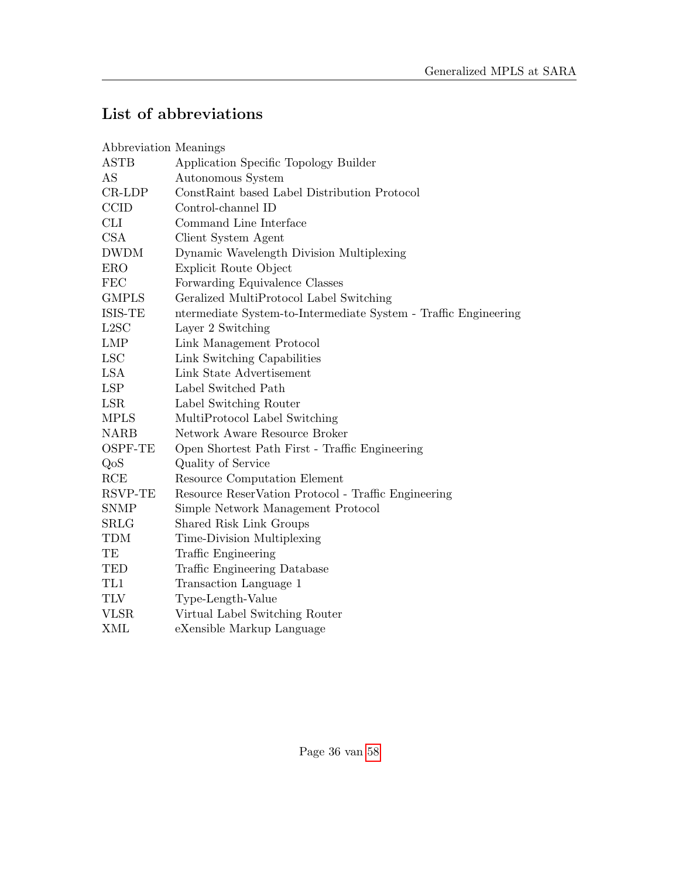## List of abbreviations

| Abbreviation | Meanings |
|---|---|
| ASTB | Application Specific Topology Builder |
| AS | Autonomous System |
| CR-LDP | ConstRaint based Label Distribution Protocol |
| CCID | Control-channel ID |
| CLI | Command Line Interface |
| CSA | Client System Agent |
| DWDM | Dynamic Wavelength Division Multiplexing |
| ERO | Explicit Route Object |
| FEC | Forwarding Equivalence Classes |
| GMPLS | Geralized MultiProtocol Label Switching |
| ISIS-TE | ntermediate System-to-Intermediate System - Traffic Engineering |
| L2SC | Layer 2 Switching |
| LMP | Link Management Protocol |
| LSC | Link Switching Capabilities |
| LSA | Link State Advertisement |
| LSP | Label Switched Path |
| LSR | Label Switching Router |
| MPLS | MultiProtocol Label Switching |
| NARB | Network Aware Resource Broker |
| OSPF-TE | Open Shortest Path First - Traffic Engineering |
| QoS | Quality of Service |
| RCE | Resource Computation Element |
| RSVP-TE | Resource ReserVation Protocol - Traffic Engineering |
| SNMP | Simple Network Management Protocol |
| SRLG | Shared Risk Link Groups |
| TDM | Time-Division Multiplexing |
| TE | Traffic Engineering |
| TED | Traffic Engineering Database |
| TL1 | Transaction Language 1 |
| TLV | Type-Length-Value |
| VLSR | Virtual Label Switching Router |
| XML | eXensible Markup Language |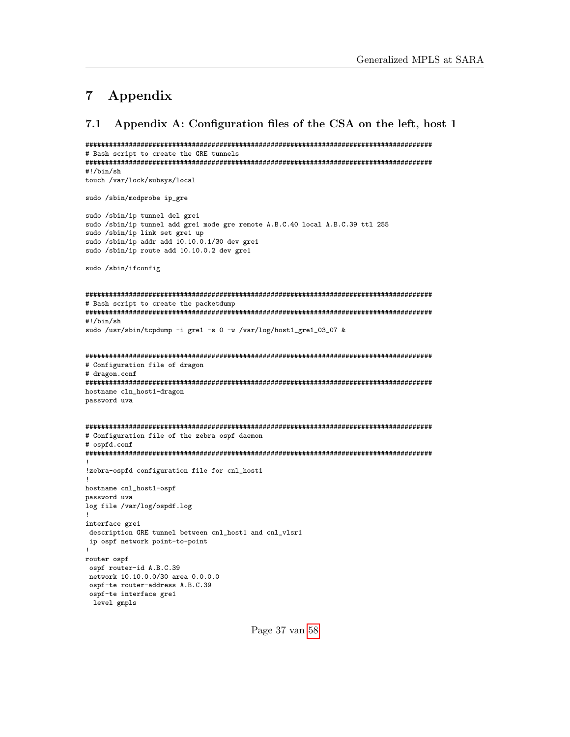# 7 Appendix

## 7.1 Appendix A: Configuration files of the CSA on the left, host 1

```
########################################################################################
# Bash script to create the GRE tunnels
########################################################################################
#!/bin/sh
touch /var/lock/subsys/local

sudo /sbin/modprobe ip_gre

sudo /sbin/ip tunnel del gre1
sudo /sbin/ip tunnel add gre1 mode gre remote A.B.C.40 local A.B.C.39 ttl 255
sudo /sbin/ip link set gre1 up
sudo /sbin/ip addr add 10.10.0.1/30 dev gre1
sudo /sbin/ip route add 10.10.0.2 dev gre1

sudo /sbin/ifconfig


########################################################################################
# Bash script to create the packetdump
########################################################################################
#!/bin/sh
sudo /usr/sbin/tcpdump -i gre1 -s 0 -w /var/log/host1_gre1_03_07 &


########################################################################################
# Configuration file of dragon
# dragon.conf
########################################################################################
hostname cln_host1-dragon
password uva


########################################################################################
# Configuration file of the zebra ospf daemon
# ospfd.conf
########################################################################################
!
!zebra-ospfd configuration file for cnl_host1
!
hostname cnl_host1-ospf
password uva
log file /var/log/ospdf.log
!
interface gre1
 description GRE tunnel between cnl_host1 and cnl_vlsr1
 ip ospf network point-to-point
!
router ospf
 ospf router-id A.B.C.39
 network 10.10.0.0/30 area 0.0.0.0
 ospf-te router-address A.B.C.39
 ospf-te interface gre1
  level gmpls
```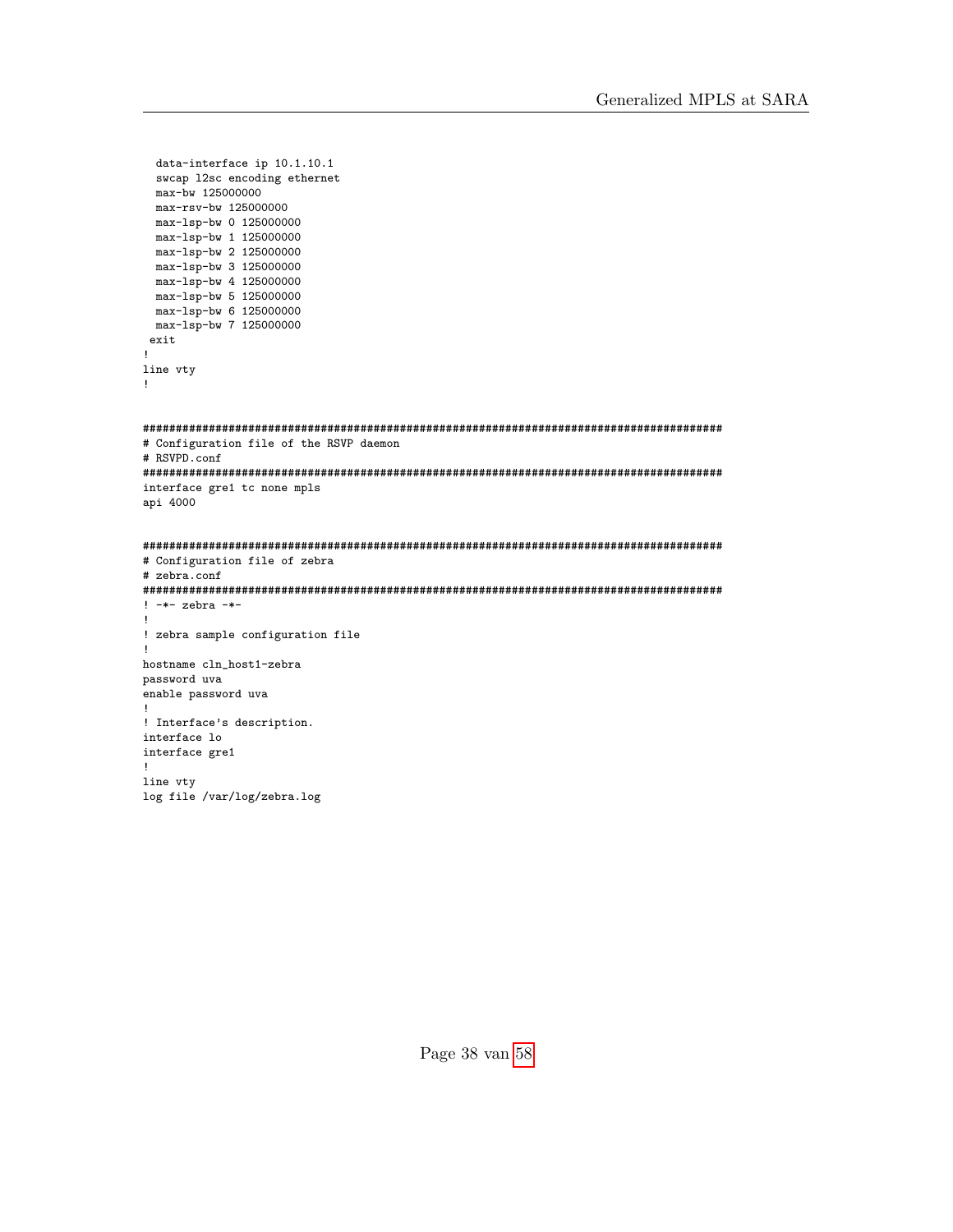```
  data-interface ip 10.1.10.1
  swcap l2sc encoding ethernet
  max-bw 125000000
  max-rsv-bw 125000000
  max-lsp-bw 0 125000000
  max-lsp-bw 1 125000000
  max-lsp-bw 2 125000000
  max-lsp-bw 3 125000000
  max-lsp-bw 4 125000000
  max-lsp-bw 5 125000000
  max-lsp-bw 6 125000000
  max-lsp-bw 7 125000000
 exit
!
line vty
!


##########################################################################################
# Configuration file of the RSVP daemon
# RSVPD.conf
##########################################################################################
interface gre1 tc none mpls
api 4000


##########################################################################################
# Configuration file of zebra
# zebra.conf
##########################################################################################
! -*- zebra -*-
!
! zebra sample configuration file
!
hostname cln_host1-zebra
password uva
enable password uva
!
! Interface's description.
interface lo
interface gre1
!
line vty
log file /var/log/zebra.log
```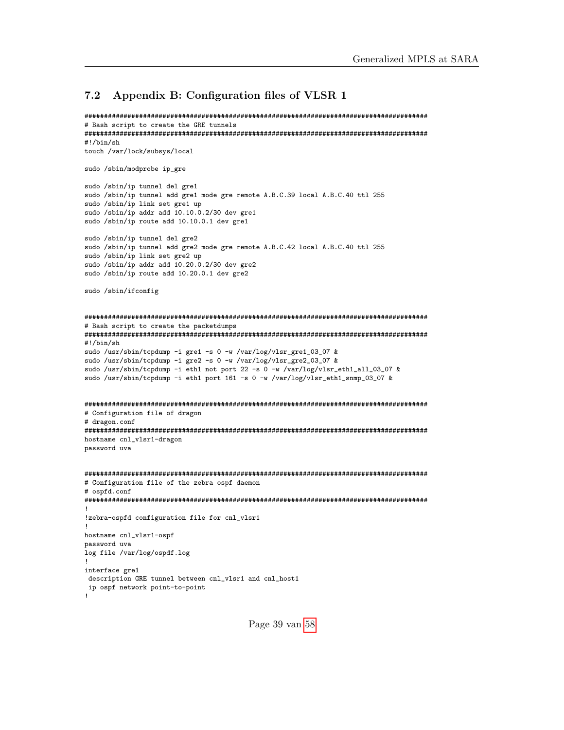## 7.2 Appendix B: Configuration files of VLSR 1

```
#########################################################################################
# Bash script to create the GRE tunnels
#########################################################################################
#!/bin/sh
touch /var/lock/subsys/local

sudo /sbin/modprobe ip_gre

sudo /sbin/ip tunnel del gre1
sudo /sbin/ip tunnel add gre1 mode gre remote A.B.C.39 local A.B.C.40 ttl 255
sudo /sbin/ip link set gre1 up
sudo /sbin/ip addr add 10.10.0.2/30 dev gre1
sudo /sbin/ip route add 10.10.0.1 dev gre1

sudo /sbin/ip tunnel del gre2
sudo /sbin/ip tunnel add gre2 mode gre remote A.B.C.42 local A.B.C.40 ttl 255
sudo /sbin/ip link set gre2 up
sudo /sbin/ip addr add 10.20.0.2/30 dev gre2
sudo /sbin/ip route add 10.20.0.1 dev gre2

sudo /sbin/ifconfig


#########################################################################################
# Bash script to create the packetdumps
#########################################################################################
#!/bin/sh
sudo /usr/sbin/tcpdump -i gre1 -s 0 -w /var/log/vlsr_gre1_03_07 &
sudo /usr/sbin/tcpdump -i gre2 -s 0 -w /var/log/vlsr_gre2_03_07 &
sudo /usr/sbin/tcpdump -i eth1 not port 22 -s 0 -w /var/log/vlsr_eth1_all_03_07 &
sudo /usr/sbin/tcpdump -i eth1 port 161 -s 0 -w /var/log/vlsr_eth1_snmp_03_07 &


#########################################################################################
# Configuration file of dragon
# dragon.conf
#########################################################################################
hostname cnl_vlsr1-dragon
password uva


#########################################################################################
# Configuration file of the zebra ospf daemon
# ospfd.conf
#########################################################################################
!
!zebra-ospfd configuration file for cnl_vlsr1
!
hostname cnl_vlsr1-ospf
password uva
log file /var/log/ospdf.log
!
interface gre1
 description GRE tunnel between cnl_vlsr1 and cnl_host1
 ip ospf network point-to-point
!
```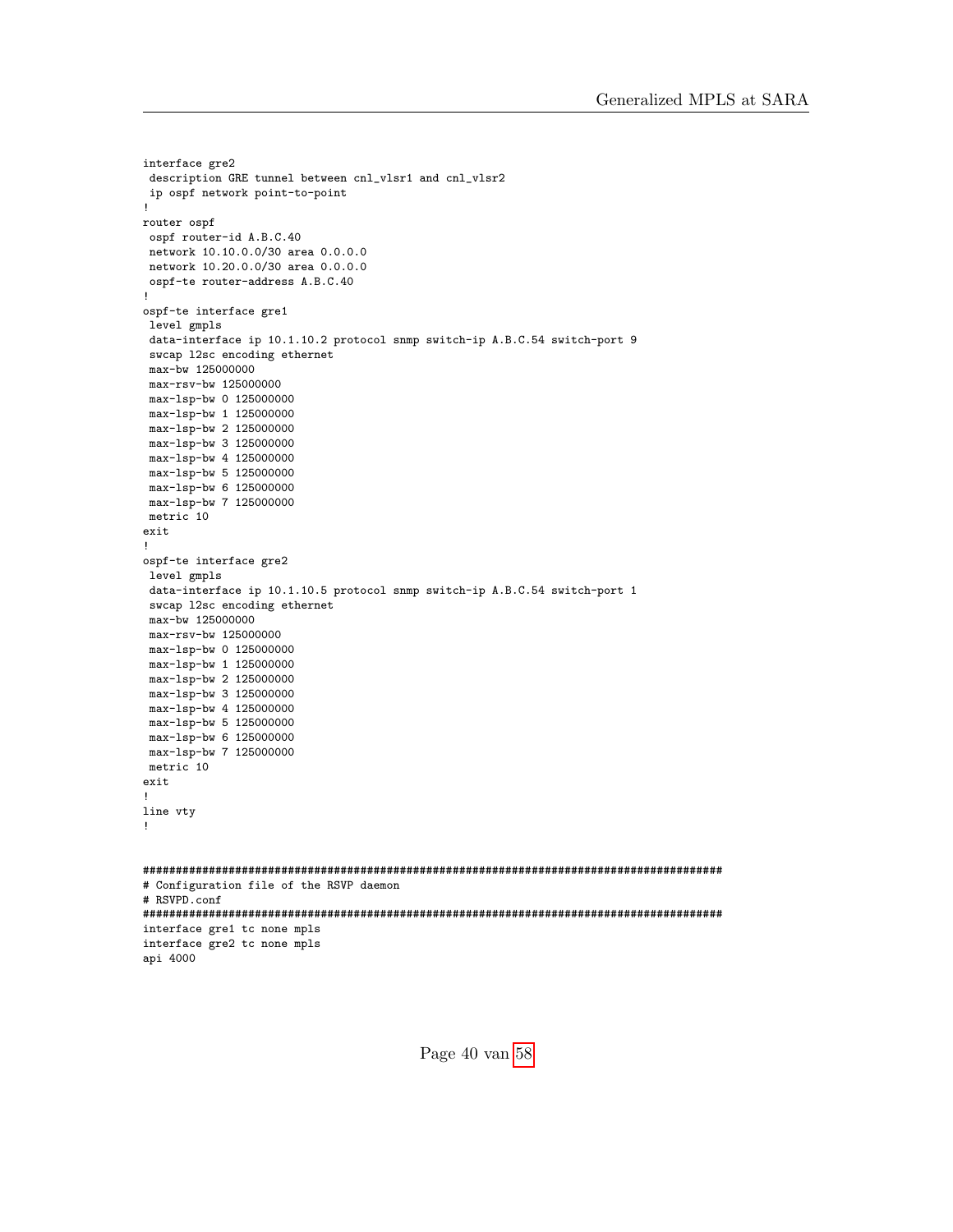```
interface gre2
 description GRE tunnel between cnl_vlsr1 and cnl_vlsr2
 ip ospf network point-to-point
!
router ospf
 ospf router-id A.B.C.40
 network 10.10.0.0/30 area 0.0.0.0
 network 10.20.0.0/30 area 0.0.0.0
 ospf-te router-address A.B.C.40
!
ospf-te interface gre1
 level gmpls
 data-interface ip 10.1.10.2 protocol snmp switch-ip A.B.C.54 switch-port 9
 swcap l2sc encoding ethernet
 max-bw 125000000
 max-rsv-bw 125000000
 max-lsp-bw 0 125000000
 max-lsp-bw 1 125000000
 max-lsp-bw 2 125000000
 max-lsp-bw 3 125000000
 max-lsp-bw 4 125000000
 max-lsp-bw 5 125000000
 max-lsp-bw 6 125000000
 max-lsp-bw 7 125000000
 metric 10
exit
!
ospf-te interface gre2
 level gmpls
 data-interface ip 10.1.10.5 protocol snmp switch-ip A.B.C.54 switch-port 1
 swcap l2sc encoding ethernet
 max-bw 125000000
 max-rsv-bw 125000000
 max-lsp-bw 0 125000000
 max-lsp-bw 1 125000000
 max-lsp-bw 2 125000000
 max-lsp-bw 3 125000000
 max-lsp-bw 4 125000000
 max-lsp-bw 5 125000000
 max-lsp-bw 6 125000000
 max-lsp-bw 7 125000000
 metric 10
exit
!
line vty
!


##########################################################################################
# Configuration file of the RSVP daemon
# RSVPD.conf
##########################################################################################
interface gre1 tc none mpls
interface gre2 tc none mpls
api 4000
```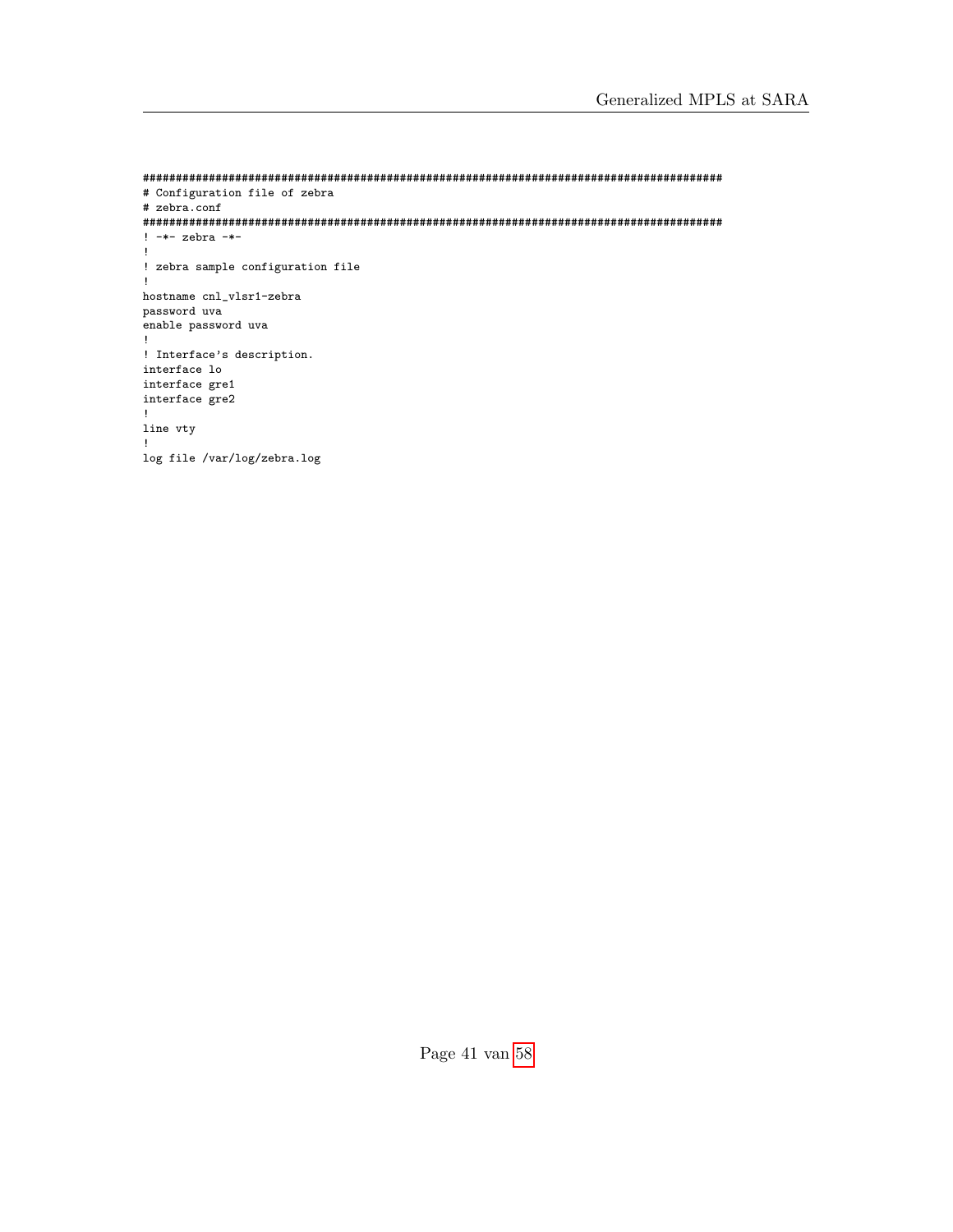```
#########################################################################################
# Configuration file of zebra
# zebra.conf
#########################################################################################
! -*- zebra -*-
!
! zebra sample configuration file
!
hostname cnl_vlsr1-zebra
password uva
enable password uva
!
! Interface's description.
interface lo
interface gre1
interface gre2
!
line vty
!
log file /var/log/zebra.log
```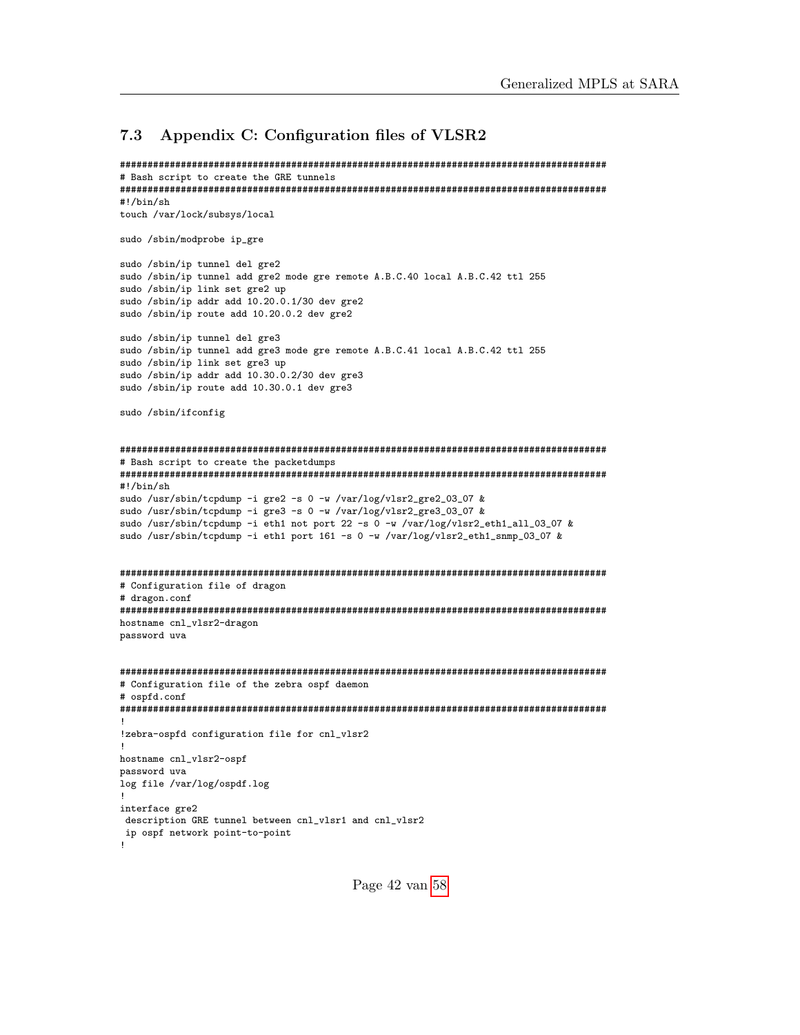### 7.3 Appendix C: Configuration files of VLSR2

```
##########################################################################################
# Bash script to create the GRE tunnels
##########################################################################################
#!/bin/sh
touch /var/lock/subsys/local

sudo /sbin/modprobe ip_gre

sudo /sbin/ip tunnel del gre2
sudo /sbin/ip tunnel add gre2 mode gre remote A.B.C.40 local A.B.C.42 ttl 255
sudo /sbin/ip link set gre2 up
sudo /sbin/ip addr add 10.20.0.1/30 dev gre2
sudo /sbin/ip route add 10.20.0.2 dev gre2

sudo /sbin/ip tunnel del gre3
sudo /sbin/ip tunnel add gre3 mode gre remote A.B.C.41 local A.B.C.42 ttl 255
sudo /sbin/ip link set gre3 up
sudo /sbin/ip addr add 10.30.0.2/30 dev gre3
sudo /sbin/ip route add 10.30.0.1 dev gre3

sudo /sbin/ifconfig


##########################################################################################
# Bash script to create the packetdumps
##########################################################################################
#!/bin/sh
sudo /usr/sbin/tcpdump -i gre2 -s 0 -w /var/log/vlsr2_gre2_03_07 &
sudo /usr/sbin/tcpdump -i gre3 -s 0 -w /var/log/vlsr2_gre3_03_07 &
sudo /usr/sbin/tcpdump -i eth1 not port 22 -s 0 -w /var/log/vlsr2_eth1_all_03_07 &
sudo /usr/sbin/tcpdump -i eth1 port 161 -s 0 -w /var/log/vlsr2_eth1_snmp_03_07 &


##########################################################################################
# Configuration file of dragon
# dragon.conf
##########################################################################################
hostname cnl_vlsr2-dragon
password uva


##########################################################################################
# Configuration file of the zebra ospf daemon
# ospfd.conf
##########################################################################################
!
!zebra-ospfd configuration file for cnl_vlsr2
!
hostname cnl_vlsr2-ospf
password uva
log file /var/log/ospdf.log
!
interface gre2
 description GRE tunnel between cnl_vlsr1 and cnl_vlsr2
 ip ospf network point-to-point
!
```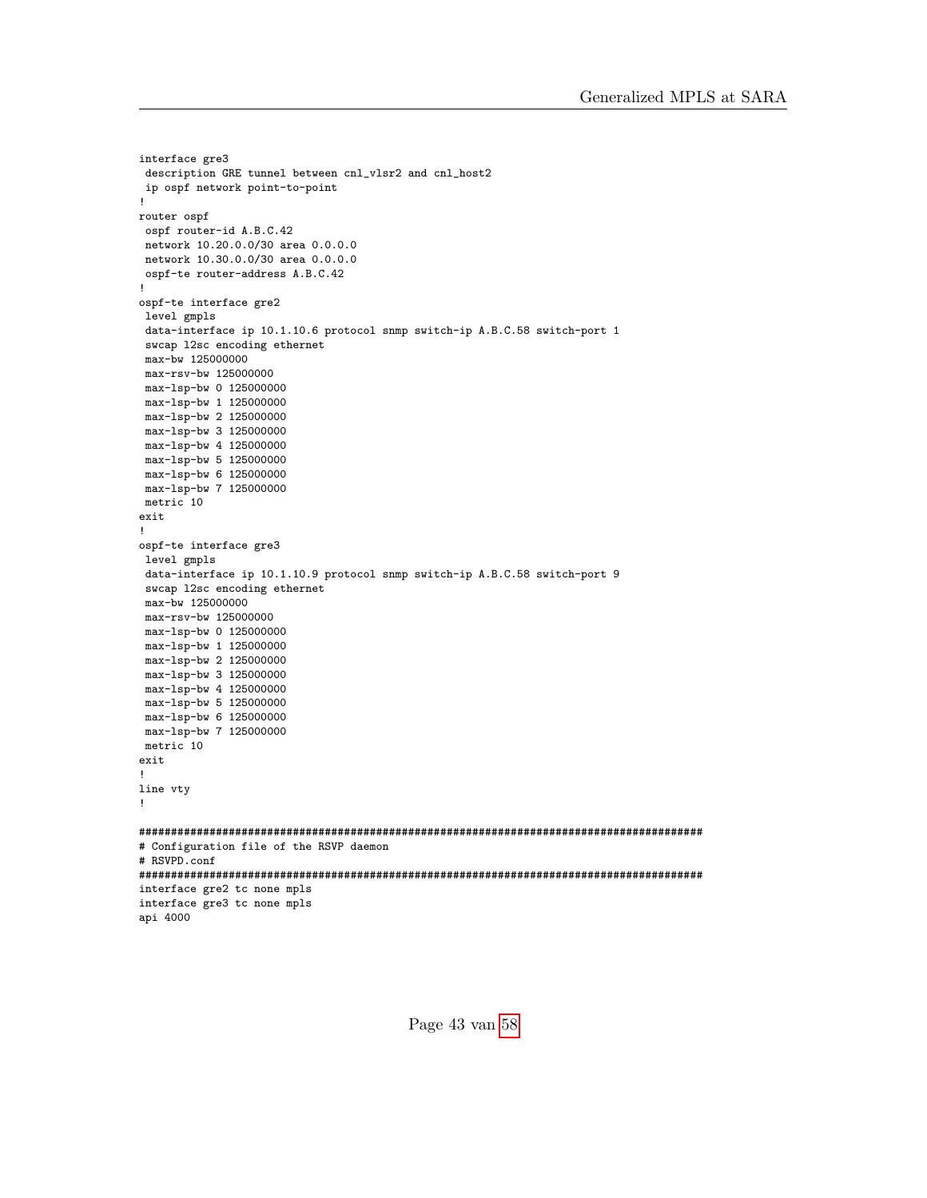```
interface gre3
 description GRE tunnel between cnl_vlsr2 and cnl_host2
 ip ospf network point-to-point
!
router ospf
 ospf router-id A.B.C.42
 network 10.20.0.0/30 area 0.0.0.0
 network 10.30.0.0/30 area 0.0.0.0
 ospf-te router-address A.B.C.42
!
ospf-te interface gre2
 level gmpls
 data-interface ip 10.1.10.6 protocol snmp switch-ip A.B.C.58 switch-port 1
 swcap l2sc encoding ethernet
 max-bw 125000000
 max-rsv-bw 125000000
 max-lsp-bw 0 125000000
 max-lsp-bw 1 125000000
 max-lsp-bw 2 125000000
 max-lsp-bw 3 125000000
 max-lsp-bw 4 125000000
 max-lsp-bw 5 125000000
 max-lsp-bw 6 125000000
 max-lsp-bw 7 125000000
 metric 10
exit
!
ospf-te interface gre3
 level gmpls
 data-interface ip 10.1.10.9 protocol snmp switch-ip A.B.C.58 switch-port 9
 swcap l2sc encoding ethernet
 max-bw 125000000
 max-rsv-bw 125000000
 max-lsp-bw 0 125000000
 max-lsp-bw 1 125000000
 max-lsp-bw 2 125000000
 max-lsp-bw 3 125000000
 max-lsp-bw 4 125000000
 max-lsp-bw 5 125000000
 max-lsp-bw 6 125000000
 max-lsp-bw 7 125000000
 metric 10
exit
!
line vty
!

###########################################################################################
# Configuration file of the RSVP daemon
# RSVPD.conf
###########################################################################################
interface gre2 tc none mpls
interface gre3 tc none mpls
api 4000
```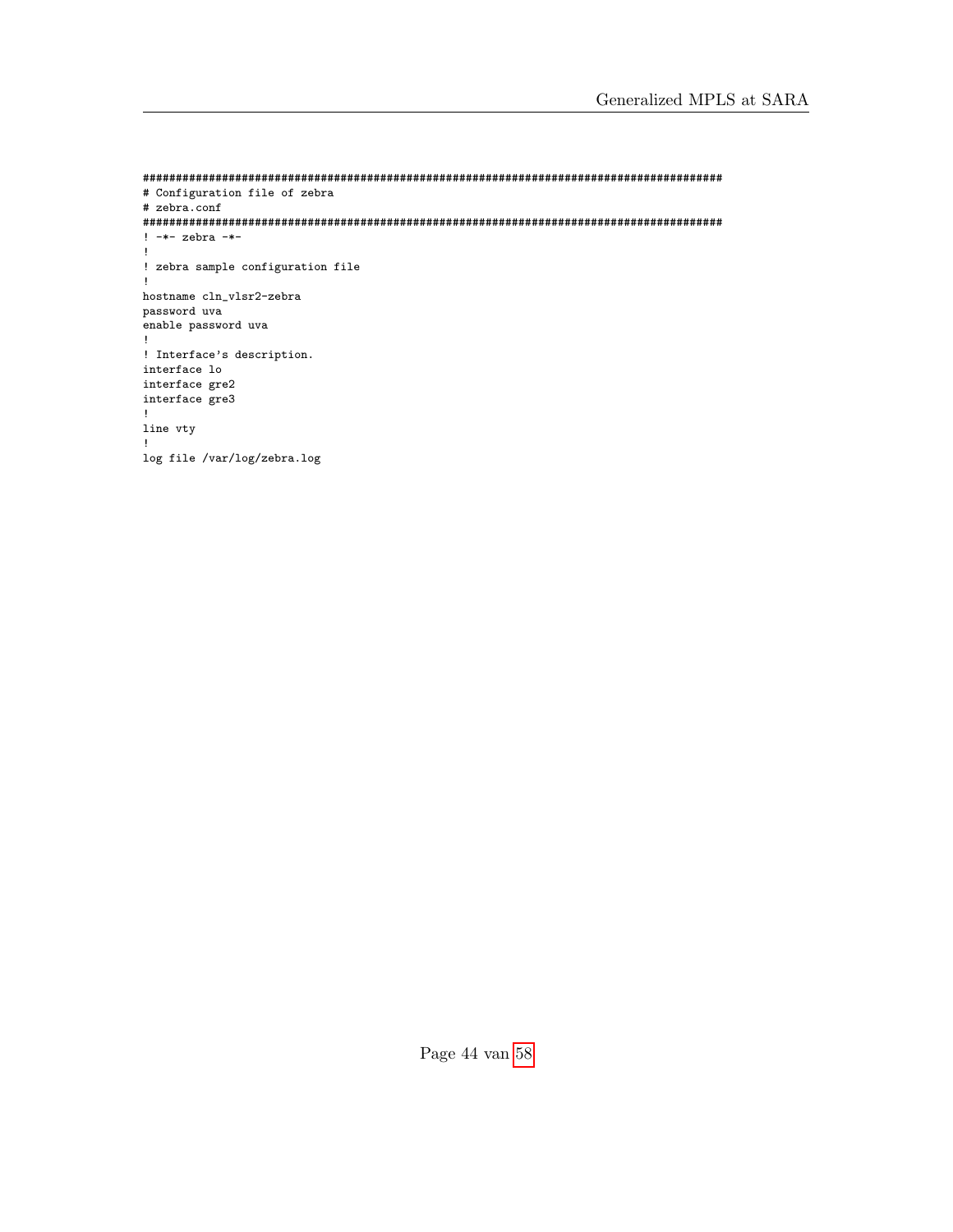```
##########################################################################################
# Configuration file of zebra
# zebra.conf
##########################################################################################
! -*- zebra -*-
!
! zebra sample configuration file
!
hostname cln_vlsr2-zebra
password uva
enable password uva
!
! Interface's description.
interface lo
interface gre2
interface gre3
!
line vty
!
log file /var/log/zebra.log
```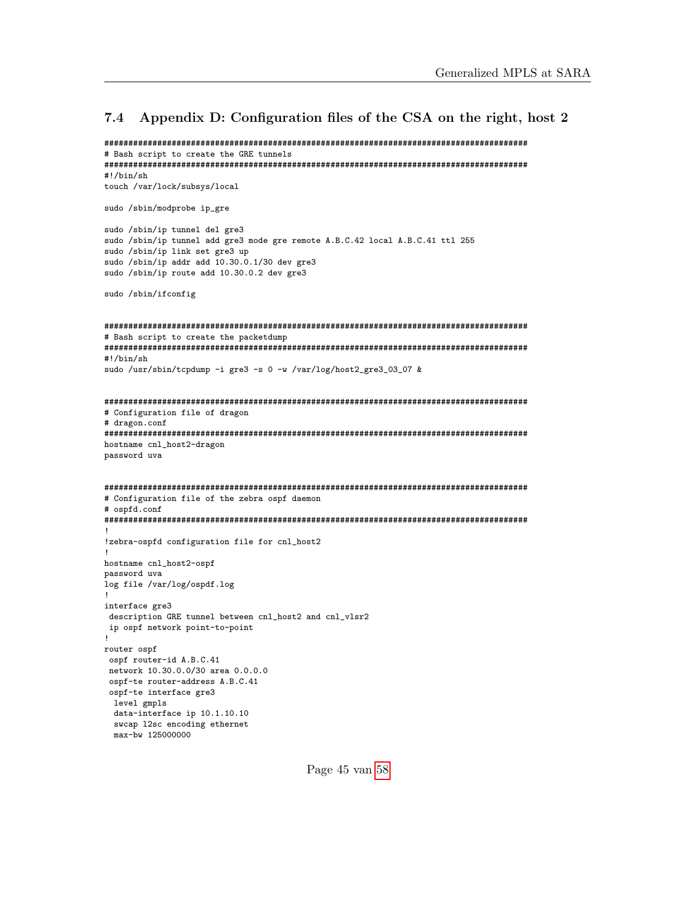### 7.4 Appendix D: Configuration files of the CSA on the right, host 2

```
##########################################################################################
# Bash script to create the GRE tunnels
##########################################################################################
#!/bin/sh
touch /var/lock/subsys/local

sudo /sbin/modprobe ip_gre

sudo /sbin/ip tunnel del gre3
sudo /sbin/ip tunnel add gre3 mode gre remote A.B.C.42 local A.B.C.41 ttl 255
sudo /sbin/ip link set gre3 up
sudo /sbin/ip addr add 10.30.0.1/30 dev gre3
sudo /sbin/ip route add 10.30.0.2 dev gre3

sudo /sbin/ifconfig


##########################################################################################
# Bash script to create the packetdump
##########################################################################################
#!/bin/sh
sudo /usr/sbin/tcpdump -i gre3 -s 0 -w /var/log/host2_gre3_03_07 &


##########################################################################################
# Configuration file of dragon
# dragon.conf
##########################################################################################
hostname cnl_host2-dragon
password uva


##########################################################################################
# Configuration file of the zebra ospf daemon
# ospfd.conf
##########################################################################################
!
!zebra-ospfd configuration file for cnl_host2
!
hostname cnl_host2-ospf
password uva
log file /var/log/ospdf.log
!
interface gre3
 description GRE tunnel between cnl_host2 and cnl_vlsr2
 ip ospf network point-to-point
!
router ospf
 ospf router-id A.B.C.41
 network 10.30.0.0/30 area 0.0.0.0
 ospf-te router-address A.B.C.41
 ospf-te interface gre3
  level gmpls
  data-interface ip 10.1.10.10
  swcap l2sc encoding ethernet
  max-bw 125000000
```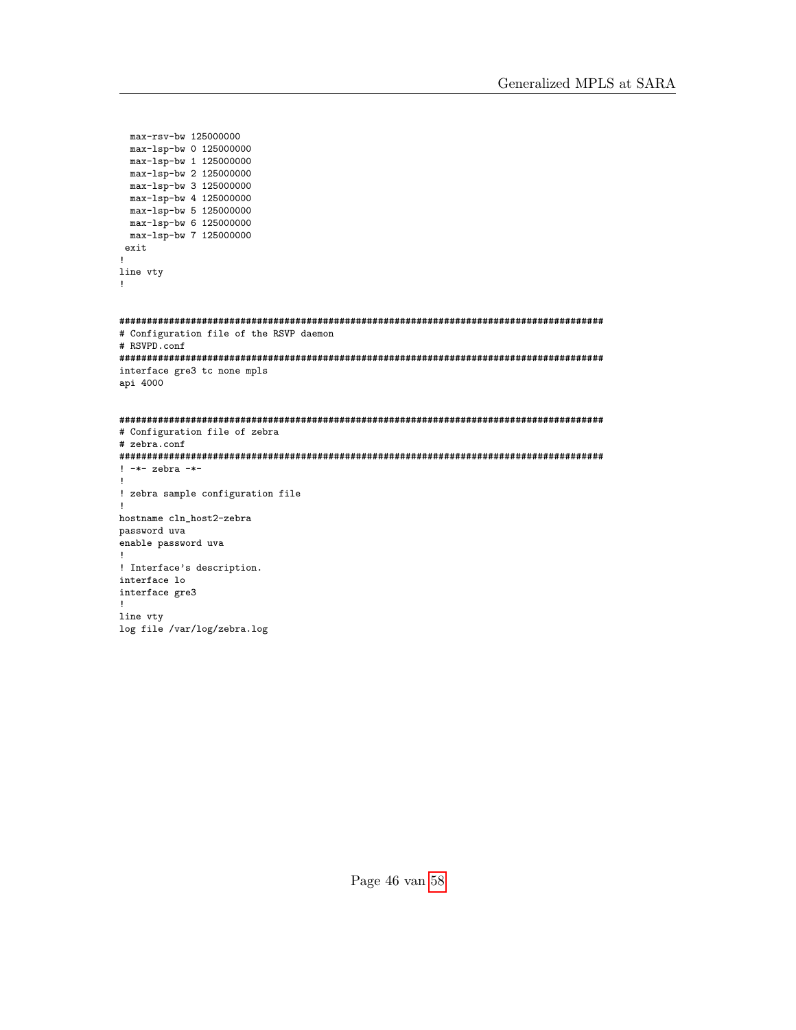```
  max-rsv-bw 125000000
  max-lsp-bw 0 125000000
  max-lsp-bw 1 125000000
  max-lsp-bw 2 125000000
  max-lsp-bw 3 125000000
  max-lsp-bw 4 125000000
  max-lsp-bw 5 125000000
  max-lsp-bw 6 125000000
  max-lsp-bw 7 125000000
 exit
!
line vty
!


##########################################################################################
# Configuration file of the RSVP daemon
# RSVPD.conf
##########################################################################################
interface gre3 tc none mpls
api 4000


##########################################################################################
# Configuration file of zebra
# zebra.conf
##########################################################################################
! -*- zebra -*-
!
! zebra sample configuration file
!
hostname cln_host2-zebra
password uva
enable password uva
!
! Interface's description.
interface lo
interface gre3
!
line vty
log file /var/log/zebra.log
```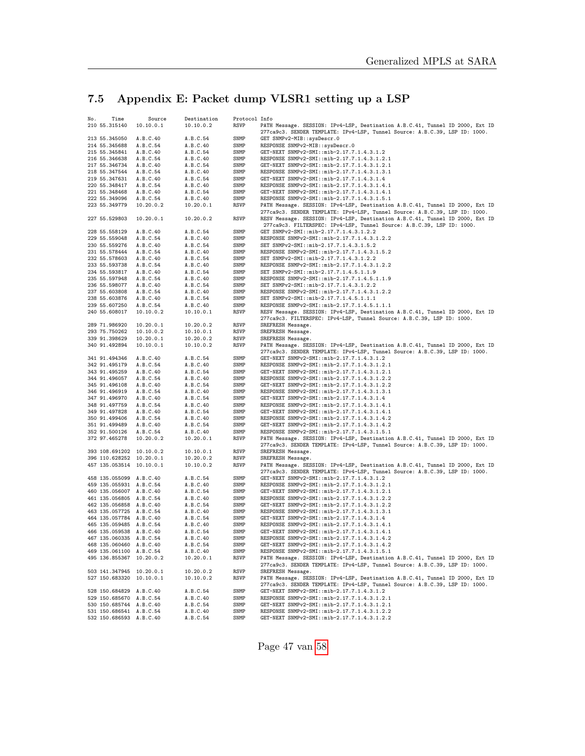## 7.5 Appendix E: Packet dump VLSR1 setting up a LSP

```
No.   Time        Source       Destination   Protocol Info
210 55.315140   10.10.0.1    10.10.0.2     RSVP     PATH Message. SESSION: IPv4-LSP, Destination A.B.C.41, Tunnel ID 2000, Ext ID
                                                    277ca9c3. SENDER TEMPLATE: IPv4-LSP, Tunnel Source: A.B.C.39, LSP ID: 1000.
213 55.345050   A.B.C.40     A.B.C.54      SNMP     GET SNMPv2-MIB::sysDescr.0
214 55.345688   A.B.C.54     A.B.C.40      SNMP     RESPONSE SNMPv2-MIB::sysDescr.0
215 55.345841   A.B.C.40     A.B.C.54      SNMP     GET-NEXT SNMPv2-SMI::mib-2.17.7.1.4.3.1.2
216 55.346638   A.B.C.54     A.B.C.40      SNMP     RESPONSE SNMPv2-SMI::mib-2.17.7.1.4.3.1.2.1
217 55.346734   A.B.C.40     A.B.C.54      SNMP     GET-NEXT SNMPv2-SMI::mib-2.17.7.1.4.3.1.2.1
218 55.347544   A.B.C.54     A.B.C.40      SNMP     RESPONSE SNMPv2-SMI::mib-2.17.7.1.4.3.1.3.1
219 55.347631   A.B.C.40     A.B.C.54      SNMP     GET-NEXT SNMPv2-SMI::mib-2.17.7.1.4.3.1.4
220 55.348417   A.B.C.54     A.B.C.40      SNMP     RESPONSE SNMPv2-SMI::mib-2.17.7.1.4.3.1.4.1
221 55.348468   A.B.C.40     A.B.C.54      SNMP     GET-NEXT SNMPv2-SMI::mib-2.17.7.1.4.3.1.4.1
222 55.349096   A.B.C.54     A.B.C.40      SNMP     RESPONSE SNMPv2-SMI::mib-2.17.7.1.4.3.1.5.1
223 55.349779   10.20.0.2    10.20.0.1     RSVP     PATH Message. SESSION: IPv4-LSP, Destination A.B.C.41, Tunnel ID 2000, Ext ID
                                                    277ca9c3. SENDER TEMPLATE: IPv4-LSP, Tunnel Source: A.B.C.39, LSP ID: 1000.
227 55.529803   10.20.0.1    10.20.0.2     RSVP     RESV Message. SESSION: IPv4-LSP, Destination A.B.C.41, Tunnel ID 2000, Ext ID
                                                    277ca9c3. FILTERSPEC: IPv4-LSP, Tunnel Source: A.B.C.39, LSP ID: 1000.
228 55.558129   A.B.C.40     A.B.C.54      SNMP     GET SNMPv2-SMI::mib-2.17.7.1.4.3.1.2.2
229 55.559048   A.B.C.54     A.B.C.40      SNMP     RESPONSE SNMPv2-SMI::mib-2.17.7.1.4.3.1.2.2
230 55.559276   A.B.C.40     A.B.C.54      SNMP     SET SNMPv2-SMI::mib-2.17.7.1.4.3.1.5.2
231 55.578444   A.B.C.54     A.B.C.40      SNMP     RESPONSE SNMPv2-SMI::mib-2.17.7.1.4.3.1.5.2
232 55.578603   A.B.C.40     A.B.C.54      SNMP     SET SNMPv2-SMI::mib-2.17.7.1.4.3.1.2.2
233 55.593738   A.B.C.54     A.B.C.40      SNMP     RESPONSE SNMPv2-SMI::mib-2.17.7.1.4.3.1.2.2
234 55.593817   A.B.C.40     A.B.C.54      SNMP     SET SNMPv2-SMI::mib-2.17.7.1.4.5.1.1.9
235 55.597948   A.B.C.54     A.B.C.40      SNMP     RESPONSE SNMPv2-SMI::mib-2.17.7.1.4.5.1.1.9
236 55.598077   A.B.C.40     A.B.C.54      SNMP     SET SNMPv2-SMI::mib-2.17.7.1.4.3.1.2.2
237 55.603808   A.B.C.54     A.B.C.40      SNMP     RESPONSE SNMPv2-SMI::mib-2.17.7.1.4.3.1.2.2
238 55.603876   A.B.C.40     A.B.C.54      SNMP     SET SNMPv2-SMI::mib-2.17.7.1.4.5.1.1.1
239 55.607250   A.B.C.54     A.B.C.40      SNMP     RESPONSE SNMPv2-SMI::mib-2.17.7.1.4.5.1.1.1
240 55.608017   10.10.0.2    10.10.0.1     RSVP     RESV Message. SESSION: IPv4-LSP, Destination A.B.C.41, Tunnel ID 2000, Ext ID
                                                    277ca9c3. FILTERSPEC: IPv4-LSP, Tunnel Source: A.B.C.39, LSP ID: 1000.
289 71.986920   10.20.0.1    10.20.0.2     RSVP     SREFRESH Message.
293 75.750262   10.10.0.2    10.10.0.1     RSVP     SREFRESH Message.
339 91.398629   10.20.0.1    10.20.0.2     RSVP     SREFRESH Message.
340 91.492894   10.10.0.1    10.10.0.2     RSVP     PATH Message. SESSION: IPv4-LSP, Destination A.B.C.41, Tunnel ID 2000, Ext ID
                                                    277ca9c3. SENDER TEMPLATE: IPv4-LSP, Tunnel Source: A.B.C.39, LSP ID: 1000.
341 91.494346   A.B.C.40     A.B.C.54      SNMP     GET-NEXT SNMPv2-SMI::mib-2.17.7.1.4.3.1.2
342 91.495179   A.B.C.54     A.B.C.40      SNMP     RESPONSE SNMPv2-SMI::mib-2.17.7.1.4.3.1.2.1
343 91.495259   A.B.C.40     A.B.C.54      SNMP     GET-NEXT SNMPv2-SMI::mib-2.17.7.1.4.3.1.2.1
344 91.496057   A.B.C.54     A.B.C.40      SNMP     RESPONSE SNMPv2-SMI::mib-2.17.7.1.4.3.1.2.2
345 91.496108   A.B.C.40     A.B.C.54      SNMP     GET-NEXT SNMPv2-SMI::mib-2.17.7.1.4.3.1.2.2
346 91.496919   A.B.C.54     A.B.C.40      SNMP     RESPONSE SNMPv2-SMI::mib-2.17.7.1.4.3.1.3.1
347 91.496970   A.B.C.40     A.B.C.54      SNMP     GET-NEXT SNMPv2-SMI::mib-2.17.7.1.4.3.1.4
348 91.497759   A.B.C.54     A.B.C.40      SNMP     RESPONSE SNMPv2-SMI::mib-2.17.7.1.4.3.1.4.1
349 91.497828   A.B.C.40     A.B.C.54      SNMP     GET-NEXT SNMPv2-SMI::mib-2.17.7.1.4.3.1.4.1
350 91.499406   A.B.C.54     A.B.C.40      SNMP     RESPONSE SNMPv2-SMI::mib-2.17.7.1.4.3.1.4.2
351 91.499489   A.B.C.40     A.B.C.54      SNMP     GET-NEXT SNMPv2-SMI::mib-2.17.7.1.4.3.1.4.2
352 91.500126   A.B.C.54     A.B.C.40      SNMP     RESPONSE SNMPv2-SMI::mib-2.17.7.1.4.3.1.5.1
372 97.465278   10.20.0.2    10.20.0.1     RSVP     PATH Message. SESSION: IPv4-LSP, Destination A.B.C.41, Tunnel ID 2000, Ext ID
                                                    277ca9c3. SENDER TEMPLATE: IPv4-LSP, Tunnel Source: A.B.C.39, LSP ID: 1000.
393 108.691202  10.10.0.2    10.10.0.1     RSVP     SREFRESH Message.
396 110.628252  10.20.0.1    10.20.0.2     RSVP     SREFRESH Message.
457 135.053514  10.10.0.1    10.10.0.2     RSVP     PATH Message. SESSION: IPv4-LSP, Destination A.B.C.41, Tunnel ID 2000, Ext ID
                                                    277ca9c3. SENDER TEMPLATE: IPv4-LSP, Tunnel Source: A.B.C.39, LSP ID: 1000.
458 135.055099  A.B.C.40     A.B.C.54      SNMP     GET-NEXT SNMPv2-SMI::mib-2.17.7.1.4.3.1.2
459 135.055931  A.B.C.54     A.B.C.40      SNMP     RESPONSE SNMPv2-SMI::mib-2.17.7.1.4.3.1.2.1
460 135.056007  A.B.C.40     A.B.C.54      SNMP     GET-NEXT SNMPv2-SMI::mib-2.17.7.1.4.3.1.2.1
461 135.056805  A.B.C.54     A.B.C.40      SNMP     RESPONSE SNMPv2-SMI::mib-2.17.7.1.4.3.1.2.2
462 135.056858  A.B.C.40     A.B.C.54      SNMP     GET-NEXT SNMPv2-SMI::mib-2.17.7.1.4.3.1.2.2
463 135.057725  A.B.C.54     A.B.C.40      SNMP     RESPONSE SNMPv2-SMI::mib-2.17.7.1.4.3.1.3.1
464 135.057784  A.B.C.40     A.B.C.54      SNMP     GET-NEXT SNMPv2-SMI::mib-2.17.7.1.4.3.1.4
465 135.059485  A.B.C.54     A.B.C.40      SNMP     RESPONSE SNMPv2-SMI::mib-2.17.7.1.4.3.1.4.1
466 135.059538  A.B.C.40     A.B.C.54      SNMP     GET-NEXT SNMPv2-SMI::mib-2.17.7.1.4.3.1.4.1
467 135.060335  A.B.C.54     A.B.C.40      SNMP     RESPONSE SNMPv2-SMI::mib-2.17.7.1.4.3.1.4.2
468 135.060460  A.B.C.40     A.B.C.54      SNMP     GET-NEXT SNMPv2-SMI::mib-2.17.7.1.4.3.1.4.2
469 135.061100  A.B.C.54     A.B.C.40      SNMP     RESPONSE SNMPv2-SMI::mib-2.17.7.1.4.3.1.5.1
495 136.855367  10.20.0.2    10.20.0.1     RSVP     PATH Message. SESSION: IPv4-LSP, Destination A.B.C.41, Tunnel ID 2000, Ext ID
                                                    277ca9c3. SENDER TEMPLATE: IPv4-LSP, Tunnel Source: A.B.C.39, LSP ID: 1000.
503 141.347945  10.20.0.1    10.20.0.2     RSVP     SREFRESH Message.
527 150.683320  10.10.0.1    10.10.0.2     RSVP     PATH Message. SESSION: IPv4-LSP, Destination A.B.C.41, Tunnel ID 2000, Ext ID
                                                    277ca9c3. SENDER TEMPLATE: IPv4-LSP, Tunnel Source: A.B.C.39, LSP ID: 1000.
528 150.684829  A.B.C.40     A.B.C.54      SNMP     GET-NEXT SNMPv2-SMI::mib-2.17.7.1.4.3.1.2
529 150.685670  A.B.C.54     A.B.C.40      SNMP     RESPONSE SNMPv2-SMI::mib-2.17.7.1.4.3.1.2.1
530 150.685744  A.B.C.40     A.B.C.54      SNMP     GET-NEXT SNMPv2-SMI::mib-2.17.7.1.4.3.1.2.1
531 150.686541  A.B.C.54     A.B.C.40      SNMP     RESPONSE SNMPv2-SMI::mib-2.17.7.1.4.3.1.2.2
532 150.686593  A.B.C.40     A.B.C.54      SNMP     GET-NEXT SNMPv2-SMI::mib-2.17.7.1.4.3.1.2.2
```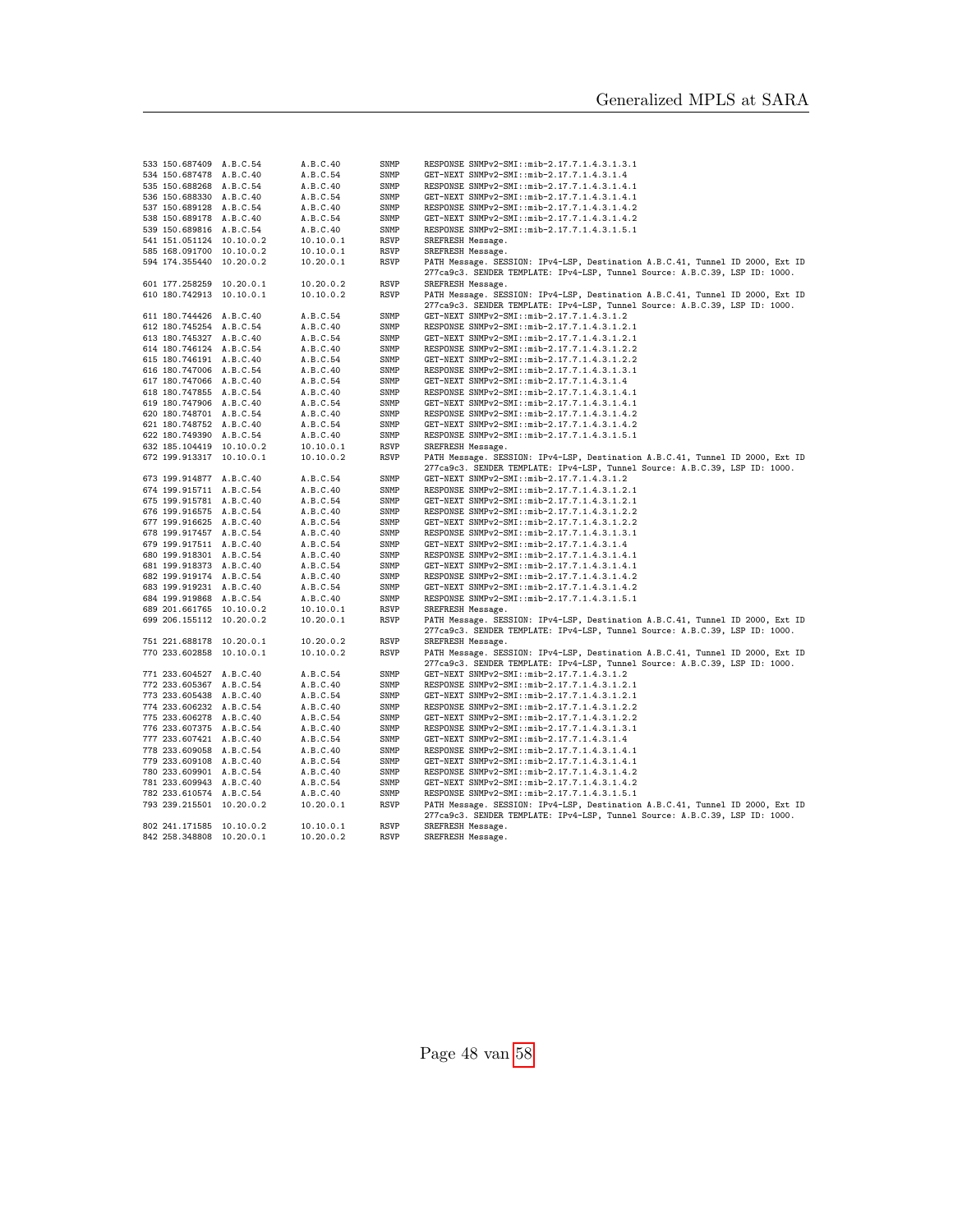```
533 150.687409  A.B.C.54     A.B.C.40     SNMP    RESPONSE SNMPv2-SMI::mib-2.17.7.1.4.3.1.3.1
534 150.687478  A.B.C.40     A.B.C.54     SNMP    GET-NEXT SNMPv2-SMI::mib-2.17.7.1.4.3.1.4
535 150.688268  A.B.C.54     A.B.C.40     SNMP    RESPONSE SNMPv2-SMI::mib-2.17.7.1.4.3.1.4.1
536 150.688330  A.B.C.40     A.B.C.54     SNMP    GET-NEXT SNMPv2-SMI::mib-2.17.7.1.4.3.1.4.1
537 150.689128  A.B.C.54     A.B.C.40     SNMP    RESPONSE SNMPv2-SMI::mib-2.17.7.1.4.3.1.4.2
538 150.689178  A.B.C.40     A.B.C.54     SNMP    GET-NEXT SNMPv2-SMI::mib-2.17.7.1.4.3.1.4.2
539 150.689816  A.B.C.54     A.B.C.40     SNMP    RESPONSE SNMPv2-SMI::mib-2.17.7.1.4.3.1.5.1
541 151.051124  10.10.0.2    10.10.0.1    RSVP    SREFRESH Message.
585 168.091700  10.10.0.2    10.10.0.1    RSVP    SREFRESH Message.
594 174.355440  10.20.0.2    10.20.0.1    RSVP    PATH Message. SESSION: IPv4-LSP, Destination A.B.C.41, Tunnel ID 2000, Ext ID
                                                  277ca9c3. SENDER TEMPLATE: IPv4-LSP, Tunnel Source: A.B.C.39, LSP ID: 1000.
601 177.258259  10.20.0.1    10.20.0.2    RSVP    SREFRESH Message.
610 180.742913  10.10.0.1    10.10.0.2    RSVP    PATH Message. SESSION: IPv4-LSP, Destination A.B.C.41, Tunnel ID 2000, Ext ID
                                                  277ca9c3. SENDER TEMPLATE: IPv4-LSP, Tunnel Source: A.B.C.39, LSP ID: 1000.
611 180.744426  A.B.C.40     A.B.C.54     SNMP    GET-NEXT SNMPv2-SMI::mib-2.17.7.1.4.3.1.2
612 180.745254  A.B.C.54     A.B.C.40     SNMP    RESPONSE SNMPv2-SMI::mib-2.17.7.1.4.3.1.2.1
613 180.745327  A.B.C.40     A.B.C.54     SNMP    GET-NEXT SNMPv2-SMI::mib-2.17.7.1.4.3.1.2.1
614 180.746124  A.B.C.54     A.B.C.40     SNMP    RESPONSE SNMPv2-SMI::mib-2.17.7.1.4.3.1.2.2
615 180.746191  A.B.C.40     A.B.C.54     SNMP    GET-NEXT SNMPv2-SMI::mib-2.17.7.1.4.3.1.2.2
616 180.747006  A.B.C.54     A.B.C.40     SNMP    RESPONSE SNMPv2-SMI::mib-2.17.7.1.4.3.1.3.1
617 180.747066  A.B.C.40     A.B.C.54     SNMP    GET-NEXT SNMPv2-SMI::mib-2.17.7.1.4.3.1.4
618 180.747855  A.B.C.54     A.B.C.40     SNMP    RESPONSE SNMPv2-SMI::mib-2.17.7.1.4.3.1.4.1
619 180.747906  A.B.C.40     A.B.C.54     SNMP    GET-NEXT SNMPv2-SMI::mib-2.17.7.1.4.3.1.4.1
620 180.748701  A.B.C.54     A.B.C.40     SNMP    RESPONSE SNMPv2-SMI::mib-2.17.7.1.4.3.1.4.2
621 180.748752  A.B.C.40     A.B.C.54     SNMP    GET-NEXT SNMPv2-SMI::mib-2.17.7.1.4.3.1.4.2
622 180.749390  A.B.C.54     A.B.C.40     SNMP    RESPONSE SNMPv2-SMI::mib-2.17.7.1.4.3.1.5.1
632 185.104419  10.10.0.2    10.10.0.1    RSVP    SREFRESH Message.
672 199.913317  10.10.0.1    10.10.0.2    RSVP    PATH Message. SESSION: IPv4-LSP, Destination A.B.C.41, Tunnel ID 2000, Ext ID
                                                  277ca9c3. SENDER TEMPLATE: IPv4-LSP, Tunnel Source: A.B.C.39, LSP ID: 1000.
673 199.914877  A.B.C.40     A.B.C.54     SNMP    GET-NEXT SNMPv2-SMI::mib-2.17.7.1.4.3.1.2
674 199.915711  A.B.C.54     A.B.C.40     SNMP    RESPONSE SNMPv2-SMI::mib-2.17.7.1.4.3.1.2.1
675 199.915781  A.B.C.40     A.B.C.54     SNMP    GET-NEXT SNMPv2-SMI::mib-2.17.7.1.4.3.1.2.1
676 199.916575  A.B.C.54     A.B.C.40     SNMP    RESPONSE SNMPv2-SMI::mib-2.17.7.1.4.3.1.2.2
677 199.916625  A.B.C.40     A.B.C.54     SNMP    GET-NEXT SNMPv2-SMI::mib-2.17.7.1.4.3.1.2.2
678 199.917457  A.B.C.54     A.B.C.40     SNMP    RESPONSE SNMPv2-SMI::mib-2.17.7.1.4.3.1.3.1
679 199.917511  A.B.C.40     A.B.C.54     SNMP    GET-NEXT SNMPv2-SMI::mib-2.17.7.1.4.3.1.4
680 199.918301  A.B.C.54     A.B.C.40     SNMP    RESPONSE SNMPv2-SMI::mib-2.17.7.1.4.3.1.4.1
681 199.918373  A.B.C.40     A.B.C.54     SNMP    GET-NEXT SNMPv2-SMI::mib-2.17.7.1.4.3.1.4.1
682 199.919174  A.B.C.54     A.B.C.40     SNMP    RESPONSE SNMPv2-SMI::mib-2.17.7.1.4.3.1.4.2
683 199.919231  A.B.C.40     A.B.C.54     SNMP    GET-NEXT SNMPv2-SMI::mib-2.17.7.1.4.3.1.4.2
684 199.919868  A.B.C.54     A.B.C.40     SNMP    RESPONSE SNMPv2-SMI::mib-2.17.7.1.4.3.1.5.1
689 201.661765  10.10.0.2    10.10.0.1    RSVP    SREFRESH Message.
699 206.155112  10.20.0.2    10.20.0.1    RSVP    PATH Message. SESSION: IPv4-LSP, Destination A.B.C.41, Tunnel ID 2000, Ext ID
                                                  277ca9c3. SENDER TEMPLATE: IPv4-LSP, Tunnel Source: A.B.C.39, LSP ID: 1000.
751 221.688178  10.20.0.1    10.20.0.2    RSVP    SREFRESH Message.
770 233.602858  10.10.0.1    10.10.0.2    RSVP    PATH Message. SESSION: IPv4-LSP, Destination A.B.C.41, Tunnel ID 2000, Ext ID
                                                  277ca9c3. SENDER TEMPLATE: IPv4-LSP, Tunnel Source: A.B.C.39, LSP ID: 1000.
771 233.604527  A.B.C.40     A.B.C.54     SNMP    GET-NEXT SNMPv2-SMI::mib-2.17.7.1.4.3.1.2
772 233.605367  A.B.C.54     A.B.C.40     SNMP    RESPONSE SNMPv2-SMI::mib-2.17.7.1.4.3.1.2.1
773 233.605438  A.B.C.40     A.B.C.54     SNMP    GET-NEXT SNMPv2-SMI::mib-2.17.7.1.4.3.1.2.1
774 233.606232  A.B.C.54     A.B.C.40     SNMP    RESPONSE SNMPv2-SMI::mib-2.17.7.1.4.3.1.2.2
775 233.606278  A.B.C.40     A.B.C.54     SNMP    GET-NEXT SNMPv2-SMI::mib-2.17.7.1.4.3.1.2.2
776 233.607375  A.B.C.54     A.B.C.40     SNMP    RESPONSE SNMPv2-SMI::mib-2.17.7.1.4.3.1.3.1
777 233.607421  A.B.C.40     A.B.C.54     SNMP    GET-NEXT SNMPv2-SMI::mib-2.17.7.1.4.3.1.4
778 233.609058  A.B.C.54     A.B.C.40     SNMP    RESPONSE SNMPv2-SMI::mib-2.17.7.1.4.3.1.4.1
779 233.609108  A.B.C.40     A.B.C.54     SNMP    GET-NEXT SNMPv2-SMI::mib-2.17.7.1.4.3.1.4.1
780 233.609901  A.B.C.54     A.B.C.40     SNMP    RESPONSE SNMPv2-SMI::mib-2.17.7.1.4.3.1.4.2
781 233.609943  A.B.C.40     A.B.C.54     SNMP    GET-NEXT SNMPv2-SMI::mib-2.17.7.1.4.3.1.4.2
782 233.610574  A.B.C.54     A.B.C.40     SNMP    RESPONSE SNMPv2-SMI::mib-2.17.7.1.4.3.1.5.1
793 239.215501  10.20.0.2    10.20.0.1    RSVP    PATH Message. SESSION: IPv4-LSP, Destination A.B.C.41, Tunnel ID 2000, Ext ID
                                                  277ca9c3. SENDER TEMPLATE: IPv4-LSP, Tunnel Source: A.B.C.39, LSP ID: 1000.
802 241.171585  10.10.0.2    10.10.0.1    RSVP    SREFRESH Message.
842 258.348808  10.20.0.1    10.20.0.2    RSVP    SREFRESH Message.
```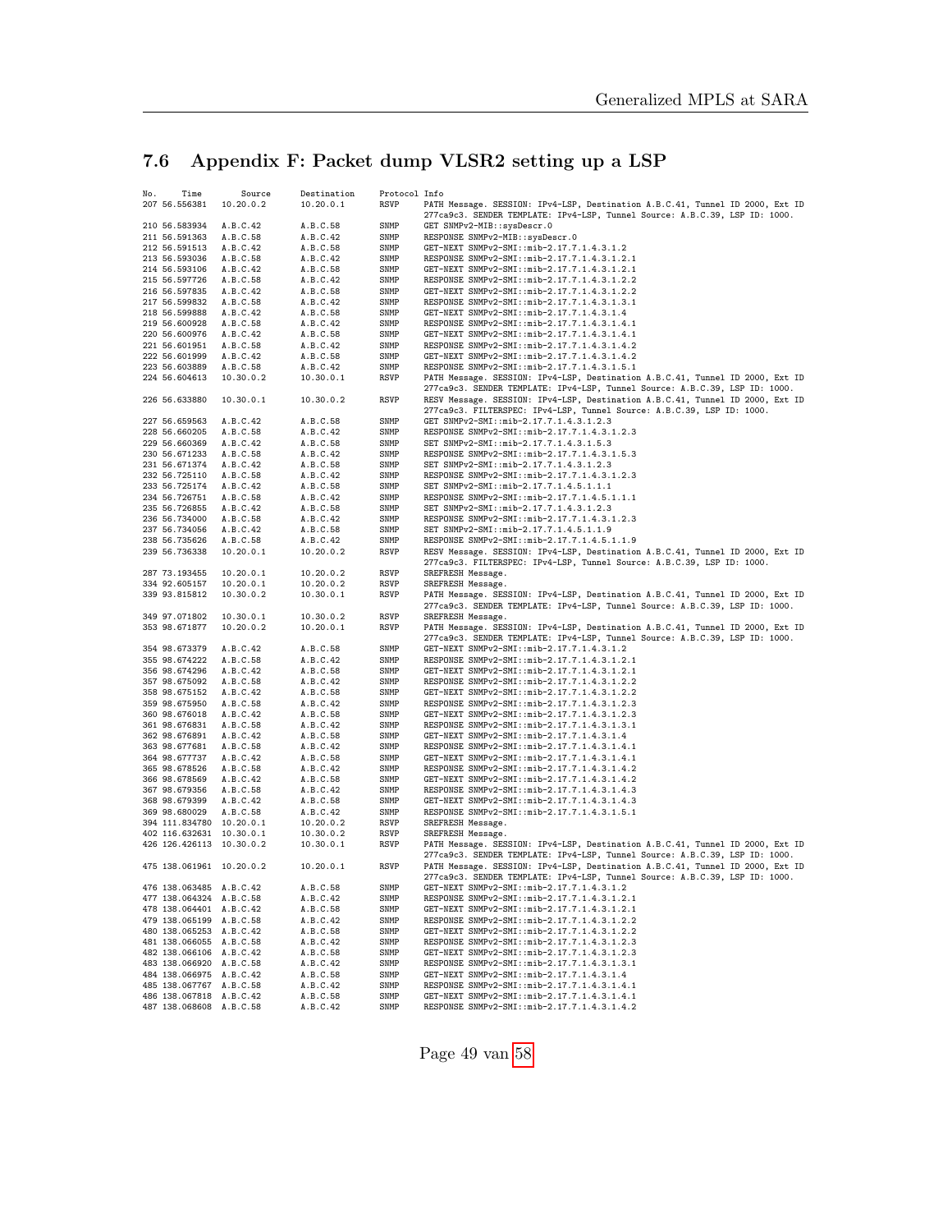## 7.6 Appendix F: Packet dump VLSR2 setting up a LSP

```
No.    Time         Source      Destination    Protocol Info
207 56.556381   10.20.0.2   10.20.0.1      RSVP     PATH Message. SESSION: IPv4-LSP, Destination A.B.C.41, Tunnel ID 2000, Ext ID
                                                    277ca9c3. SENDER TEMPLATE: IPv4-LSP, Tunnel Source: A.B.C.39, LSP ID: 1000.
210 56.583934   A.B.C.42    A.B.C.58       SNMP     GET SNMPv2-MIB::sysDescr.0
211 56.591363   A.B.C.58    A.B.C.42       SNMP     RESPONSE SNMPv2-MIB::sysDescr.0
212 56.591513   A.B.C.42    A.B.C.58       SNMP     GET-NEXT SNMPv2-SMI::mib-2.17.7.1.4.3.1.2
213 56.593036   A.B.C.58    A.B.C.42       SNMP     RESPONSE SNMPv2-SMI::mib-2.17.7.1.4.3.1.2.1
214 56.593106   A.B.C.42    A.B.C.58       SNMP     GET-NEXT SNMPv2-SMI::mib-2.17.7.1.4.3.1.2.1
215 56.597726   A.B.C.58    A.B.C.42       SNMP     RESPONSE SNMPv2-SMI::mib-2.17.7.1.4.3.1.2.2
216 56.597835   A.B.C.42    A.B.C.58       SNMP     GET-NEXT SNMPv2-SMI::mib-2.17.7.1.4.3.1.2.2
217 56.599832   A.B.C.58    A.B.C.42       SNMP     RESPONSE SNMPv2-SMI::mib-2.17.7.1.4.3.1.3.1
218 56.599888   A.B.C.42    A.B.C.58       SNMP     GET-NEXT SNMPv2-SMI::mib-2.17.7.1.4.3.1.4
219 56.600928   A.B.C.58    A.B.C.42       SNMP     RESPONSE SNMPv2-SMI::mib-2.17.7.1.4.3.1.4.1
220 56.600976   A.B.C.42    A.B.C.58       SNMP     GET-NEXT SNMPv2-SMI::mib-2.17.7.1.4.3.1.4.1
221 56.601951   A.B.C.58    A.B.C.42       SNMP     RESPONSE SNMPv2-SMI::mib-2.17.7.1.4.3.1.4.2
222 56.601999   A.B.C.42    A.B.C.58       SNMP     GET-NEXT SNMPv2-SMI::mib-2.17.7.1.4.3.1.4.2
223 56.603889   A.B.C.58    A.B.C.42       SNMP     RESPONSE SNMPv2-SMI::mib-2.17.7.1.4.3.1.5.1
224 56.604613   10.30.0.2   10.30.0.1      RSVP     PATH Message. SESSION: IPv4-LSP, Destination A.B.C.41, Tunnel ID 2000, Ext ID
                                                    277ca9c3. SENDER TEMPLATE: IPv4-LSP, Tunnel Source: A.B.C.39, LSP ID: 1000.
226 56.633880   10.30.0.1   10.30.0.2      RSVP     RESV Message. SESSION: IPv4-LSP, Destination A.B.C.41, Tunnel ID 2000, Ext ID
                                                    277ca9c3. FILTERSPEC: IPv4-LSP, Tunnel Source: A.B.C.39, LSP ID: 1000.
227 56.659563   A.B.C.42    A.B.C.58       SNMP     GET SNMPv2-SMI::mib-2.17.7.1.4.3.1.2.3
228 56.660205   A.B.C.58    A.B.C.42       SNMP     RESPONSE SNMPv2-SMI::mib-2.17.7.1.4.3.1.2.3
229 56.660369   A.B.C.42    A.B.C.58       SNMP     SET SNMPv2-SMI::mib-2.17.7.1.4.3.1.5.3
230 56.671233   A.B.C.58    A.B.C.42       SNMP     RESPONSE SNMPv2-SMI::mib-2.17.7.1.4.3.1.5.3
231 56.671374   A.B.C.42    A.B.C.58       SNMP     SET SNMPv2-SMI::mib-2.17.7.1.4.3.1.2.3
232 56.725110   A.B.C.58    A.B.C.42       SNMP     RESPONSE SNMPv2-SMI::mib-2.17.7.1.4.3.1.2.3
233 56.725174   A.B.C.42    A.B.C.58       SNMP     SET SNMPv2-SMI::mib-2.17.7.1.4.5.1.1.1
234 56.726751   A.B.C.58    A.B.C.42       SNMP     RESPONSE SNMPv2-SMI::mib-2.17.7.1.4.5.1.1.1
235 56.726855   A.B.C.42    A.B.C.58       SNMP     SET SNMPv2-SMI::mib-2.17.7.1.4.3.1.2.3
236 56.734000   A.B.C.58    A.B.C.42       SNMP     RESPONSE SNMPv2-SMI::mib-2.17.7.1.4.3.1.2.3
237 56.734056   A.B.C.42    A.B.C.58       SNMP     SET SNMPv2-SMI::mib-2.17.7.1.4.5.1.1.9
238 56.735626   A.B.C.58    A.B.C.42       SNMP     RESPONSE SNMPv2-SMI::mib-2.17.7.1.4.5.1.1.9
239 56.736338   10.20.0.1   10.20.0.2      RSVP     RESV Message. SESSION: IPv4-LSP, Destination A.B.C.41, Tunnel ID 2000, Ext ID
                                                    277ca9c3. FILTERSPEC: IPv4-LSP, Tunnel Source: A.B.C.39, LSP ID: 1000.
287 73.193455   10.20.0.1   10.20.0.2      RSVP     SREFRESH Message.
334 92.605157   10.20.0.1   10.20.0.2      RSVP     SREFRESH Message.
339 93.815812   10.30.0.2   10.30.0.1      RSVP     PATH Message. SESSION: IPv4-LSP, Destination A.B.C.41, Tunnel ID 2000, Ext ID
                                                    277ca9c3. SENDER TEMPLATE: IPv4-LSP, Tunnel Source: A.B.C.39, LSP ID: 1000.
349 97.071802   10.30.0.1   10.30.0.2      RSVP     SREFRESH Message.
353 98.671877   10.20.0.2   10.20.0.1      RSVP     PATH Message. SESSION: IPv4-LSP, Destination A.B.C.41, Tunnel ID 2000, Ext ID
                                                    277ca9c3. SENDER TEMPLATE: IPv4-LSP, Tunnel Source: A.B.C.39, LSP ID: 1000.
354 98.673379   A.B.C.42    A.B.C.58       SNMP     GET-NEXT SNMPv2-SMI::mib-2.17.7.1.4.3.1.2
355 98.674222   A.B.C.58    A.B.C.42       SNMP     RESPONSE SNMPv2-SMI::mib-2.17.7.1.4.3.1.2.1
356 98.674296   A.B.C.42    A.B.C.58       SNMP     GET-NEXT SNMPv2-SMI::mib-2.17.7.1.4.3.1.2.1
357 98.675092   A.B.C.58    A.B.C.42       SNMP     RESPONSE SNMPv2-SMI::mib-2.17.7.1.4.3.1.2.2
358 98.675152   A.B.C.42    A.B.C.58       SNMP     GET-NEXT SNMPv2-SMI::mib-2.17.7.1.4.3.1.2.2
359 98.675950   A.B.C.58    A.B.C.42       SNMP     RESPONSE SNMPv2-SMI::mib-2.17.7.1.4.3.1.2.3
360 98.676018   A.B.C.42    A.B.C.58       SNMP     GET-NEXT SNMPv2-SMI::mib-2.17.7.1.4.3.1.2.3
361 98.676831   A.B.C.58    A.B.C.42       SNMP     RESPONSE SNMPv2-SMI::mib-2.17.7.1.4.3.1.3.1
362 98.676891   A.B.C.42    A.B.C.58       SNMP     GET-NEXT SNMPv2-SMI::mib-2.17.7.1.4.3.1.4
363 98.677681   A.B.C.58    A.B.C.42       SNMP     RESPONSE SNMPv2-SMI::mib-2.17.7.1.4.3.1.4.1
364 98.677737   A.B.C.42    A.B.C.58       SNMP     GET-NEXT SNMPv2-SMI::mib-2.17.7.1.4.3.1.4.1
365 98.678526   A.B.C.58    A.B.C.42       SNMP     RESPONSE SNMPv2-SMI::mib-2.17.7.1.4.3.1.4.2
366 98.678569   A.B.C.42    A.B.C.58       SNMP     GET-NEXT SNMPv2-SMI::mib-2.17.7.1.4.3.1.4.2
367 98.679356   A.B.C.58    A.B.C.42       SNMP     RESPONSE SNMPv2-SMI::mib-2.17.7.1.4.3.1.4.3
368 98.679399   A.B.C.42    A.B.C.58       SNMP     GET-NEXT SNMPv2-SMI::mib-2.17.7.1.4.3.1.4.3
369 98.680029   A.B.C.58    A.B.C.42       SNMP     RESPONSE SNMPv2-SMI::mib-2.17.7.1.4.3.1.5.1
394 111.834780  10.20.0.1   10.20.0.2      RSVP     SREFRESH Message.
402 116.632631  10.30.0.1   10.30.0.2      RSVP     SREFRESH Message.
426 126.426113  10.30.0.2   10.30.0.1      RSVP     PATH Message. SESSION: IPv4-LSP, Destination A.B.C.41, Tunnel ID 2000, Ext ID
                                                    277ca9c3. SENDER TEMPLATE: IPv4-LSP, Tunnel Source: A.B.C.39, LSP ID: 1000.
475 138.061961  10.20.0.2   10.20.0.1      RSVP     PATH Message. SESSION: IPv4-LSP, Destination A.B.C.41, Tunnel ID 2000, Ext ID
                                                    277ca9c3. SENDER TEMPLATE: IPv4-LSP, Tunnel Source: A.B.C.39, LSP ID: 1000.
476 138.063485  A.B.C.42    A.B.C.58       SNMP     GET-NEXT SNMPv2-SMI::mib-2.17.7.1.4.3.1.2
477 138.064324  A.B.C.58    A.B.C.42       SNMP     RESPONSE SNMPv2-SMI::mib-2.17.7.1.4.3.1.2.1
478 138.064401  A.B.C.42    A.B.C.58       SNMP     GET-NEXT SNMPv2-SMI::mib-2.17.7.1.4.3.1.2.1
479 138.065199  A.B.C.58    A.B.C.42       SNMP     RESPONSE SNMPv2-SMI::mib-2.17.7.1.4.3.1.2.2
480 138.065253  A.B.C.42    A.B.C.58       SNMP     GET-NEXT SNMPv2-SMI::mib-2.17.7.1.4.3.1.2.2
481 138.066055  A.B.C.58    A.B.C.42       SNMP     RESPONSE SNMPv2-SMI::mib-2.17.7.1.4.3.1.2.3
482 138.066106  A.B.C.42    A.B.C.58       SNMP     GET-NEXT SNMPv2-SMI::mib-2.17.7.1.4.3.1.2.3
483 138.066920  A.B.C.58    A.B.C.42       SNMP     RESPONSE SNMPv2-SMI::mib-2.17.7.1.4.3.1.3.1
484 138.066975  A.B.C.42    A.B.C.58       SNMP     GET-NEXT SNMPv2-SMI::mib-2.17.7.1.4.3.1.4
485 138.067767  A.B.C.58    A.B.C.42       SNMP     RESPONSE SNMPv2-SMI::mib-2.17.7.1.4.3.1.4.1
486 138.067818  A.B.C.42    A.B.C.58       SNMP     GET-NEXT SNMPv2-SMI::mib-2.17.7.1.4.3.1.4.1
487 138.068608  A.B.C.58    A.B.C.42       SNMP     RESPONSE SNMPv2-SMI::mib-2.17.7.1.4.3.1.4.2
```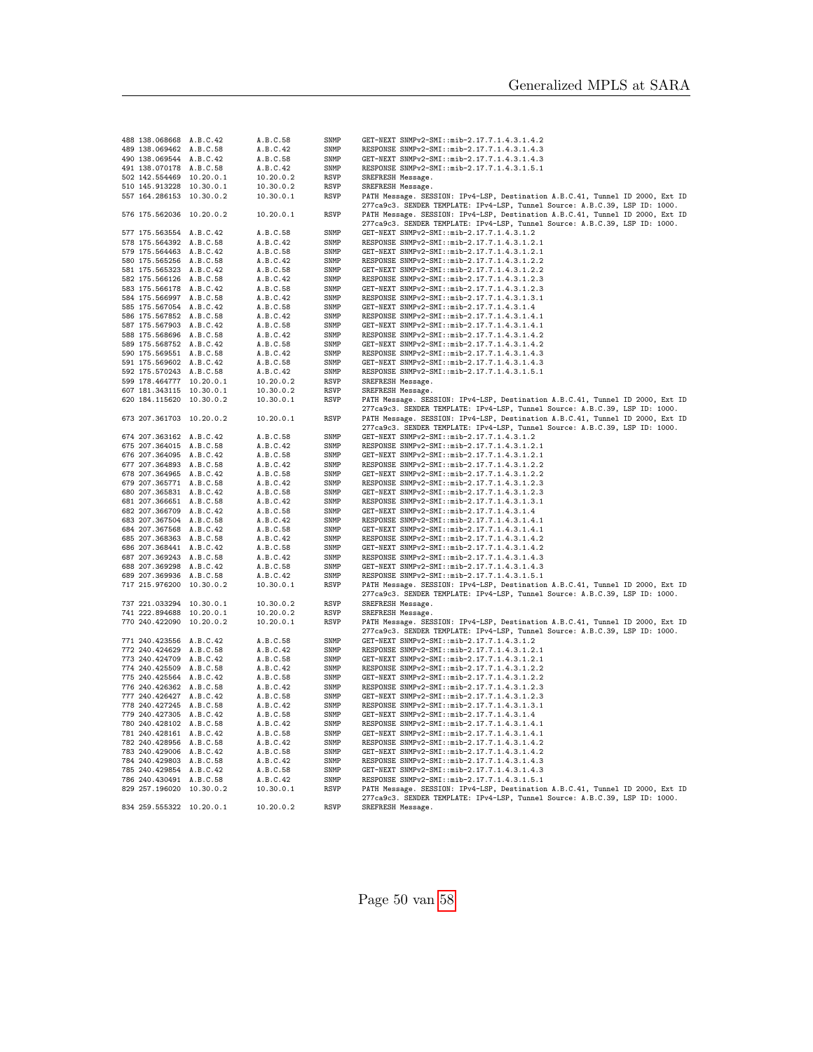```
488 138.068668  A.B.C.42     A.B.C.58     SNMP    GET-NEXT SNMPv2-SMI::mib-2.17.7.1.4.3.1.4.2
489 138.069462  A.B.C.58     A.B.C.42     SNMP    RESPONSE SNMPv2-SMI::mib-2.17.7.1.4.3.1.4.3
490 138.069544  A.B.C.42     A.B.C.58     SNMP    GET-NEXT SNMPv2-SMI::mib-2.17.7.1.4.3.1.4.3
491 138.070178  A.B.C.58     A.B.C.42     SNMP    RESPONSE SNMPv2-SMI::mib-2.17.7.1.4.3.1.5.1
502 142.554469  10.20.0.1    10.20.0.2    RSVP    SREFRESH Message.
510 145.913228  10.30.0.1    10.30.0.2    RSVP    SREFRESH Message.
557 164.286153  10.30.0.2    10.30.0.1    RSVP    PATH Message. SESSION: IPv4-LSP, Destination A.B.C.41, Tunnel ID 2000, Ext ID
                                                  277ca9c3. SENDER TEMPLATE: IPv4-LSP, Tunnel Source: A.B.C.39, LSP ID: 1000.
576 175.562036  10.20.0.2    10.20.0.1    RSVP    PATH Message. SESSION: IPv4-LSP, Destination A.B.C.41, Tunnel ID 2000, Ext ID
                                                  277ca9c3. SENDER TEMPLATE: IPv4-LSP, Tunnel Source: A.B.C.39, LSP ID: 1000.
577 175.563554  A.B.C.42     A.B.C.58     SNMP    GET-NEXT SNMPv2-SMI::mib-2.17.7.1.4.3.1.2
578 175.564392  A.B.C.58     A.B.C.42     SNMP    RESPONSE SNMPv2-SMI::mib-2.17.7.1.4.3.1.2.1
579 175.564463  A.B.C.42     A.B.C.58     SNMP    GET-NEXT SNMPv2-SMI::mib-2.17.7.1.4.3.1.2.1
580 175.565256  A.B.C.58     A.B.C.42     SNMP    RESPONSE SNMPv2-SMI::mib-2.17.7.1.4.3.1.2.2
581 175.565323  A.B.C.42     A.B.C.58     SNMP    GET-NEXT SNMPv2-SMI::mib-2.17.7.1.4.3.1.2.2
582 175.566126  A.B.C.58     A.B.C.42     SNMP    RESPONSE SNMPv2-SMI::mib-2.17.7.1.4.3.1.2.3
583 175.566178  A.B.C.42     A.B.C.58     SNMP    GET-NEXT SNMPv2-SMI::mib-2.17.7.1.4.3.1.2.3
584 175.566997  A.B.C.58     A.B.C.42     SNMP    RESPONSE SNMPv2-SMI::mib-2.17.7.1.4.3.1.3.1
585 175.567054  A.B.C.42     A.B.C.58     SNMP    GET-NEXT SNMPv2-SMI::mib-2.17.7.1.4.3.1.4
586 175.567852  A.B.C.58     A.B.C.42     SNMP    RESPONSE SNMPv2-SMI::mib-2.17.7.1.4.3.1.4.1
587 175.567903  A.B.C.42     A.B.C.58     SNMP    GET-NEXT SNMPv2-SMI::mib-2.17.7.1.4.3.1.4.1
588 175.568696  A.B.C.58     A.B.C.42     SNMP    RESPONSE SNMPv2-SMI::mib-2.17.7.1.4.3.1.4.2
589 175.568752  A.B.C.42     A.B.C.58     SNMP    GET-NEXT SNMPv2-SMI::mib-2.17.7.1.4.3.1.4.2
590 175.569551  A.B.C.58     A.B.C.42     SNMP    RESPONSE SNMPv2-SMI::mib-2.17.7.1.4.3.1.4.3
591 175.569602  A.B.C.42     A.B.C.58     SNMP    GET-NEXT SNMPv2-SMI::mib-2.17.7.1.4.3.1.4.3
592 175.570243  A.B.C.58     A.B.C.42     SNMP    RESPONSE SNMPv2-SMI::mib-2.17.7.1.4.3.1.5.1
599 178.464777  10.20.0.1    10.20.0.2    RSVP    SREFRESH Message.
607 181.343115  10.30.0.1    10.30.0.2    RSVP    SREFRESH Message.
620 184.115620  10.30.0.2    10.30.0.1    RSVP    PATH Message. SESSION: IPv4-LSP, Destination A.B.C.41, Tunnel ID 2000, Ext ID
                                                  277ca9c3. SENDER TEMPLATE: IPv4-LSP, Tunnel Source: A.B.C.39, LSP ID: 1000.
673 207.361703  10.20.0.2    10.20.0.1    RSVP    PATH Message. SESSION: IPv4-LSP, Destination A.B.C.41, Tunnel ID 2000, Ext ID
                                                  277ca9c3. SENDER TEMPLATE: IPv4-LSP, Tunnel Source: A.B.C.39, LSP ID: 1000.
674 207.363162  A.B.C.42     A.B.C.58     SNMP    GET-NEXT SNMPv2-SMI::mib-2.17.7.1.4.3.1.2
675 207.364015  A.B.C.58     A.B.C.42     SNMP    RESPONSE SNMPv2-SMI::mib-2.17.7.1.4.3.1.2.1
676 207.364095  A.B.C.42     A.B.C.58     SNMP    GET-NEXT SNMPv2-SMI::mib-2.17.7.1.4.3.1.2.1
677 207.364893  A.B.C.58     A.B.C.42     SNMP    RESPONSE SNMPv2-SMI::mib-2.17.7.1.4.3.1.2.2
678 207.364965  A.B.C.42     A.B.C.58     SNMP    GET-NEXT SNMPv2-SMI::mib-2.17.7.1.4.3.1.2.2
679 207.365771  A.B.C.58     A.B.C.42     SNMP    RESPONSE SNMPv2-SMI::mib-2.17.7.1.4.3.1.2.3
680 207.365831  A.B.C.42     A.B.C.58     SNMP    GET-NEXT SNMPv2-SMI::mib-2.17.7.1.4.3.1.2.3
681 207.366651  A.B.C.58     A.B.C.42     SNMP    RESPONSE SNMPv2-SMI::mib-2.17.7.1.4.3.1.3.1
682 207.366709  A.B.C.42     A.B.C.58     SNMP    GET-NEXT SNMPv2-SMI::mib-2.17.7.1.4.3.1.4
683 207.367504  A.B.C.58     A.B.C.42     SNMP    RESPONSE SNMPv2-SMI::mib-2.17.7.1.4.3.1.4.1
684 207.367568  A.B.C.42     A.B.C.58     SNMP    GET-NEXT SNMPv2-SMI::mib-2.17.7.1.4.3.1.4.1
685 207.368363  A.B.C.58     A.B.C.42     SNMP    RESPONSE SNMPv2-SMI::mib-2.17.7.1.4.3.1.4.2
686 207.368441  A.B.C.42     A.B.C.58     SNMP    GET-NEXT SNMPv2-SMI::mib-2.17.7.1.4.3.1.4.2
687 207.369243  A.B.C.58     A.B.C.42     SNMP    RESPONSE SNMPv2-SMI::mib-2.17.7.1.4.3.1.4.3
688 207.369298  A.B.C.42     A.B.C.58     SNMP    GET-NEXT SNMPv2-SMI::mib-2.17.7.1.4.3.1.4.3
689 207.369936  A.B.C.58     A.B.C.42     SNMP    RESPONSE SNMPv2-SMI::mib-2.17.7.1.4.3.1.5.1
717 215.976200  10.30.0.2    10.30.0.1    RSVP    PATH Message. SESSION: IPv4-LSP, Destination A.B.C.41, Tunnel ID 2000, Ext ID
                                                  277ca9c3. SENDER TEMPLATE: IPv4-LSP, Tunnel Source: A.B.C.39, LSP ID: 1000.
737 221.033294  10.30.0.1    10.30.0.2    RSVP    SREFRESH Message.
741 222.894688  10.20.0.1    10.20.0.2    RSVP    SREFRESH Message.
770 240.422090  10.20.0.2    10.20.0.1    RSVP    PATH Message. SESSION: IPv4-LSP, Destination A.B.C.41, Tunnel ID 2000, Ext ID
                                                  277ca9c3. SENDER TEMPLATE: IPv4-LSP, Tunnel Source: A.B.C.39, LSP ID: 1000.
771 240.423556  A.B.C.42     A.B.C.58     SNMP    GET-NEXT SNMPv2-SMI::mib-2.17.7.1.4.3.1.2
772 240.424629  A.B.C.58     A.B.C.42     SNMP    RESPONSE SNMPv2-SMI::mib-2.17.7.1.4.3.1.2.1
773 240.424709  A.B.C.42     A.B.C.58     SNMP    GET-NEXT SNMPv2-SMI::mib-2.17.7.1.4.3.1.2.1
774 240.425509  A.B.C.58     A.B.C.42     SNMP    RESPONSE SNMPv2-SMI::mib-2.17.7.1.4.3.1.2.2
775 240.425564  A.B.C.42     A.B.C.58     SNMP    GET-NEXT SNMPv2-SMI::mib-2.17.7.1.4.3.1.2.2
776 240.426362  A.B.C.58     A.B.C.42     SNMP    RESPONSE SNMPv2-SMI::mib-2.17.7.1.4.3.1.2.3
777 240.426427  A.B.C.42     A.B.C.58     SNMP    GET-NEXT SNMPv2-SMI::mib-2.17.7.1.4.3.1.2.3
778 240.427245  A.B.C.58     A.B.C.42     SNMP    RESPONSE SNMPv2-SMI::mib-2.17.7.1.4.3.1.3.1
779 240.427305  A.B.C.42     A.B.C.58     SNMP    GET-NEXT SNMPv2-SMI::mib-2.17.7.1.4.3.1.4
780 240.428102  A.B.C.58     A.B.C.42     SNMP    RESPONSE SNMPv2-SMI::mib-2.17.7.1.4.3.1.4.1
781 240.428161  A.B.C.42     A.B.C.58     SNMP    GET-NEXT SNMPv2-SMI::mib-2.17.7.1.4.3.1.4.1
782 240.428956  A.B.C.58     A.B.C.42     SNMP    RESPONSE SNMPv2-SMI::mib-2.17.7.1.4.3.1.4.2
783 240.429006  A.B.C.42     A.B.C.58     SNMP    GET-NEXT SNMPv2-SMI::mib-2.17.7.1.4.3.1.4.2
784 240.429803  A.B.C.58     A.B.C.42     SNMP    RESPONSE SNMPv2-SMI::mib-2.17.7.1.4.3.1.4.3
785 240.429854  A.B.C.42     A.B.C.58     SNMP    GET-NEXT SNMPv2-SMI::mib-2.17.7.1.4.3.1.4.3
786 240.430491  A.B.C.58     A.B.C.42     SNMP    RESPONSE SNMPv2-SMI::mib-2.17.7.1.4.3.1.5.1
829 257.196020  10.30.0.2    10.30.0.1    RSVP    PATH Message. SESSION: IPv4-LSP, Destination A.B.C.41, Tunnel ID 2000, Ext ID
                                                  277ca9c3. SENDER TEMPLATE: IPv4-LSP, Tunnel Source: A.B.C.39, LSP ID: 1000.
834 259.555322  10.20.0.1    10.20.0.2    RSVP    SREFRESH Message.
```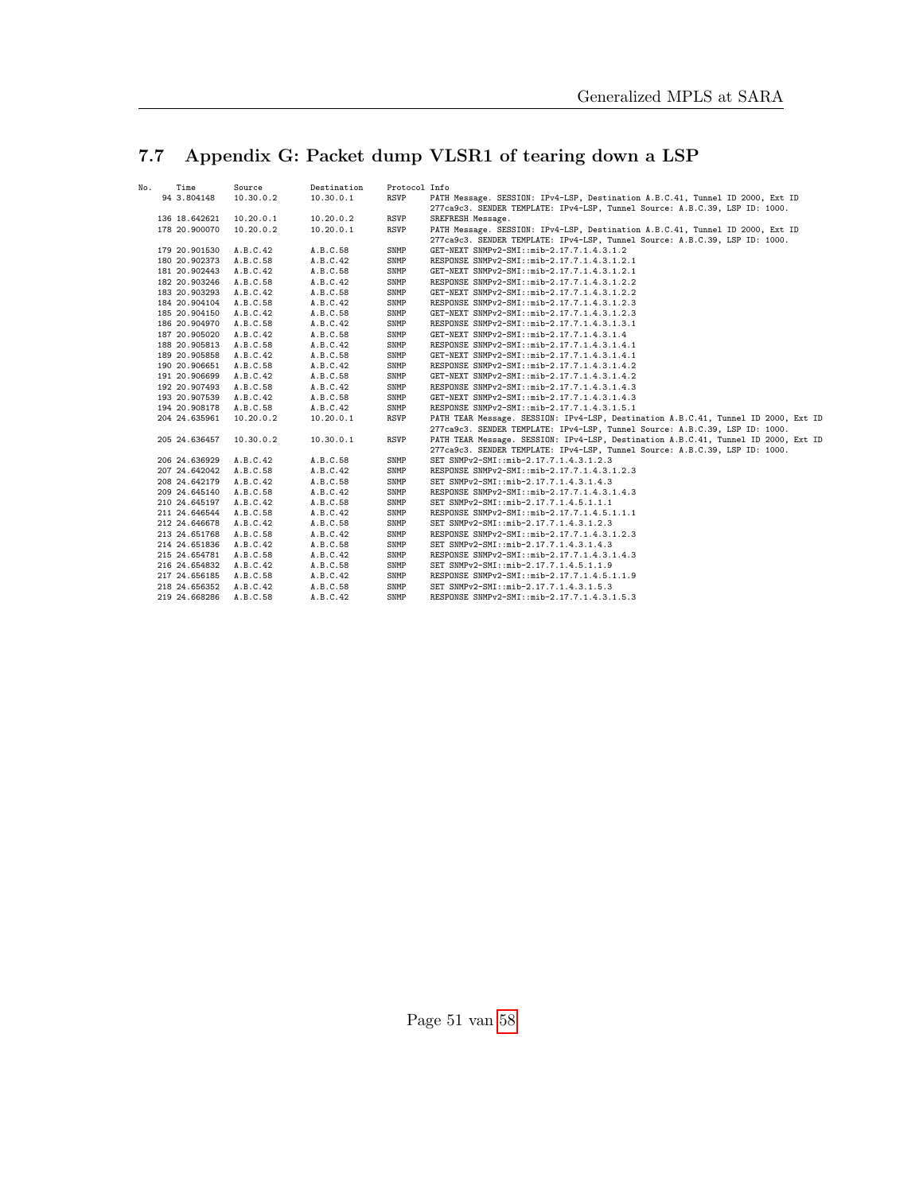## 7.7 Appendix G: Packet dump VLSR1 of tearing down a LSP

```
No.     Time          Source        Destination     Protocol Info
     94 3.804148      10.30.0.2     10.30.0.1       RSVP     PATH Message. SESSION: IPv4-LSP, Destination A.B.C.41, Tunnel ID 2000, Ext ID
                                                             277ca9c3. SENDER TEMPLATE: IPv4-LSP, Tunnel Source: A.B.C.39, LSP ID: 1000.
    136 18.642621     10.20.0.1     10.20.0.2       RSVP     SREFRESH Message.
    178 20.900070     10.20.0.2     10.20.0.1       RSVP     PATH Message. SESSION: IPv4-LSP, Destination A.B.C.41, Tunnel ID 2000, Ext ID
                                                             277ca9c3. SENDER TEMPLATE: IPv4-LSP, Tunnel Source: A.B.C.39, LSP ID: 1000.
    179 20.901530     A.B.C.42      A.B.C.58        SNMP     GET-NEXT SNMPv2-SMI::mib-2.17.7.1.4.3.1.2
    180 20.902373     A.B.C.58      A.B.C.42        SNMP     RESPONSE SNMPv2-SMI::mib-2.17.7.1.4.3.1.2.1
    181 20.902443     A.B.C.42      A.B.C.58        SNMP     GET-NEXT SNMPv2-SMI::mib-2.17.7.1.4.3.1.2.1
    182 20.903246     A.B.C.58      A.B.C.42        SNMP     RESPONSE SNMPv2-SMI::mib-2.17.7.1.4.3.1.2.2
    183 20.903293     A.B.C.42      A.B.C.58        SNMP     GET-NEXT SNMPv2-SMI::mib-2.17.7.1.4.3.1.2.2
    184 20.904104     A.B.C.58      A.B.C.42        SNMP     RESPONSE SNMPv2-SMI::mib-2.17.7.1.4.3.1.2.3
    185 20.904150     A.B.C.42      A.B.C.58        SNMP     GET-NEXT SNMPv2-SMI::mib-2.17.7.1.4.3.1.2.3
    186 20.904970     A.B.C.58      A.B.C.42        SNMP     RESPONSE SNMPv2-SMI::mib-2.17.7.1.4.3.1.3.1
    187 20.905020     A.B.C.42      A.B.C.58        SNMP     GET-NEXT SNMPv2-SMI::mib-2.17.7.1.4.3.1.4
    188 20.905813     A.B.C.58      A.B.C.42        SNMP     RESPONSE SNMPv2-SMI::mib-2.17.7.1.4.3.1.4.1
    189 20.905858     A.B.C.42      A.B.C.58        SNMP     GET-NEXT SNMPv2-SMI::mib-2.17.7.1.4.3.1.4.1
    190 20.906651     A.B.C.58      A.B.C.42        SNMP     RESPONSE SNMPv2-SMI::mib-2.17.7.1.4.3.1.4.2
    191 20.906699     A.B.C.42      A.B.C.58        SNMP     GET-NEXT SNMPv2-SMI::mib-2.17.7.1.4.3.1.4.2
    192 20.907493     A.B.C.58      A.B.C.42        SNMP     RESPONSE SNMPv2-SMI::mib-2.17.7.1.4.3.1.4.3
    193 20.907539     A.B.C.42      A.B.C.58        SNMP     GET-NEXT SNMPv2-SMI::mib-2.17.7.1.4.3.1.4.3
    194 20.908178     A.B.C.58      A.B.C.42        SNMP     RESPONSE SNMPv2-SMI::mib-2.17.7.1.4.3.1.5.1
    204 24.635961     10.20.0.2     10.20.0.1       RSVP     PATH TEAR Message. SESSION: IPv4-LSP, Destination A.B.C.41, Tunnel ID 2000, Ext ID
                                                             277ca9c3. SENDER TEMPLATE: IPv4-LSP, Tunnel Source: A.B.C.39, LSP ID: 1000.
    205 24.636457     10.30.0.2     10.30.0.1       RSVP     PATH TEAR Message. SESSION: IPv4-LSP, Destination A.B.C.41, Tunnel ID 2000, Ext ID
                                                             277ca9c3. SENDER TEMPLATE: IPv4-LSP, Tunnel Source: A.B.C.39, LSP ID: 1000.
    206 24.636929     A.B.C.42      A.B.C.58        SNMP     SET SNMPv2-SMI::mib-2.17.7.1.4.3.1.2.3
    207 24.642042     A.B.C.58      A.B.C.42        SNMP     RESPONSE SNMPv2-SMI::mib-2.17.7.1.4.3.1.2.3
    208 24.642179     A.B.C.42      A.B.C.58        SNMP     SET SNMPv2-SMI::mib-2.17.7.1.4.3.1.4.3
    209 24.645140     A.B.C.58      A.B.C.42        SNMP     RESPONSE SNMPv2-SMI::mib-2.17.7.1.4.3.1.4.3
    210 24.645197     A.B.C.42      A.B.C.58        SNMP     SET SNMPv2-SMI::mib-2.17.7.1.4.5.1.1.1
    211 24.646544     A.B.C.58      A.B.C.42        SNMP     RESPONSE SNMPv2-SMI::mib-2.17.7.1.4.5.1.1.1
    212 24.646678     A.B.C.42      A.B.C.58        SNMP     SET SNMPv2-SMI::mib-2.17.7.1.4.3.1.2.3
    213 24.651768     A.B.C.58      A.B.C.42        SNMP     RESPONSE SNMPv2-SMI::mib-2.17.7.1.4.3.1.2.3
    214 24.651836     A.B.C.42      A.B.C.58        SNMP     SET SNMPv2-SMI::mib-2.17.7.1.4.3.1.4.3
    215 24.654781     A.B.C.58      A.B.C.42        SNMP     RESPONSE SNMPv2-SMI::mib-2.17.7.1.4.3.1.4.3
    216 24.654832     A.B.C.42      A.B.C.58        SNMP     SET SNMPv2-SMI::mib-2.17.7.1.4.5.1.1.9
    217 24.656185     A.B.C.58      A.B.C.42        SNMP     RESPONSE SNMPv2-SMI::mib-2.17.7.1.4.5.1.1.9
    218 24.656352     A.B.C.42      A.B.C.58        SNMP     SET SNMPv2-SMI::mib-2.17.7.1.4.3.1.5.3
    219 24.668286     A.B.C.58      A.B.C.42        SNMP     RESPONSE SNMPv2-SMI::mib-2.17.7.1.4.3.1.5.3
```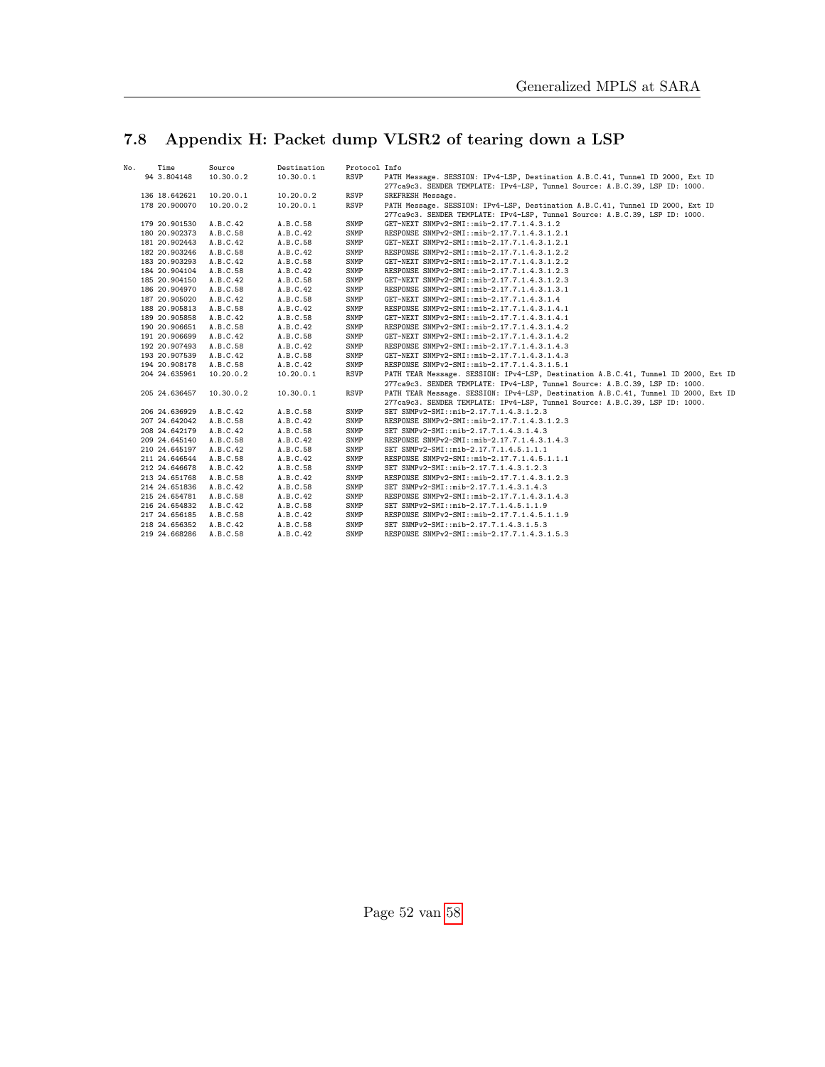## 7.8 Appendix H: Packet dump VLSR2 of tearing down a LSP

```
No.     Time          Source        Destination     Protocol Info
     94 3.804148      10.30.0.2     10.30.0.1       RSVP     PATH Message. SESSION: IPv4-LSP, Destination A.B.C.41, Tunnel ID 2000, Ext ID
                                                             277ca9c3. SENDER TEMPLATE: IPv4-LSP, Tunnel Source: A.B.C.39, LSP ID: 1000.
    136 18.642621     10.20.0.1     10.20.0.2       RSVP     SREFRESH Message.
    178 20.900070     10.20.0.2     10.20.0.1       RSVP     PATH Message. SESSION: IPv4-LSP, Destination A.B.C.41, Tunnel ID 2000, Ext ID
                                                             277ca9c3. SENDER TEMPLATE: IPv4-LSP, Tunnel Source: A.B.C.39, LSP ID: 1000.
    179 20.901530     A.B.C.42      A.B.C.58        SNMP     GET-NEXT SNMPv2-SMI::mib-2.17.7.1.4.3.1.2
    180 20.902373     A.B.C.58      A.B.C.42        SNMP     RESPONSE SNMPv2-SMI::mib-2.17.7.1.4.3.1.2.1
    181 20.902443     A.B.C.42      A.B.C.58        SNMP     GET-NEXT SNMPv2-SMI::mib-2.17.7.1.4.3.1.2.1
    182 20.903246     A.B.C.58      A.B.C.42        SNMP     RESPONSE SNMPv2-SMI::mib-2.17.7.1.4.3.1.2.2
    183 20.903293     A.B.C.42      A.B.C.58        SNMP     GET-NEXT SNMPv2-SMI::mib-2.17.7.1.4.3.1.2.2
    184 20.904104     A.B.C.58      A.B.C.42        SNMP     RESPONSE SNMPv2-SMI::mib-2.17.7.1.4.3.1.2.3
    185 20.904150     A.B.C.42      A.B.C.58        SNMP     GET-NEXT SNMPv2-SMI::mib-2.17.7.1.4.3.1.2.3
    186 20.904970     A.B.C.58      A.B.C.42        SNMP     RESPONSE SNMPv2-SMI::mib-2.17.7.1.4.3.1.3.1
    187 20.905020     A.B.C.42      A.B.C.58        SNMP     GET-NEXT SNMPv2-SMI::mib-2.17.7.1.4.3.1.4
    188 20.905813     A.B.C.58      A.B.C.42        SNMP     RESPONSE SNMPv2-SMI::mib-2.17.7.1.4.3.1.4.1
    189 20.905858     A.B.C.42      A.B.C.58        SNMP     GET-NEXT SNMPv2-SMI::mib-2.17.7.1.4.3.1.4.1
    190 20.906651     A.B.C.58      A.B.C.42        SNMP     RESPONSE SNMPv2-SMI::mib-2.17.7.1.4.3.1.4.2
    191 20.906699     A.B.C.42      A.B.C.58        SNMP     GET-NEXT SNMPv2-SMI::mib-2.17.7.1.4.3.1.4.2
    192 20.907493     A.B.C.58      A.B.C.42        SNMP     RESPONSE SNMPv2-SMI::mib-2.17.7.1.4.3.1.4.3
    193 20.907539     A.B.C.42      A.B.C.58        SNMP     GET-NEXT SNMPv2-SMI::mib-2.17.7.1.4.3.1.4.3
    194 20.908178     A.B.C.58      A.B.C.42        SNMP     RESPONSE SNMPv2-SMI::mib-2.17.7.1.4.3.1.5.1
    204 24.635961     10.20.0.2     10.20.0.1       RSVP     PATH TEAR Message. SESSION: IPv4-LSP, Destination A.B.C.41, Tunnel ID 2000, Ext ID
                                                             277ca9c3. SENDER TEMPLATE: IPv4-LSP, Tunnel Source: A.B.C.39, LSP ID: 1000.
    205 24.636457     10.30.0.2     10.30.0.1       RSVP     PATH TEAR Message. SESSION: IPv4-LSP, Destination A.B.C.41, Tunnel ID 2000, Ext ID
                                                             277ca9c3. SENDER TEMPLATE: IPv4-LSP, Tunnel Source: A.B.C.39, LSP ID: 1000.
    206 24.636929     A.B.C.42      A.B.C.58        SNMP     SET SNMPv2-SMI::mib-2.17.7.1.4.3.1.2.3
    207 24.642042     A.B.C.58      A.B.C.42        SNMP     RESPONSE SNMPv2-SMI::mib-2.17.7.1.4.3.1.2.3
    208 24.642179     A.B.C.42      A.B.C.58        SNMP     SET SNMPv2-SMI::mib-2.17.7.1.4.3.1.4.3
    209 24.645140     A.B.C.58      A.B.C.42        SNMP     RESPONSE SNMPv2-SMI::mib-2.17.7.1.4.3.1.4.3
    210 24.645197     A.B.C.42      A.B.C.58        SNMP     SET SNMPv2-SMI::mib-2.17.7.1.4.5.1.1.1
    211 24.646544     A.B.C.58      A.B.C.42        SNMP     RESPONSE SNMPv2-SMI::mib-2.17.7.1.4.5.1.1.1
    212 24.646678     A.B.C.42      A.B.C.58        SNMP     SET SNMPv2-SMI::mib-2.17.7.1.4.3.1.2.3
    213 24.651768     A.B.C.58      A.B.C.42        SNMP     RESPONSE SNMPv2-SMI::mib-2.17.7.1.4.3.1.2.3
    214 24.651836     A.B.C.42      A.B.C.58        SNMP     SET SNMPv2-SMI::mib-2.17.7.1.4.3.1.4.3
    215 24.654781     A.B.C.58      A.B.C.42        SNMP     RESPONSE SNMPv2-SMI::mib-2.17.7.1.4.3.1.4.3
    216 24.654832     A.B.C.42      A.B.C.58        SNMP     SET SNMPv2-SMI::mib-2.17.7.1.4.5.1.1.9
    217 24.656185     A.B.C.58      A.B.C.42        SNMP     RESPONSE SNMPv2-SMI::mib-2.17.7.1.4.5.1.1.9
    218 24.656352     A.B.C.42      A.B.C.58        SNMP     SET SNMPv2-SMI::mib-2.17.7.1.4.3.1.5.3
    219 24.668286     A.B.C.58      A.B.C.42        SNMP     RESPONSE SNMPv2-SMI::mib-2.17.7.1.4.3.1.5.3
```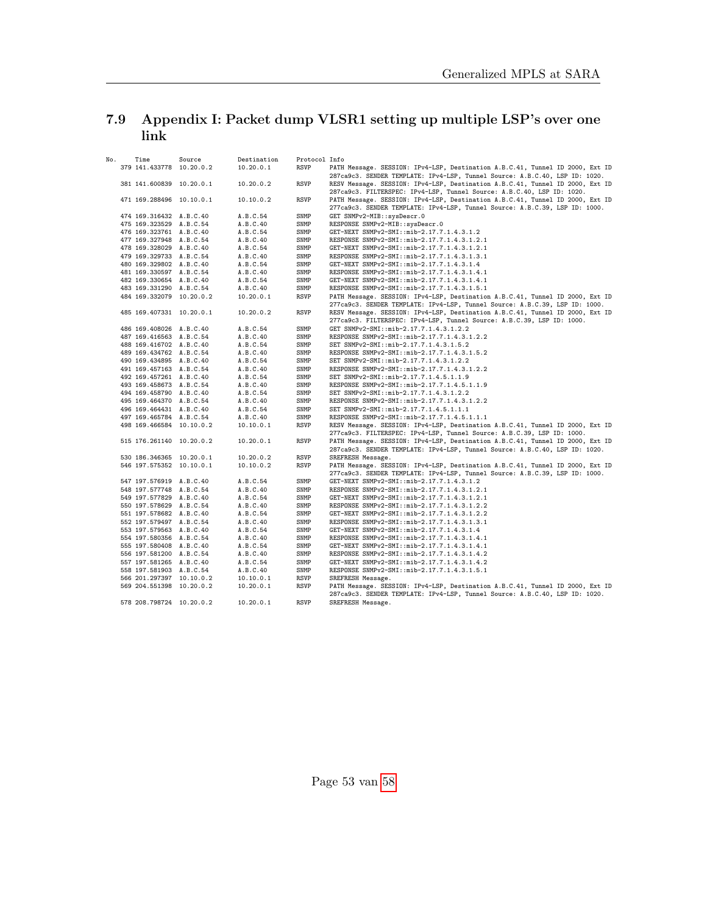## 7.9 Appendix I: Packet dump VLSR1 setting up multiple LSP's over one link

```
No.     Time          Source        Destination    Protocol Info
    379 141.433778   10.20.0.2     10.20.0.1      RSVP     PATH Message. SESSION: IPv4-LSP, Destination A.B.C.41, Tunnel ID 2000, Ext ID
                                                           287ca9c3. SENDER TEMPLATE: IPv4-LSP, Tunnel Source: A.B.C.40, LSP ID: 1020.
    381 141.600839   10.20.0.1     10.20.0.2      RSVP     RESV Message. SESSION: IPv4-LSP, Destination A.B.C.41, Tunnel ID 2000, Ext ID
                                                           287ca9c3. FILTERSPEC: IPv4-LSP, Tunnel Source: A.B.C.40, LSP ID: 1020.
    471 169.288496   10.10.0.1     10.10.0.2      RSVP     PATH Message. SESSION: IPv4-LSP, Destination A.B.C.41, Tunnel ID 2000, Ext ID
                                                           277ca9c3. SENDER TEMPLATE: IPv4-LSP, Tunnel Source: A.B.C.39, LSP ID: 1000.
    474 169.316432   A.B.C.40      A.B.C.54       SNMP     GET SNMPv2-MIB::sysDescr.0
    475 169.323529   A.B.C.54      A.B.C.40       SNMP     RESPONSE SNMPv2-MIB::sysDescr.0
    476 169.323761   A.B.C.40      A.B.C.54       SNMP     GET-NEXT SNMPv2-SMI::mib-2.17.7.1.4.3.1.2
    477 169.327948   A.B.C.54      A.B.C.40       SNMP     RESPONSE SNMPv2-SMI::mib-2.17.7.1.4.3.1.2.1
    478 169.328029   A.B.C.40      A.B.C.54       SNMP     GET-NEXT SNMPv2-SMI::mib-2.17.7.1.4.3.1.2.1
    479 169.329733   A.B.C.54      A.B.C.40       SNMP     RESPONSE SNMPv2-SMI::mib-2.17.7.1.4.3.1.3.1
    480 169.329802   A.B.C.40      A.B.C.54       SNMP     GET-NEXT SNMPv2-SMI::mib-2.17.7.1.4.3.1.4
    481 169.330597   A.B.C.54      A.B.C.40       SNMP     RESPONSE SNMPv2-SMI::mib-2.17.7.1.4.3.1.4.1
    482 169.330654   A.B.C.40      A.B.C.54       SNMP     GET-NEXT SNMPv2-SMI::mib-2.17.7.1.4.3.1.4.1
    483 169.331290   A.B.C.54      A.B.C.40       SNMP     RESPONSE SNMPv2-SMI::mib-2.17.7.1.4.3.1.5.1
    484 169.332079   10.20.0.2     10.20.0.1      RSVP     PATH Message. SESSION: IPv4-LSP, Destination A.B.C.41, Tunnel ID 2000, Ext ID
                                                           277ca9c3. SENDER TEMPLATE: IPv4-LSP, Tunnel Source: A.B.C.39, LSP ID: 1000.
    485 169.407331   10.20.0.1     10.20.0.2      RSVP     RESV Message. SESSION: IPv4-LSP, Destination A.B.C.41, Tunnel ID 2000, Ext ID
                                                           277ca9c3. FILTERSPEC: IPv4-LSP, Tunnel Source: A.B.C.39, LSP ID: 1000.
    486 169.408026   A.B.C.40      A.B.C.54       SNMP     GET SNMPv2-SMI::mib-2.17.7.1.4.3.1.2.2
    487 169.416563   A.B.C.54      A.B.C.40       SNMP     RESPONSE SNMPv2-SMI::mib-2.17.7.1.4.3.1.2.2
    488 169.416702   A.B.C.40      A.B.C.54       SNMP     SET SNMPv2-SMI::mib-2.17.7.1.4.3.1.5.2
    489 169.434762   A.B.C.54      A.B.C.40       SNMP     RESPONSE SNMPv2-SMI::mib-2.17.7.1.4.3.1.5.2
    490 169.434895   A.B.C.40      A.B.C.54       SNMP     SET SNMPv2-SMI::mib-2.17.7.1.4.3.1.2.2
    491 169.457163   A.B.C.54      A.B.C.40       SNMP     RESPONSE SNMPv2-SMI::mib-2.17.7.1.4.3.1.2.2
    492 169.457261   A.B.C.40      A.B.C.54       SNMP     SET SNMPv2-SMI::mib-2.17.7.1.4.5.1.1.9
    493 169.458673   A.B.C.54      A.B.C.40       SNMP     RESPONSE SNMPv2-SMI::mib-2.17.7.1.4.5.1.1.9
    494 169.458790   A.B.C.40      A.B.C.54       SNMP     SET SNMPv2-SMI::mib-2.17.7.1.4.3.1.2.2
    495 169.464370   A.B.C.54      A.B.C.40       SNMP     RESPONSE SNMPv2-SMI::mib-2.17.7.1.4.3.1.2.2
    496 169.464431   A.B.C.40      A.B.C.54       SNMP     SET SNMPv2-SMI::mib-2.17.7.1.4.5.1.1.1
    497 169.465784   A.B.C.54      A.B.C.40       SNMP     RESPONSE SNMPv2-SMI::mib-2.17.7.1.4.5.1.1.1
    498 169.466584   10.10.0.2     10.10.0.1      RSVP     RESV Message. SESSION: IPv4-LSP, Destination A.B.C.41, Tunnel ID 2000, Ext ID
                                                           277ca9c3. FILTERSPEC: IPv4-LSP, Tunnel Source: A.B.C.39, LSP ID: 1000.
    515 176.261140   10.20.0.2     10.20.0.1      RSVP     PATH Message. SESSION: IPv4-LSP, Destination A.B.C.41, Tunnel ID 2000, Ext ID
                                                           287ca9c3. SENDER TEMPLATE: IPv4-LSP, Tunnel Source: A.B.C.40, LSP ID: 1020.
    530 186.346365   10.20.0.1     10.20.0.2      RSVP     SREFRESH Message.
    546 197.575352   10.10.0.1     10.10.0.2      RSVP     PATH Message. SESSION: IPv4-LSP, Destination A.B.C.41, Tunnel ID 2000, Ext ID
                                                           277ca9c3. SENDER TEMPLATE: IPv4-LSP, Tunnel Source: A.B.C.39, LSP ID: 1000.
    547 197.576919   A.B.C.40      A.B.C.54       SNMP     GET-NEXT SNMPv2-SMI::mib-2.17.7.1.4.3.1.2
    548 197.577748   A.B.C.54      A.B.C.40       SNMP     RESPONSE SNMPv2-SMI::mib-2.17.7.1.4.3.1.2.1
    549 197.577829   A.B.C.40      A.B.C.54       SNMP     GET-NEXT SNMPv2-SMI::mib-2.17.7.1.4.3.1.2.1
    550 197.578629   A.B.C.54      A.B.C.40       SNMP     RESPONSE SNMPv2-SMI::mib-2.17.7.1.4.3.1.2.2
    551 197.578682   A.B.C.40      A.B.C.54       SNMP     GET-NEXT SNMPv2-SMI::mib-2.17.7.1.4.3.1.2.2
    552 197.579497   A.B.C.54      A.B.C.40       SNMP     RESPONSE SNMPv2-SMI::mib-2.17.7.1.4.3.1.3.1
    553 197.579563   A.B.C.40      A.B.C.54       SNMP     GET-NEXT SNMPv2-SMI::mib-2.17.7.1.4.3.1.4
    554 197.580356   A.B.C.54      A.B.C.40       SNMP     RESPONSE SNMPv2-SMI::mib-2.17.7.1.4.3.1.4.1
    555 197.580408   A.B.C.40      A.B.C.54       SNMP     GET-NEXT SNMPv2-SMI::mib-2.17.7.1.4.3.1.4.1
    556 197.581200   A.B.C.54      A.B.C.40       SNMP     RESPONSE SNMPv2-SMI::mib-2.17.7.1.4.3.1.4.2
    557 197.581265   A.B.C.40      A.B.C.54       SNMP     GET-NEXT SNMPv2-SMI::mib-2.17.7.1.4.3.1.4.2
    558 197.581903   A.B.C.54      A.B.C.40       SNMP     RESPONSE SNMPv2-SMI::mib-2.17.7.1.4.3.1.5.1
    566 201.297397   10.10.0.2     10.10.0.1      RSVP     SREFRESH Message.
    569 204.551398   10.20.0.2     10.20.0.1      RSVP     PATH Message. SESSION: IPv4-LSP, Destination A.B.C.41, Tunnel ID 2000, Ext ID
                                                           287ca9c3. SENDER TEMPLATE: IPv4-LSP, Tunnel Source: A.B.C.40, LSP ID: 1020.
    578 208.798724   10.20.0.2     10.20.0.1      RSVP     SREFRESH Message.
```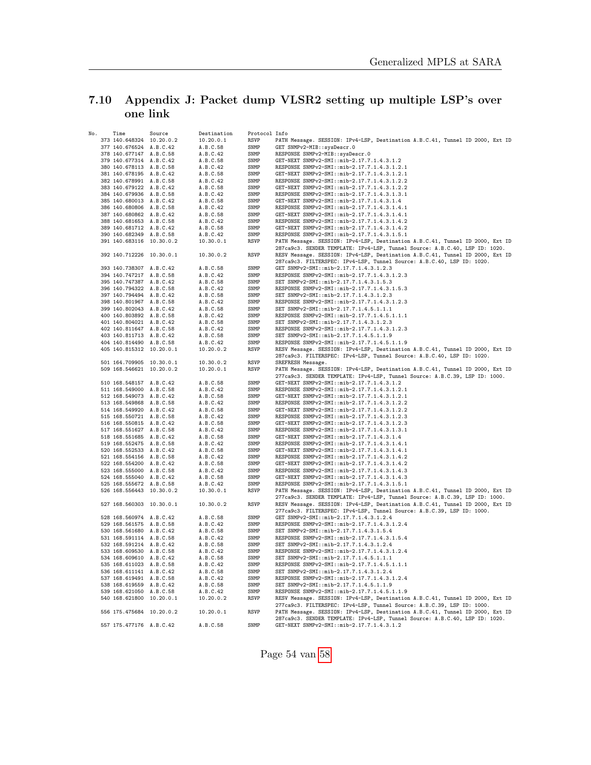## 7.10 Appendix J: Packet dump VLSR2 setting up multiple LSP's over one link

```
No.     Time          Source       Destination   Protocol Info
    373 140.648324  10.20.0.2     10.20.0.1     RSVP     PATH Message. SESSION: IPv4-LSP, Destination A.B.C.41, Tunnel ID 2000, Ext ID
    377 140.676524  A.B.C.42      A.B.C.58      SNMP     GET SNMPv2-MIB::sysDescr.0
    378 140.677147  A.B.C.58      A.B.C.42      SNMP     RESPONSE SNMPv2-MIB::sysDescr.0
    379 140.677314  A.B.C.42      A.B.C.58      SNMP     GET-NEXT SNMPv2-SMI::mib-2.17.7.1.4.3.1.2
    380 140.678113  A.B.C.58      A.B.C.42      SNMP     RESPONSE SNMPv2-SMI::mib-2.17.7.1.4.3.1.2.1
    381 140.678195  A.B.C.42      A.B.C.58      SNMP     GET-NEXT SNMPv2-SMI::mib-2.17.7.1.4.3.1.2.1
    382 140.678991  A.B.C.58      A.B.C.42      SNMP     RESPONSE SNMPv2-SMI::mib-2.17.7.1.4.3.1.2.2
    383 140.679122  A.B.C.42      A.B.C.58      SNMP     GET-NEXT SNMPv2-SMI::mib-2.17.7.1.4.3.1.2.2
    384 140.679936  A.B.C.58      A.B.C.42      SNMP     RESPONSE SNMPv2-SMI::mib-2.17.7.1.4.3.1.3.1
    385 140.680013  A.B.C.42      A.B.C.58      SNMP     GET-NEXT SNMPv2-SMI::mib-2.17.7.1.4.3.1.4
    386 140.680806  A.B.C.58      A.B.C.42      SNMP     RESPONSE SNMPv2-SMI::mib-2.17.7.1.4.3.1.4.1
    387 140.680862  A.B.C.42      A.B.C.58      SNMP     GET-NEXT SNMPv2-SMI::mib-2.17.7.1.4.3.1.4.1
    388 140.681653  A.B.C.58      A.B.C.42      SNMP     RESPONSE SNMPv2-SMI::mib-2.17.7.1.4.3.1.4.2
    389 140.681712  A.B.C.42      A.B.C.58      SNMP     GET-NEXT SNMPv2-SMI::mib-2.17.7.1.4.3.1.4.2
    390 140.682349  A.B.C.58      A.B.C.42      SNMP     RESPONSE SNMPv2-SMI::mib-2.17.7.1.4.3.1.5.1
    391 140.683116  10.30.0.2     10.30.0.1     RSVP     PATH Message. SESSION: IPv4-LSP, Destination A.B.C.41, Tunnel ID 2000, Ext ID
                                                        287ca9c3. SENDER TEMPLATE: IPv4-LSP, Tunnel Source: A.B.C.40, LSP ID: 1020.
    392 140.712226  10.30.0.1     10.30.0.2     RSVP     RESV Message. SESSION: IPv4-LSP, Destination A.B.C.41, Tunnel ID 2000, Ext ID
                                                        287ca9c3. FILTERSPEC: IPv4-LSP, Tunnel Source: A.B.C.40, LSP ID: 1020.
    393 140.738307  A.B.C.42      A.B.C.58      SNMP     GET SNMPv2-SMI::mib-2.17.7.1.4.3.1.2.3
    394 140.747217  A.B.C.58      A.B.C.42      SNMP     RESPONSE SNMPv2-SMI::mib-2.17.7.1.4.3.1.2.3
    395 140.747387  A.B.C.42      A.B.C.58      SNMP     SET SNMPv2-SMI::mib-2.17.7.1.4.3.1.5.3
    396 140.794322  A.B.C.58      A.B.C.42      SNMP     RESPONSE SNMPv2-SMI::mib-2.17.7.1.4.3.1.5.3
    397 140.794494  A.B.C.42      A.B.C.58      SNMP     SET SNMPv2-SMI::mib-2.17.7.1.4.3.1.2.3
    398 140.801967  A.B.C.58      A.B.C.42      SNMP     RESPONSE SNMPv2-SMI::mib-2.17.7.1.4.3.1.2.3
    399 140.802043  A.B.C.42      A.B.C.58      SNMP     SET SNMPv2-SMI::mib-2.17.7.1.4.5.1.1.1
    400 140.803892  A.B.C.58      A.B.C.42      SNMP     RESPONSE SNMPv2-SMI::mib-2.17.7.1.4.5.1.1.1
    401 140.804021  A.B.C.42      A.B.C.58      SNMP     SET SNMPv2-SMI::mib-2.17.7.1.4.3.1.2.3
    402 140.811647  A.B.C.58      A.B.C.42      SNMP     RESPONSE SNMPv2-SMI::mib-2.17.7.1.4.3.1.2.3
    403 140.811713  A.B.C.42      A.B.C.58      SNMP     SET SNMPv2-SMI::mib-2.17.7.1.4.5.1.1.9
    404 140.814490  A.B.C.58      A.B.C.42      SNMP     RESPONSE SNMPv2-SMI::mib-2.17.7.1.4.5.1.1.9
    405 140.815312  10.20.0.1     10.20.0.2     RSVP     RESV Message. SESSION: IPv4-LSP, Destination A.B.C.41, Tunnel ID 2000, Ext ID
                                                        287ca9c3. FILTERSPEC: IPv4-LSP, Tunnel Source: A.B.C.40, LSP ID: 1020.
    501 164.709905  10.30.0.1     10.30.0.2     RSVP     SREFRESH Message.
    509 168.546621  10.20.0.2     10.20.0.1     RSVP     PATH Message. SESSION: IPv4-LSP, Destination A.B.C.41, Tunnel ID 2000, Ext ID
                                                        277ca9c3. SENDER TEMPLATE: IPv4-LSP, Tunnel Source: A.B.C.39, LSP ID: 1000.
    510 168.548157  A.B.C.42      A.B.C.58      SNMP     GET-NEXT SNMPv2-SMI::mib-2.17.7.1.4.3.1.2
    511 168.549000  A.B.C.58      A.B.C.42      SNMP     RESPONSE SNMPv2-SMI::mib-2.17.7.1.4.3.1.2.1
    512 168.549073  A.B.C.42      A.B.C.58      SNMP     GET-NEXT SNMPv2-SMI::mib-2.17.7.1.4.3.1.2.1
    513 168.549868  A.B.C.58      A.B.C.42      SNMP     RESPONSE SNMPv2-SMI::mib-2.17.7.1.4.3.1.2.2
    514 168.549920  A.B.C.42      A.B.C.58      SNMP     GET-NEXT SNMPv2-SMI::mib-2.17.7.1.4.3.1.2.2
    515 168.550721  A.B.C.58      A.B.C.42      SNMP     RESPONSE SNMPv2-SMI::mib-2.17.7.1.4.3.1.2.3
    516 168.550815  A.B.C.42      A.B.C.58      SNMP     GET-NEXT SNMPv2-SMI::mib-2.17.7.1.4.3.1.2.3
    517 168.551627  A.B.C.58      A.B.C.42      SNMP     RESPONSE SNMPv2-SMI::mib-2.17.7.1.4.3.1.3.1
    518 168.551685  A.B.C.42      A.B.C.58      SNMP     GET-NEXT SNMPv2-SMI::mib-2.17.7.1.4.3.1.4
    519 168.552475  A.B.C.58      A.B.C.42      SNMP     RESPONSE SNMPv2-SMI::mib-2.17.7.1.4.3.1.4.1
    520 168.552533  A.B.C.42      A.B.C.58      SNMP     GET-NEXT SNMPv2-SMI::mib-2.17.7.1.4.3.1.4.1
    521 168.554156  A.B.C.58      A.B.C.42      SNMP     RESPONSE SNMPv2-SMI::mib-2.17.7.1.4.3.1.4.2
    522 168.554200  A.B.C.42      A.B.C.58      SNMP     GET-NEXT SNMPv2-SMI::mib-2.17.7.1.4.3.1.4.2
    523 168.555000  A.B.C.58      A.B.C.42      SNMP     RESPONSE SNMPv2-SMI::mib-2.17.7.1.4.3.1.4.3
    524 168.555040  A.B.C.42      A.B.C.58      SNMP     GET-NEXT SNMPv2-SMI::mib-2.17.7.1.4.3.1.4.3
    525 168.555672  A.B.C.58      A.B.C.42      SNMP     RESPONSE SNMPv2-SMI::mib-2.17.7.1.4.3.1.5.1
    526 168.556443  10.30.0.2     10.30.0.1     RSVP     PATH Message. SESSION: IPv4-LSP, Destination A.B.C.41, Tunnel ID 2000, Ext ID
                                                        277ca9c3. SENDER TEMPLATE: IPv4-LSP, Tunnel Source: A.B.C.39, LSP ID: 1000.
    527 168.560303  10.30.0.1     10.30.0.2     RSVP     RESV Message. SESSION: IPv4-LSP, Destination A.B.C.41, Tunnel ID 2000, Ext ID
                                                        277ca9c3. FILTERSPEC: IPv4-LSP, Tunnel Source: A.B.C.39, LSP ID: 1000.
    528 168.560974  A.B.C.42      A.B.C.58      SNMP     GET SNMPv2-SMI::mib-2.17.7.1.4.3.1.2.4
    529 168.561575  A.B.C.58      A.B.C.42      SNMP     RESPONSE SNMPv2-SMI::mib-2.17.7.1.4.3.1.2.4
    530 168.561680  A.B.C.42      A.B.C.58      SNMP     SET SNMPv2-SMI::mib-2.17.7.1.4.3.1.5.4
    531 168.591114  A.B.C.58      A.B.C.42      SNMP     RESPONSE SNMPv2-SMI::mib-2.17.7.1.4.3.1.5.4
    532 168.591214  A.B.C.42      A.B.C.58      SNMP     SET SNMPv2-SMI::mib-2.17.7.1.4.3.1.2.4
    533 168.609530  A.B.C.58      A.B.C.42      SNMP     RESPONSE SNMPv2-SMI::mib-2.17.7.1.4.3.1.2.4
    534 168.609610  A.B.C.42      A.B.C.58      SNMP     SET SNMPv2-SMI::mib-2.17.7.1.4.5.1.1.1
    535 168.611023  A.B.C.58      A.B.C.42      SNMP     RESPONSE SNMPv2-SMI::mib-2.17.7.1.4.5.1.1.1
    536 168.611141  A.B.C.42      A.B.C.58      SNMP     SET SNMPv2-SMI::mib-2.17.7.1.4.3.1.2.4
    537 168.619491  A.B.C.58      A.B.C.42      SNMP     RESPONSE SNMPv2-SMI::mib-2.17.7.1.4.3.1.2.4
    538 168.619559  A.B.C.42      A.B.C.58      SNMP     SET SNMPv2-SMI::mib-2.17.7.1.4.5.1.1.9
    539 168.621050  A.B.C.58      A.B.C.42      SNMP     RESPONSE SNMPv2-SMI::mib-2.17.7.1.4.5.1.1.9
    540 168.621800  10.20.0.1     10.20.0.2     RSVP     RESV Message. SESSION: IPv4-LSP, Destination A.B.C.41, Tunnel ID 2000, Ext ID
                                                        277ca9c3. FILTERSPEC: IPv4-LSP, Tunnel Source: A.B.C.39, LSP ID: 1000.
    556 175.475684  10.20.0.2     10.20.0.1     RSVP     PATH Message. SESSION: IPv4-LSP, Destination A.B.C.41, Tunnel ID 2000, Ext ID
                                                        287ca9c3. SENDER TEMPLATE: IPv4-LSP, Tunnel Source: A.B.C.40, LSP ID: 1020.
    557 175.477176  A.B.C.42      A.B.C.58      SNMP     GET-NEXT SNMPv2-SMI::mib-2.17.7.1.4.3.1.2
```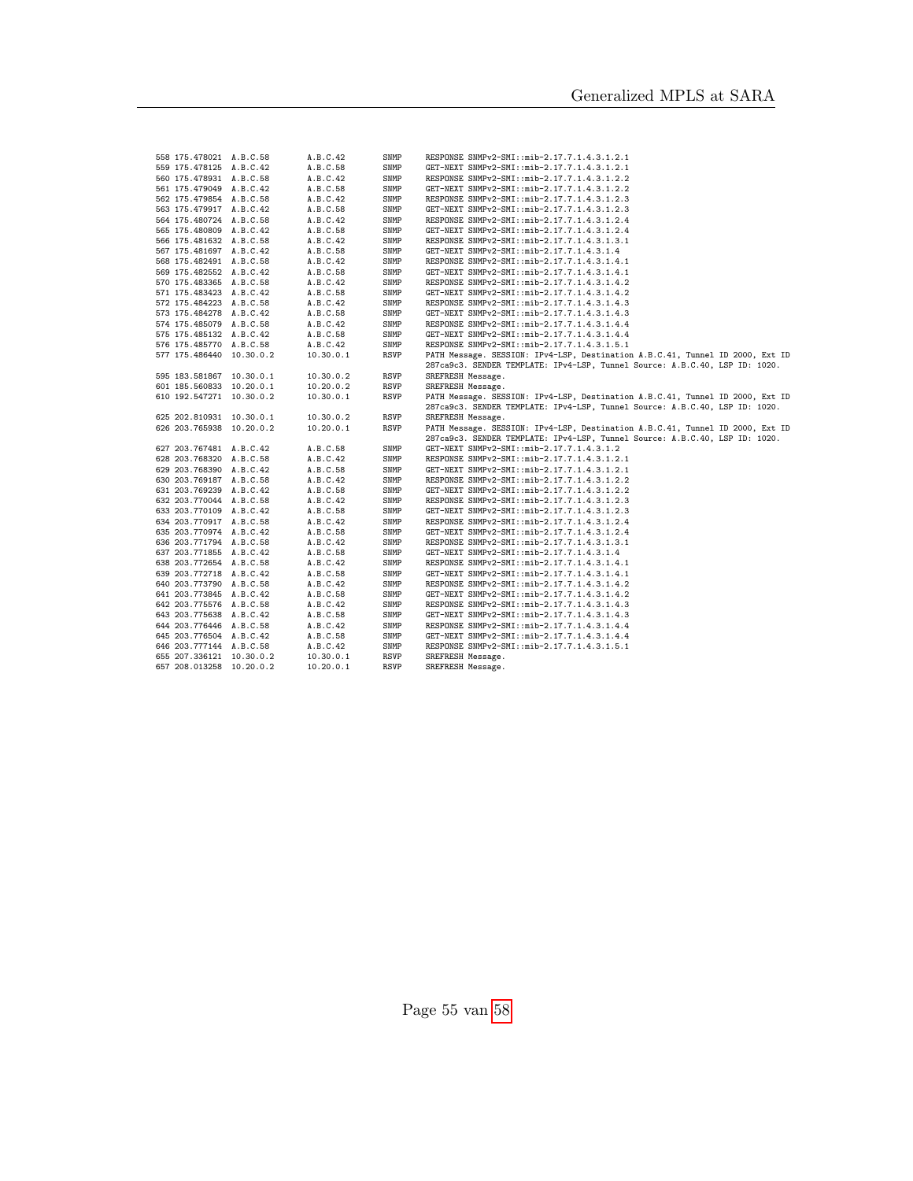```
558 175.478021  A.B.C.58     A.B.C.42     SNMP    RESPONSE SNMPv2-SMI::mib-2.17.7.1.4.3.1.2.1
559 175.478125  A.B.C.42     A.B.C.58     SNMP    GET-NEXT SNMPv2-SMI::mib-2.17.7.1.4.3.1.2.1
560 175.478931  A.B.C.58     A.B.C.42     SNMP    RESPONSE SNMPv2-SMI::mib-2.17.7.1.4.3.1.2.2
561 175.479049  A.B.C.42     A.B.C.58     SNMP    GET-NEXT SNMPv2-SMI::mib-2.17.7.1.4.3.1.2.2
562 175.479854  A.B.C.58     A.B.C.42     SNMP    RESPONSE SNMPv2-SMI::mib-2.17.7.1.4.3.1.2.3
563 175.479917  A.B.C.42     A.B.C.58     SNMP    GET-NEXT SNMPv2-SMI::mib-2.17.7.1.4.3.1.2.3
564 175.480724  A.B.C.58     A.B.C.42     SNMP    RESPONSE SNMPv2-SMI::mib-2.17.7.1.4.3.1.2.4
565 175.480809  A.B.C.42     A.B.C.58     SNMP    GET-NEXT SNMPv2-SMI::mib-2.17.7.1.4.3.1.2.4
566 175.481632  A.B.C.58     A.B.C.42     SNMP    RESPONSE SNMPv2-SMI::mib-2.17.7.1.4.3.1.3.1
567 175.481697  A.B.C.42     A.B.C.58     SNMP    GET-NEXT SNMPv2-SMI::mib-2.17.7.1.4.3.1.4
568 175.482491  A.B.C.58     A.B.C.42     SNMP    RESPONSE SNMPv2-SMI::mib-2.17.7.1.4.3.1.4.1
569 175.482552  A.B.C.42     A.B.C.58     SNMP    GET-NEXT SNMPv2-SMI::mib-2.17.7.1.4.3.1.4.1
570 175.483365  A.B.C.58     A.B.C.42     SNMP    RESPONSE SNMPv2-SMI::mib-2.17.7.1.4.3.1.4.2
571 175.483423  A.B.C.42     A.B.C.58     SNMP    GET-NEXT SNMPv2-SMI::mib-2.17.7.1.4.3.1.4.2
572 175.484223  A.B.C.58     A.B.C.42     SNMP    RESPONSE SNMPv2-SMI::mib-2.17.7.1.4.3.1.4.3
573 175.484278  A.B.C.42     A.B.C.58     SNMP    GET-NEXT SNMPv2-SMI::mib-2.17.7.1.4.3.1.4.3
574 175.485079  A.B.C.58     A.B.C.42     SNMP    RESPONSE SNMPv2-SMI::mib-2.17.7.1.4.3.1.4.4
575 175.485132  A.B.C.42     A.B.C.58     SNMP    GET-NEXT SNMPv2-SMI::mib-2.17.7.1.4.3.1.4.4
576 175.485770  A.B.C.58     A.B.C.42     SNMP    RESPONSE SNMPv2-SMI::mib-2.17.7.1.4.3.1.5.1
577 175.486440  10.30.0.2    10.30.0.1    RSVP    PATH Message. SESSION: IPv4-LSP, Destination A.B.C.41, Tunnel ID 2000, Ext ID
                                                  287ca9c3. SENDER TEMPLATE: IPv4-LSP, Tunnel Source: A.B.C.40, LSP ID: 1020.
595 183.581867  10.30.0.1    10.30.0.2    RSVP    SREFRESH Message.
601 185.560833  10.20.0.1    10.20.0.2    RSVP    SREFRESH Message.
610 192.547271  10.30.0.2    10.30.0.1    RSVP    PATH Message. SESSION: IPv4-LSP, Destination A.B.C.41, Tunnel ID 2000, Ext ID
                                                  287ca9c3. SENDER TEMPLATE: IPv4-LSP, Tunnel Source: A.B.C.40, LSP ID: 1020.
625 202.810931  10.30.0.1    10.30.0.2    RSVP    SREFRESH Message.
626 203.765938  10.20.0.2    10.20.0.1    RSVP    PATH Message. SESSION: IPv4-LSP, Destination A.B.C.41, Tunnel ID 2000, Ext ID
                                                  287ca9c3. SENDER TEMPLATE: IPv4-LSP, Tunnel Source: A.B.C.40, LSP ID: 1020.
627 203.767481  A.B.C.42     A.B.C.58     SNMP    GET-NEXT SNMPv2-SMI::mib-2.17.7.1.4.3.1.2
628 203.768320  A.B.C.58     A.B.C.42     SNMP    RESPONSE SNMPv2-SMI::mib-2.17.7.1.4.3.1.2.1
629 203.768390  A.B.C.42     A.B.C.58     SNMP    GET-NEXT SNMPv2-SMI::mib-2.17.7.1.4.3.1.2.1
630 203.769187  A.B.C.58     A.B.C.42     SNMP    RESPONSE SNMPv2-SMI::mib-2.17.7.1.4.3.1.2.2
631 203.769239  A.B.C.42     A.B.C.58     SNMP    GET-NEXT SNMPv2-SMI::mib-2.17.7.1.4.3.1.2.2
632 203.770044  A.B.C.58     A.B.C.42     SNMP    RESPONSE SNMPv2-SMI::mib-2.17.7.1.4.3.1.2.3
633 203.770109  A.B.C.42     A.B.C.58     SNMP    GET-NEXT SNMPv2-SMI::mib-2.17.7.1.4.3.1.2.3
634 203.770917  A.B.C.58     A.B.C.42     SNMP    RESPONSE SNMPv2-SMI::mib-2.17.7.1.4.3.1.2.4
635 203.770974  A.B.C.42     A.B.C.58     SNMP    GET-NEXT SNMPv2-SMI::mib-2.17.7.1.4.3.1.2.4
636 203.771794  A.B.C.58     A.B.C.42     SNMP    RESPONSE SNMPv2-SMI::mib-2.17.7.1.4.3.1.3.1
637 203.771855  A.B.C.42     A.B.C.58     SNMP    GET-NEXT SNMPv2-SMI::mib-2.17.7.1.4.3.1.4
638 203.772654  A.B.C.58     A.B.C.42     SNMP    RESPONSE SNMPv2-SMI::mib-2.17.7.1.4.3.1.4.1
639 203.772718  A.B.C.42     A.B.C.58     SNMP    GET-NEXT SNMPv2-SMI::mib-2.17.7.1.4.3.1.4.1
640 203.773790  A.B.C.58     A.B.C.42     SNMP    RESPONSE SNMPv2-SMI::mib-2.17.7.1.4.3.1.4.2
641 203.773845  A.B.C.42     A.B.C.58     SNMP    GET-NEXT SNMPv2-SMI::mib-2.17.7.1.4.3.1.4.2
642 203.775576  A.B.C.58     A.B.C.42     SNMP    RESPONSE SNMPv2-SMI::mib-2.17.7.1.4.3.1.4.3
643 203.775638  A.B.C.42     A.B.C.58     SNMP    GET-NEXT SNMPv2-SMI::mib-2.17.7.1.4.3.1.4.3
644 203.776446  A.B.C.58     A.B.C.42     SNMP    RESPONSE SNMPv2-SMI::mib-2.17.7.1.4.3.1.4.4
645 203.776504  A.B.C.42     A.B.C.58     SNMP    GET-NEXT SNMPv2-SMI::mib-2.17.7.1.4.3.1.4.4
646 203.777144  A.B.C.58     A.B.C.42     SNMP    RESPONSE SNMPv2-SMI::mib-2.17.7.1.4.3.1.5.1
655 207.336121  10.30.0.2    10.30.0.1    RSVP    SREFRESH Message.
657 208.013258  10.20.0.2    10.20.0.1    RSVP    SREFRESH Message.
```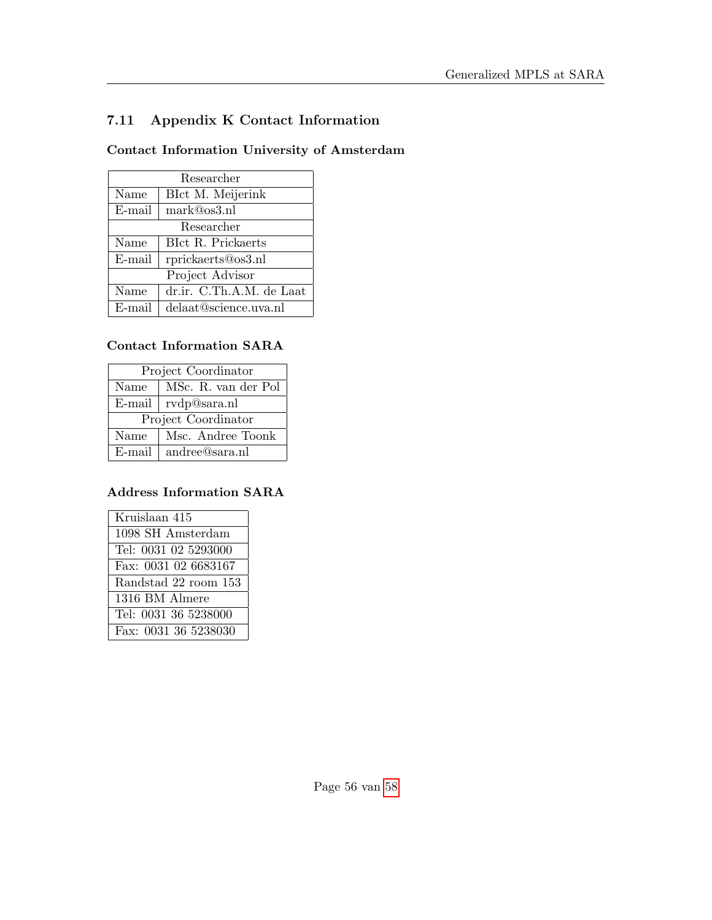## 7.11 Appendix K Contact Information

### Contact Information University of Amsterdam

| Researcher | |
|---|---|
| Name | BIct M. Meijerink |
| E-mail | mark@os3.nl |
| Researcher | |
| Name | BIct R. Prickaerts |
| E-mail | rprickaerts@os3.nl |
| Project Advisor | |
| Name | dr.ir. C.Th.A.M. de Laat |
| E-mail | delaat@science.uva.nl |

### Contact Information SARA

| Project Coordinator | |
|---|---|
| Name | MSc. R. van der Pol |
| E-mail | rvdp@sara.nl |
| Project Coordinator | |
| Name | Msc. Andree Toonk |
| E-mail | andree@sara.nl |

### Address Information SARA

| Kruislaan 415 |
|---|
| 1098 SH Amsterdam |
| Tel: 0031 02 5293000 |
| Fax: 0031 02 6683167 |
| Randstad 22 room 153 |
| 1316 BM Almere |
| Tel: 0031 36 5238000 |
| Fax: 0031 36 5238030 |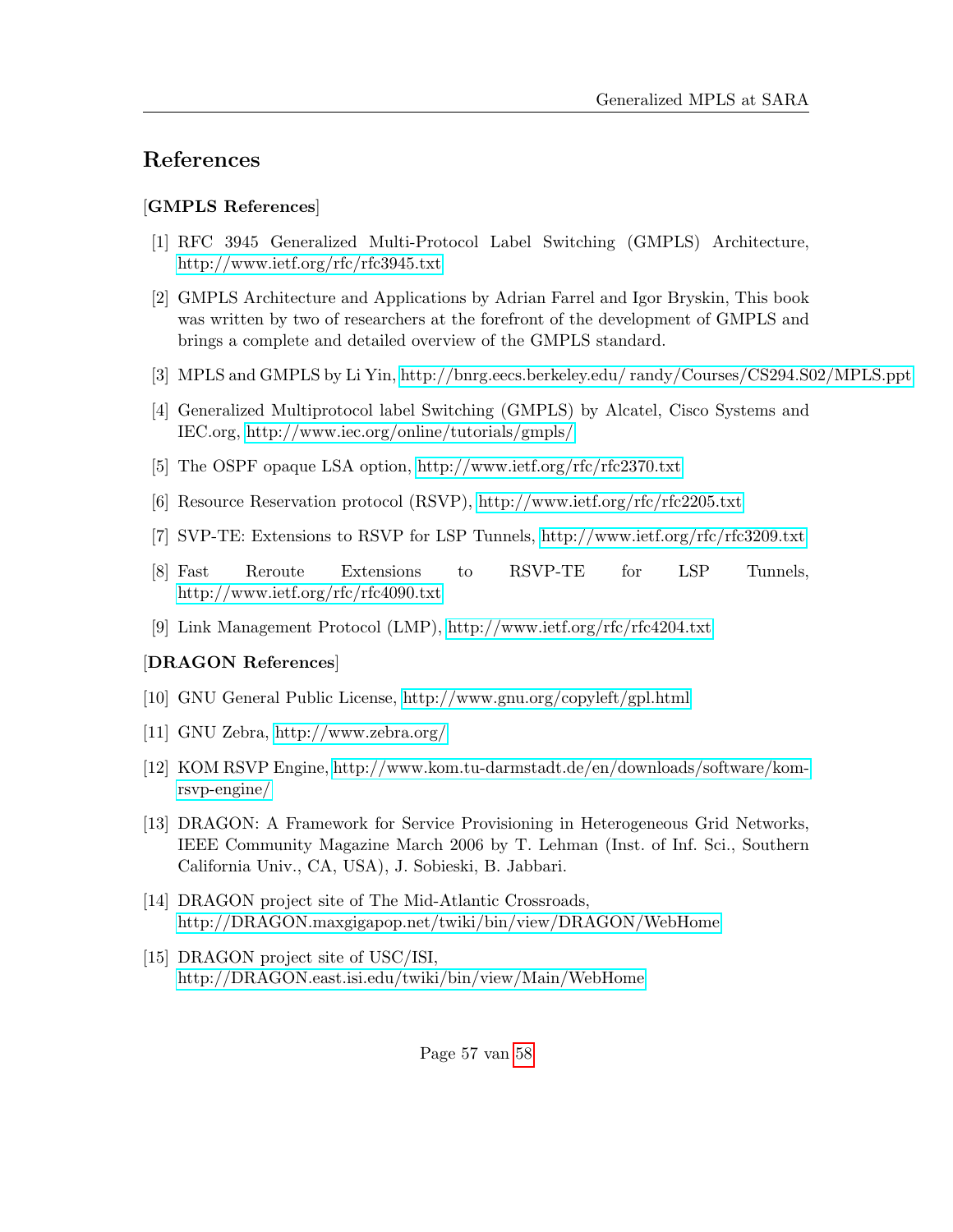## References

**[GMPLS References]**

[1] RFC 3945 Generalized Multi-Protocol Label Switching (GMPLS) Architecture, http://www.ietf.org/rfc/rfc3945.txt

[2] GMPLS Architecture and Applications by Adrian Farrel and Igor Bryskin, This book was written by two of researchers at the forefront of the development of GMPLS and brings a complete and detailed overview of the GMPLS standard.

[3] MPLS and GMPLS by Li Yin, http://bnrg.eecs.berkeley.edu/ randy/Courses/CS294.S02/MPLS.ppt

[4] Generalized Multiprotocol label Switching (GMPLS) by Alcatel, Cisco Systems and IEC.org, http://www.iec.org/online/tutorials/gmpls/

[5] The OSPF opaque LSA option, http://www.ietf.org/rfc/rfc2370.txt

[6] Resource Reservation protocol (RSVP), http://www.ietf.org/rfc/rfc2205.txt

[7] SVP-TE: Extensions to RSVP for LSP Tunnels, http://www.ietf.org/rfc/rfc3209.txt

[8] Fast Reroute Extensions to RSVP-TE for LSP Tunnels, http://www.ietf.org/rfc/rfc4090.txt

[9] Link Management Protocol (LMP), http://www.ietf.org/rfc/rfc4204.txt

**[DRAGON References]**

[10] GNU General Public License, http://www.gnu.org/copyleft/gpl.html

[11] GNU Zebra, http://www.zebra.org/

[12] KOM RSVP Engine, http://www.kom.tu-darmstadt.de/en/downloads/software/kom-rsvp-engine/

[13] DRAGON: A Framework for Service Provisioning in Heterogeneous Grid Networks, IEEE Community Magazine March 2006 by T. Lehman (Inst. of Inf. Sci., Southern California Univ., CA, USA), J. Sobieski, B. Jabbari.

[14] DRAGON project site of The Mid-Atlantic Crossroads, http://DRAGON.maxgigapop.net/twiki/bin/view/DRAGON/WebHome

[15] DRAGON project site of USC/ISI, http://DRAGON.east.isi.edu/twiki/bin/view/Main/WebHome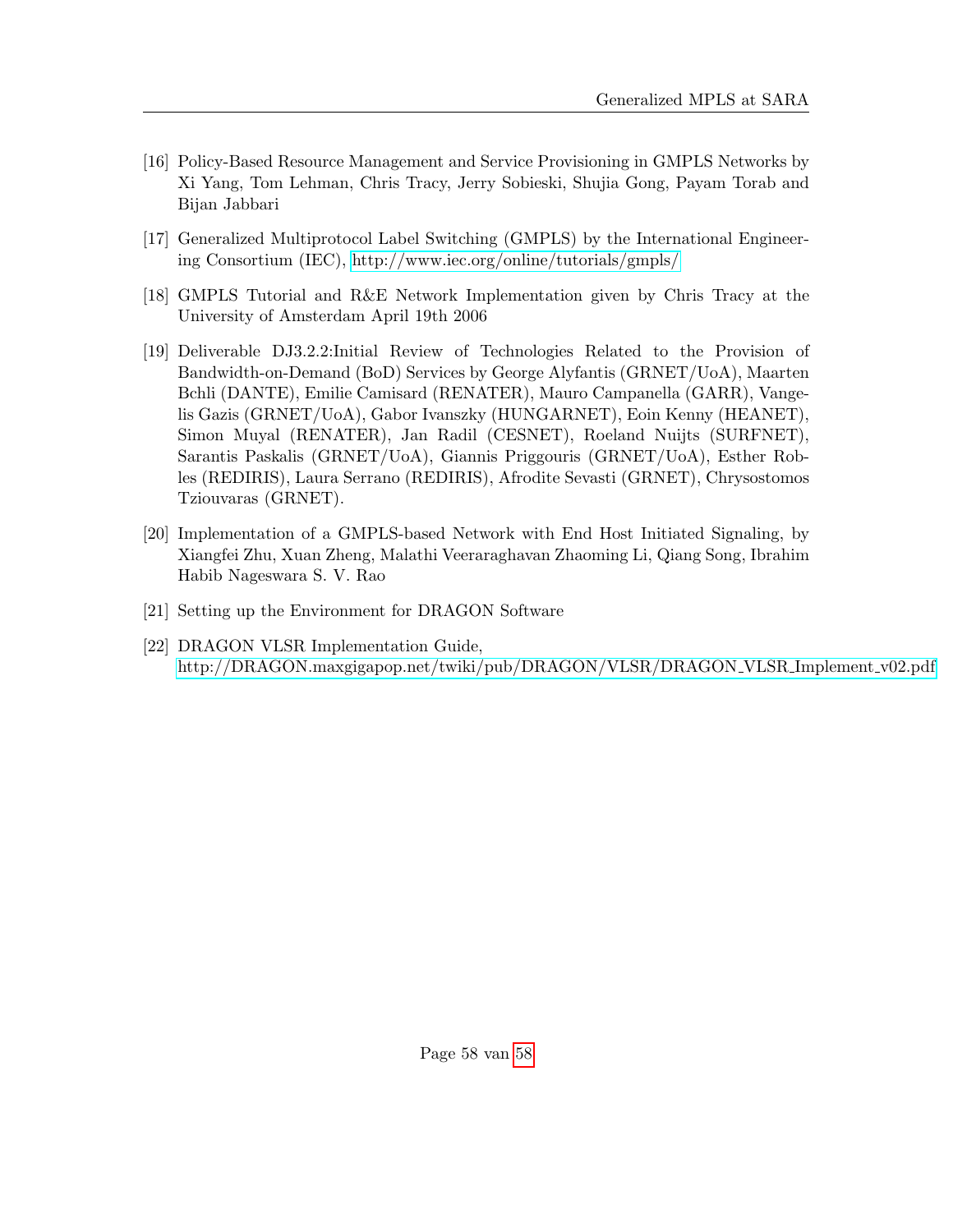[16] Policy-Based Resource Management and Service Provisioning in GMPLS Networks by Xi Yang, Tom Lehman, Chris Tracy, Jerry Sobieski, Shujia Gong, Payam Torab and Bijan Jabbari

[17] Generalized Multiprotocol Label Switching (GMPLS) by the International Engineering Consortium (IEC), http://www.iec.org/online/tutorials/gmpls/

[18] GMPLS Tutorial and R&E Network Implementation given by Chris Tracy at the University of Amsterdam April 19th 2006

[19] Deliverable DJ3.2.2:Initial Review of Technologies Related to the Provision of Bandwidth-on-Demand (BoD) Services by George Alyfantis (GRNET/UoA), Maarten Bchli (DANTE), Emilie Camisard (RENATER), Mauro Campanella (GARR), Vangelis Gazis (GRNET/UoA), Gabor Ivanszky (HUNGARNET), Eoin Kenny (HEANET), Simon Muyal (RENATER), Jan Radil (CESNET), Roeland Nuijts (SURFNET), Sarantis Paskalis (GRNET/UoA), Giannis Priggouris (GRNET/UoA), Esther Robles (REDIRIS), Laura Serrano (REDIRIS), Afrodite Sevasti (GRNET), Chrysostomos Tziouvaras (GRNET).

[20] Implementation of a GMPLS-based Network with End Host Initiated Signaling, by Xiangfei Zhu, Xuan Zheng, Malathi Veeraraghavan Zhaoming Li, Qiang Song, Ibrahim Habib Nageswara S. V. Rao

[21] Setting up the Environment for DRAGON Software

[22] DRAGON VLSR Implementation Guide,
http://DRAGON.maxgigapop.net/twiki/pub/DRAGON/VLSR/DRAGON_VLSR_Implement_v02.pdf